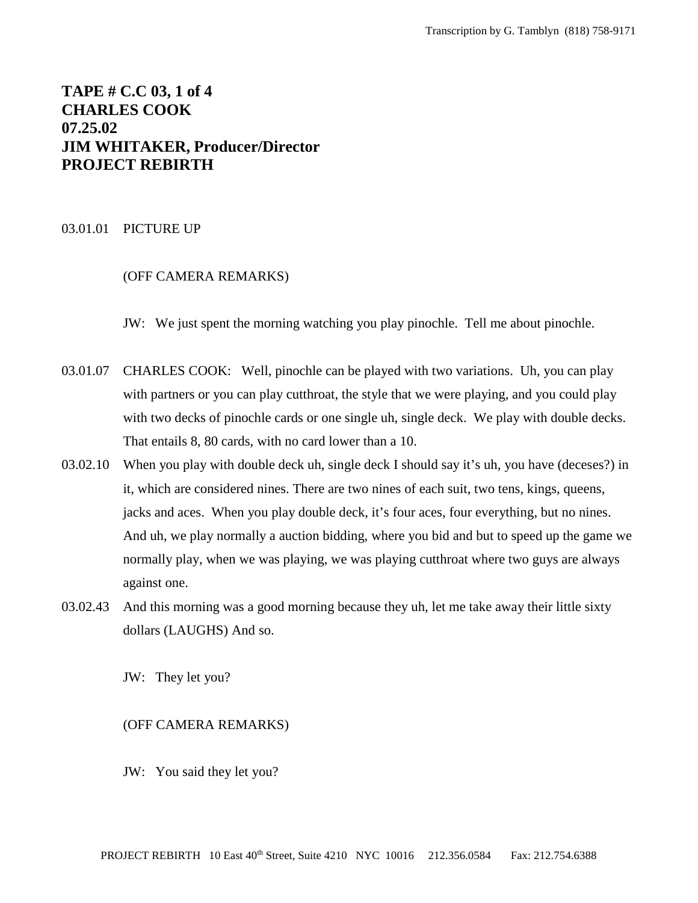# TAPE # C.C 03, 1 of 4
# CHARLES COOK
# 07.25.02
# JIM WHITAKER, Producer/Director
# PROJECT REBIRTH

03.01.01 PICTURE UP

(OFF CAMERA REMARKS)

JW: We just spent the morning watching you play pinochle. Tell me about pinochle.

03.01.07 CHARLES COOK: Well, pinochle can be played with two variations. Uh, you can play with partners or you can play cutthroat, the style that we were playing, and you could play with two decks of pinochle cards or one single uh, single deck. We play with double decks. That entails 8, 80 cards, with no card lower than a 10.

03.02.10 When you play with double deck uh, single deck I should say it's uh, you have (deceses?) in it, which are considered nines. There are two nines of each suit, two tens, kings, queens, jacks and aces. When you play double deck, it's four aces, four everything, but no nines. And uh, we play normally a auction bidding, where you bid and but to speed up the game we normally play, when we was playing, we was playing cutthroat where two guys are always against one.

03.02.43 And this morning was a good morning because they uh, let me take away their little sixty dollars (LAUGHS) And so.

JW: They let you?

(OFF CAMERA REMARKS)

JW: You said they let you?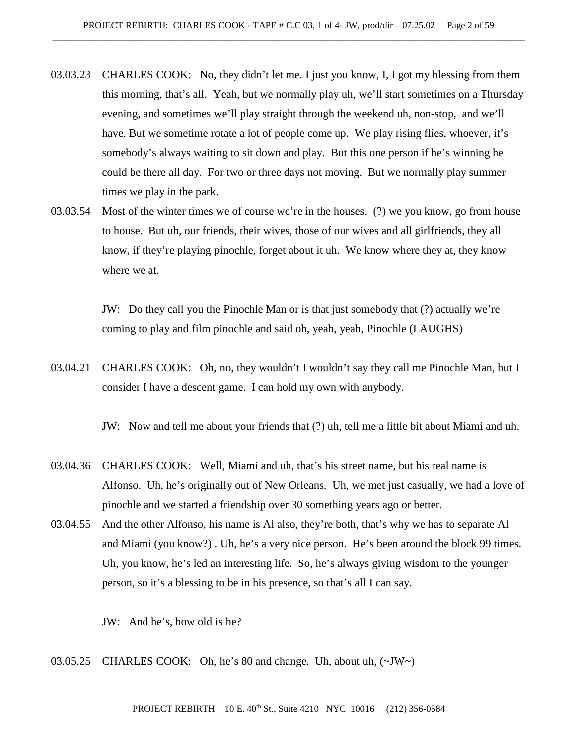03.03.23 CHARLES COOK: No, they didn't let me. I just you know, I, I got my blessing from them this morning, that's all. Yeah, but we normally play uh, we'll start sometimes on a Thursday evening, and sometimes we'll play straight through the weekend uh, non-stop, and we'll have. But we sometime rotate a lot of people come up. We play rising flies, whoever, it's somebody's always waiting to sit down and play. But this one person if he's winning he could be there all day. For two or three days not moving. But we normally play summer times we play in the park.

03.03.54 Most of the winter times we of course we're in the houses. (?) we you know, go from house to house. But uh, our friends, their wives, those of our wives and all girlfriends, they all know, if they're playing pinochle, forget about it uh. We know where they at, they know where we at.

JW: Do they call you the Pinochle Man or is that just somebody that (?) actually we're coming to play and film pinochle and said oh, yeah, yeah, Pinochle (LAUGHS)

03.04.21 CHARLES COOK: Oh, no, they wouldn't I wouldn't say they call me Pinochle Man, but I consider I have a descent game. I can hold my own with anybody.

JW: Now and tell me about your friends that (?) uh, tell me a little bit about Miami and uh.

03.04.36 CHARLES COOK: Well, Miami and uh, that's his street name, but his real name is Alfonso. Uh, he's originally out of New Orleans. Uh, we met just casually, we had a love of pinochle and we started a friendship over 30 something years ago or better.

03.04.55 And the other Alfonso, his name is Al also, they're both, that's why we has to separate Al and Miami (you know?) . Uh, he's a very nice person. He's been around the block 99 times. Uh, you know, he's led an interesting life. So, he's always giving wisdom to the younger person, so it's a blessing to be in his presence, so that's all I can say.

JW: And he's, how old is he?

03.05.25 CHARLES COOK: Oh, he's 80 and change. Uh, about uh, (~JW~)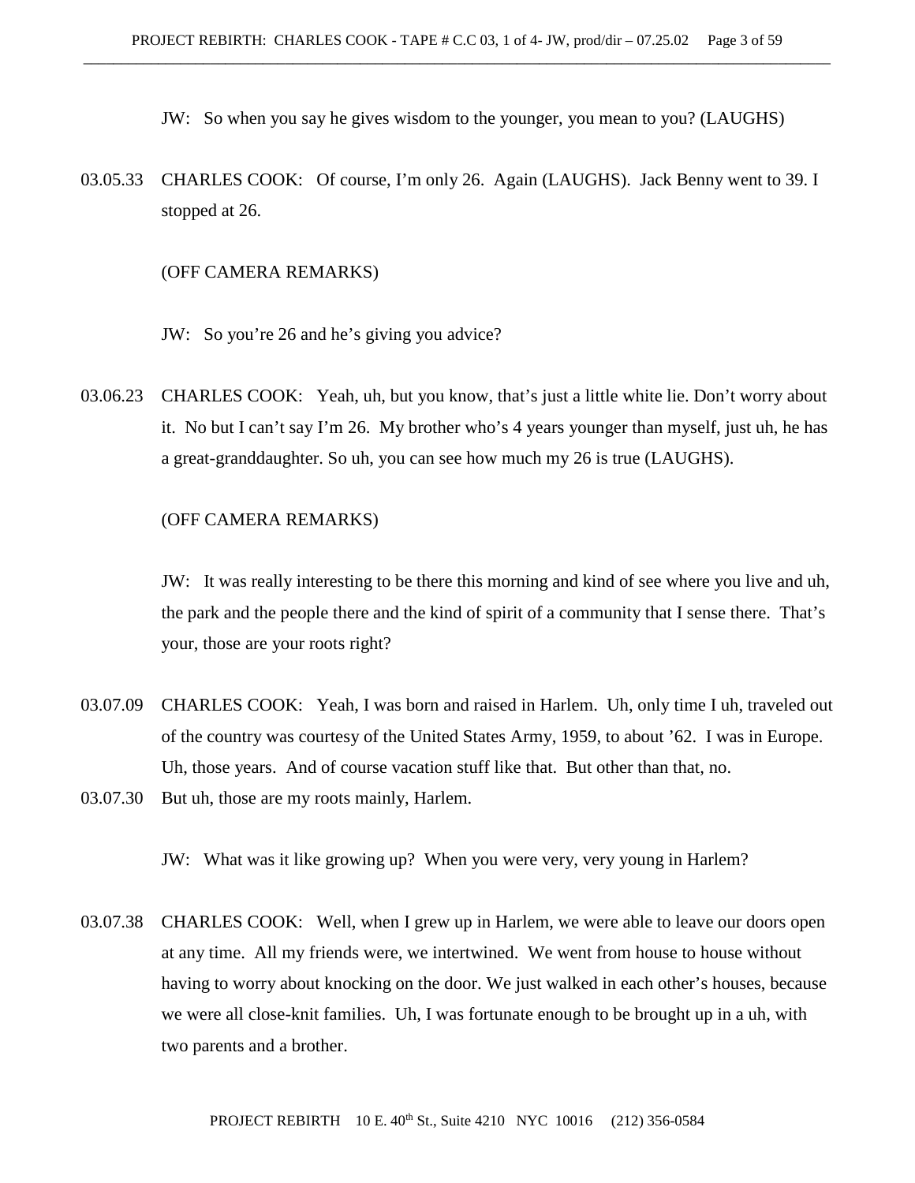JW: So when you say he gives wisdom to the younger, you mean to you? (LAUGHS)

03.05.33 CHARLES COOK: Of course, I'm only 26. Again (LAUGHS). Jack Benny went to 39. I stopped at 26.

(OFF CAMERA REMARKS)

JW: So you're 26 and he's giving you advice?

03.06.23 CHARLES COOK: Yeah, uh, but you know, that's just a little white lie. Don't worry about it. No but I can't say I'm 26. My brother who's 4 years younger than myself, just uh, he has a great-granddaughter. So uh, you can see how much my 26 is true (LAUGHS).

(OFF CAMERA REMARKS)

JW: It was really interesting to be there this morning and kind of see where you live and uh, the park and the people there and the kind of spirit of a community that I sense there. That's your, those are your roots right?

03.07.09 CHARLES COOK: Yeah, I was born and raised in Harlem. Uh, only time I uh, traveled out of the country was courtesy of the United States Army, 1959, to about '62. I was in Europe. Uh, those years. And of course vacation stuff like that. But other than that, no.

03.07.30 But uh, those are my roots mainly, Harlem.

JW: What was it like growing up? When you were very, very young in Harlem?

03.07.38 CHARLES COOK: Well, when I grew up in Harlem, we were able to leave our doors open at any time. All my friends were, we intertwined. We went from house to house without having to worry about knocking on the door. We just walked in each other's houses, because we were all close-knit families. Uh, I was fortunate enough to be brought up in a uh, with two parents and a brother.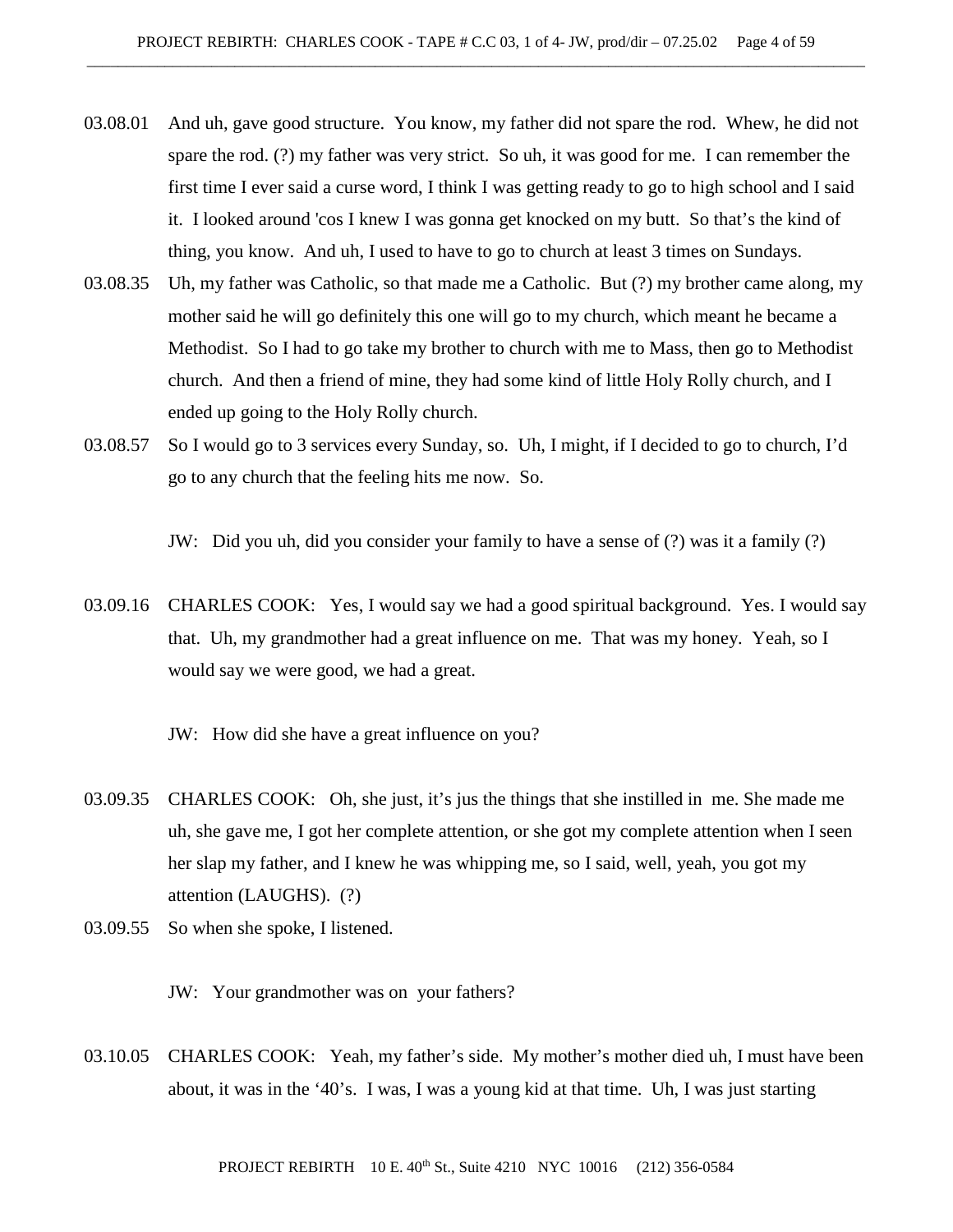03.08.01 And uh, gave good structure. You know, my father did not spare the rod. Whew, he did not spare the rod. (?) my father was very strict. So uh, it was good for me. I can remember the first time I ever said a curse word, I think I was getting ready to go to high school and I said it. I looked around 'cos I knew I was gonna get knocked on my butt. So that's the kind of thing, you know. And uh, I used to have to go to church at least 3 times on Sundays.

03.08.35 Uh, my father was Catholic, so that made me a Catholic. But (?) my brother came along, my mother said he will go definitely this one will go to my church, which meant he became a Methodist. So I had to go take my brother to church with me to Mass, then go to Methodist church. And then a friend of mine, they had some kind of little Holy Rolly church, and I ended up going to the Holy Rolly church.

03.08.57 So I would go to 3 services every Sunday, so. Uh, I might, if I decided to go to church, I'd go to any church that the feeling hits me now. So.

JW: Did you uh, did you consider your family to have a sense of (?) was it a family (?)

03.09.16 CHARLES COOK: Yes, I would say we had a good spiritual background. Yes. I would say that. Uh, my grandmother had a great influence on me. That was my honey. Yeah, so I would say we were good, we had a great.

JW: How did she have a great influence on you?

03.09.35 CHARLES COOK: Oh, she just, it's jus the things that she instilled in me. She made me uh, she gave me, I got her complete attention, or she got my complete attention when I seen her slap my father, and I knew he was whipping me, so I said, well, yeah, you got my attention (LAUGHS). (?)

03.09.55 So when she spoke, I listened.

JW: Your grandmother was on your fathers?

03.10.05 CHARLES COOK: Yeah, my father's side. My mother's mother died uh, I must have been about, it was in the '40's. I was, I was a young kid at that time. Uh, I was just starting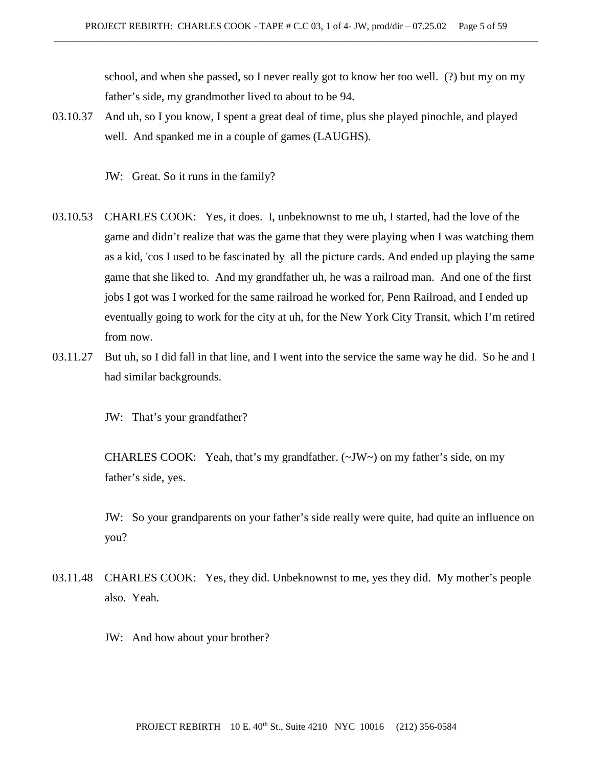school, and when she passed, so I never really got to know her too well. (?) but my on my father's side, my grandmother lived to about to be 94.

03.10.37 And uh, so I you know, I spent a great deal of time, plus she played pinochle, and played well. And spanked me in a couple of games (LAUGHS).

JW: Great. So it runs in the family?

03.10.53 CHARLES COOK: Yes, it does. I, unbeknownst to me uh, I started, had the love of the game and didn't realize that was the game that they were playing when I was watching them as a kid, 'cos I used to be fascinated by all the picture cards. And ended up playing the same game that she liked to. And my grandfather uh, he was a railroad man. And one of the first jobs I got was I worked for the same railroad he worked for, Penn Railroad, and I ended up eventually going to work for the city at uh, for the New York City Transit, which I'm retired from now.

03.11.27 But uh, so I did fall in that line, and I went into the service the same way he did. So he and I had similar backgrounds.

JW: That's your grandfather?

CHARLES COOK: Yeah, that's my grandfather. (~JW~) on my father's side, on my father's side, yes.

JW: So your grandparents on your father's side really were quite, had quite an influence on you?

03.11.48 CHARLES COOK: Yes, they did. Unbeknownst to me, yes they did. My mother's people also. Yeah.

JW: And how about your brother?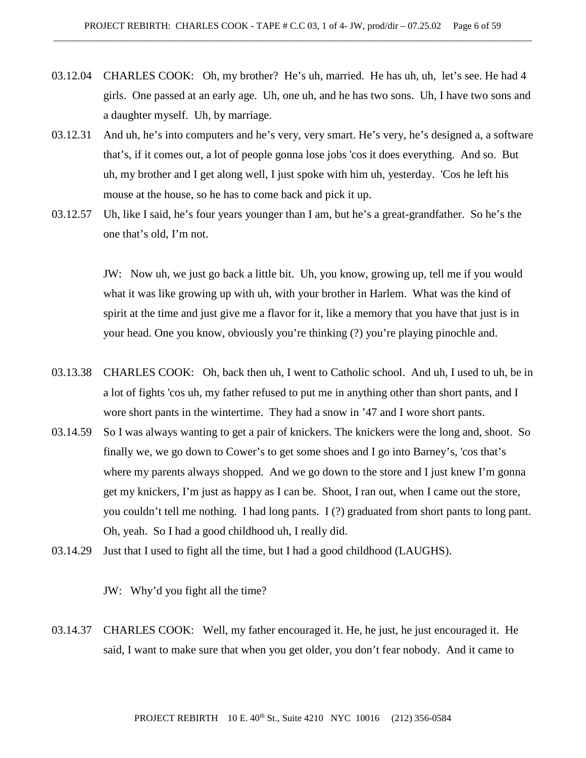03.12.04 CHARLES COOK: Oh, my brother? He's uh, married. He has uh, uh, let's see. He had 4 girls. One passed at an early age. Uh, one uh, and he has two sons. Uh, I have two sons and a daughter myself. Uh, by marriage.

03.12.31 And uh, he's into computers and he's very, very smart. He's very, he's designed a, a software that's, if it comes out, a lot of people gonna lose jobs 'cos it does everything. And so. But uh, my brother and I get along well, I just spoke with him uh, yesterday. 'Cos he left his mouse at the house, so he has to come back and pick it up.

03.12.57 Uh, like I said, he's four years younger than I am, but he's a great-grandfather. So he's the one that's old, I'm not.

JW: Now uh, we just go back a little bit. Uh, you know, growing up, tell me if you would what it was like growing up with uh, with your brother in Harlem. What was the kind of spirit at the time and just give me a flavor for it, like a memory that you have that just is in your head. One you know, obviously you're thinking (?) you're playing pinochle and.

03.13.38 CHARLES COOK: Oh, back then uh, I went to Catholic school. And uh, I used to uh, be in a lot of fights 'cos uh, my father refused to put me in anything other than short pants, and I wore short pants in the wintertime. They had a snow in '47 and I wore short pants.

03.14.59 So I was always wanting to get a pair of knickers. The knickers were the long and, shoot. So finally we, we go down to Cower's to get some shoes and I go into Barney's, 'cos that's where my parents always shopped. And we go down to the store and I just knew I'm gonna get my knickers, I'm just as happy as I can be. Shoot, I ran out, when I came out the store, you couldn't tell me nothing. I had long pants. I (?) graduated from short pants to long pant. Oh, yeah. So I had a good childhood uh, I really did.

03.14.29 Just that I used to fight all the time, but I had a good childhood (LAUGHS).

JW: Why'd you fight all the time?

03.14.37 CHARLES COOK: Well, my father encouraged it. He, he just, he just encouraged it. He said, I want to make sure that when you get older, you don't fear nobody. And it came to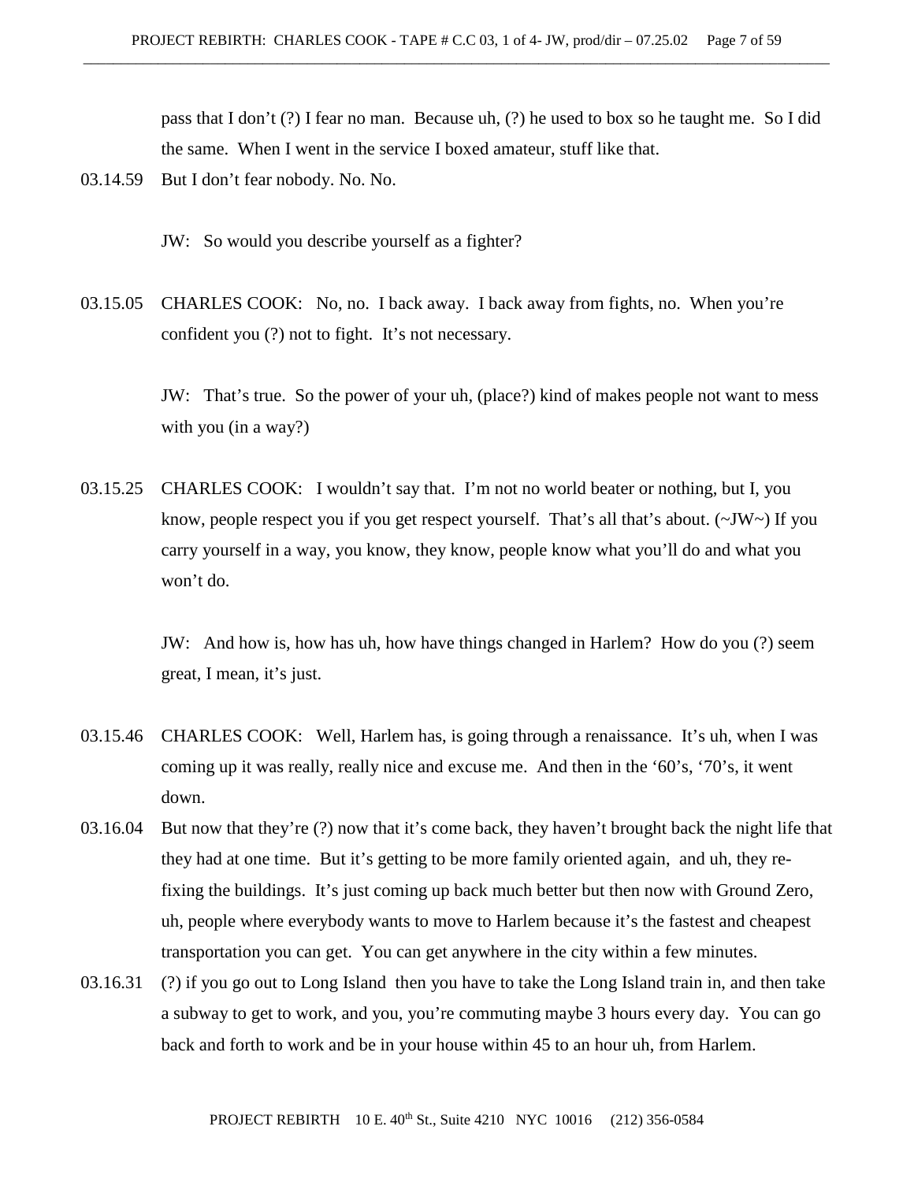pass that I don't (?) I fear no man. Because uh, (?) he used to box so he taught me. So I did the same. When I went in the service I boxed amateur, stuff like that.

03.14.59 But I don't fear nobody. No. No.

JW: So would you describe yourself as a fighter?

03.15.05 CHARLES COOK: No, no. I back away. I back away from fights, no. When you're confident you (?) not to fight. It's not necessary.

JW: That's true. So the power of your uh, (place?) kind of makes people not want to mess with you (in a way?)

03.15.25 CHARLES COOK: I wouldn't say that. I'm not no world beater or nothing, but I, you know, people respect you if you get respect yourself. That's all that's about. (~JW~) If you carry yourself in a way, you know, they know, people know what you'll do and what you won't do.

JW: And how is, how has uh, how have things changed in Harlem? How do you (?) seem great, I mean, it's just.

03.15.46 CHARLES COOK: Well, Harlem has, is going through a renaissance. It's uh, when I was coming up it was really, really nice and excuse me. And then in the '60's, '70's, it went down.

03.16.04 But now that they're (?) now that it's come back, they haven't brought back the night life that they had at one time. But it's getting to be more family oriented again, and uh, they re-fixing the buildings. It's just coming up back much better but then now with Ground Zero, uh, people where everybody wants to move to Harlem because it's the fastest and cheapest transportation you can get. You can get anywhere in the city within a few minutes.

03.16.31 (?) if you go out to Long Island then you have to take the Long Island train in, and then take a subway to get to work, and you, you're commuting maybe 3 hours every day. You can go back and forth to work and be in your house within 45 to an hour uh, from Harlem.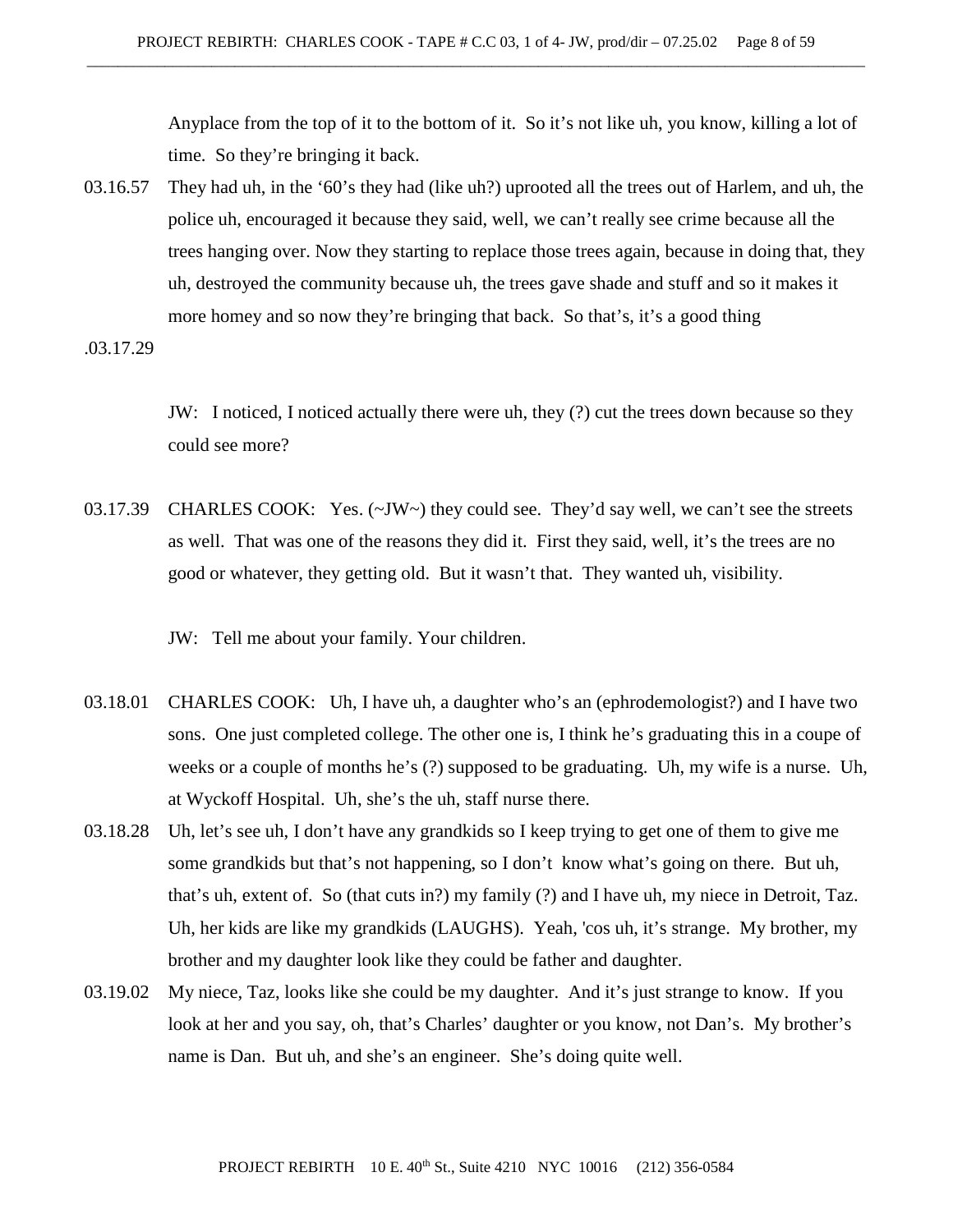Anyplace from the top of it to the bottom of it. So it's not like uh, you know, killing a lot of time. So they're bringing it back.

03.16.57 They had uh, in the '60's they had (like uh?) uprooted all the trees out of Harlem, and uh, the police uh, encouraged it because they said, well, we can't really see crime because all the trees hanging over. Now they starting to replace those trees again, because in doing that, they uh, destroyed the community because uh, the trees gave shade and stuff and so it makes it more homey and so now they're bringing that back. So that's, it's a good thing

.03.17.29

JW: I noticed, I noticed actually there were uh, they (?) cut the trees down because so they could see more?

03.17.39 CHARLES COOK: Yes. (~JW~) they could see. They'd say well, we can't see the streets as well. That was one of the reasons they did it. First they said, well, it's the trees are no good or whatever, they getting old. But it wasn't that. They wanted uh, visibility.

JW: Tell me about your family. Your children.

03.18.01 CHARLES COOK: Uh, I have uh, a daughter who's an (ephrodemologist?) and I have two sons. One just completed college. The other one is, I think he's graduating this in a coupe of weeks or a couple of months he's (?) supposed to be graduating. Uh, my wife is a nurse. Uh, at Wyckoff Hospital. Uh, she's the uh, staff nurse there.

03.18.28 Uh, let's see uh, I don't have any grandkids so I keep trying to get one of them to give me some grandkids but that's not happening, so I don't know what's going on there. But uh, that's uh, extent of. So (that cuts in?) my family (?) and I have uh, my niece in Detroit, Taz. Uh, her kids are like my grandkids (LAUGHS). Yeah, 'cos uh, it's strange. My brother, my brother and my daughter look like they could be father and daughter.

03.19.02 My niece, Taz, looks like she could be my daughter. And it's just strange to know. If you look at her and you say, oh, that's Charles' daughter or you know, not Dan's. My brother's name is Dan. But uh, and she's an engineer. She's doing quite well.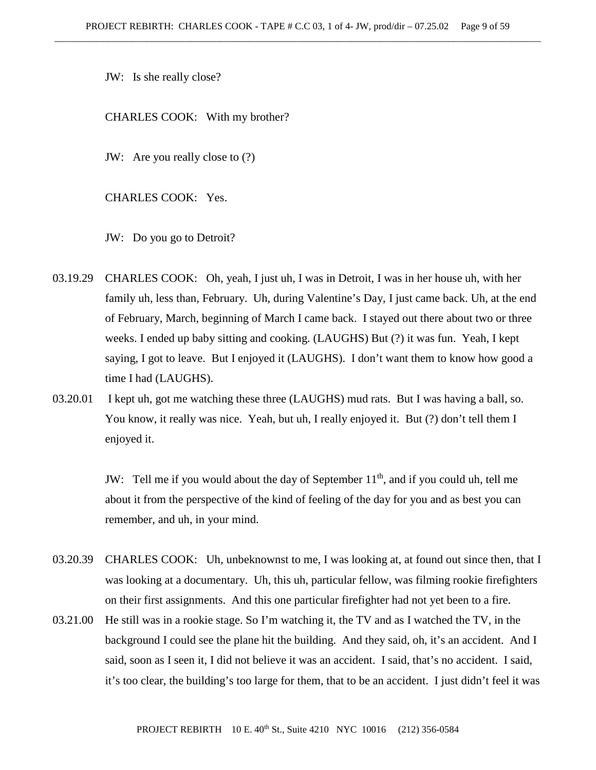JW: Is she really close?

CHARLES COOK: With my brother?

JW: Are you really close to (?)

CHARLES COOK: Yes.

JW: Do you go to Detroit?

03.19.29 CHARLES COOK: Oh, yeah, I just uh, I was in Detroit, I was in her house uh, with her family uh, less than, February. Uh, during Valentine's Day, I just came back. Uh, at the end of February, March, beginning of March I came back. I stayed out there about two or three weeks. I ended up baby sitting and cooking. (LAUGHS) But (?) it was fun. Yeah, I kept saying, I got to leave. But I enjoyed it (LAUGHS). I don't want them to know how good a time I had (LAUGHS).

03.20.01 I kept uh, got me watching these three (LAUGHS) mud rats. But I was having a ball, so. You know, it really was nice. Yeah, but uh, I really enjoyed it. But (?) don't tell them I enjoyed it.

JW: Tell me if you would about the day of September 11th, and if you could uh, tell me about it from the perspective of the kind of feeling of the day for you and as best you can remember, and uh, in your mind.

03.20.39 CHARLES COOK: Uh, unbeknownst to me, I was looking at, at found out since then, that I was looking at a documentary. Uh, this uh, particular fellow, was filming rookie firefighters on their first assignments. And this one particular firefighter had not yet been to a fire.

03.21.00 He still was in a rookie stage. So I'm watching it, the TV and as I watched the TV, in the background I could see the plane hit the building. And they said, oh, it's an accident. And I said, soon as I seen it, I did not believe it was an accident. I said, that's no accident. I said, it's too clear, the building's too large for them, that to be an accident. I just didn't feel it was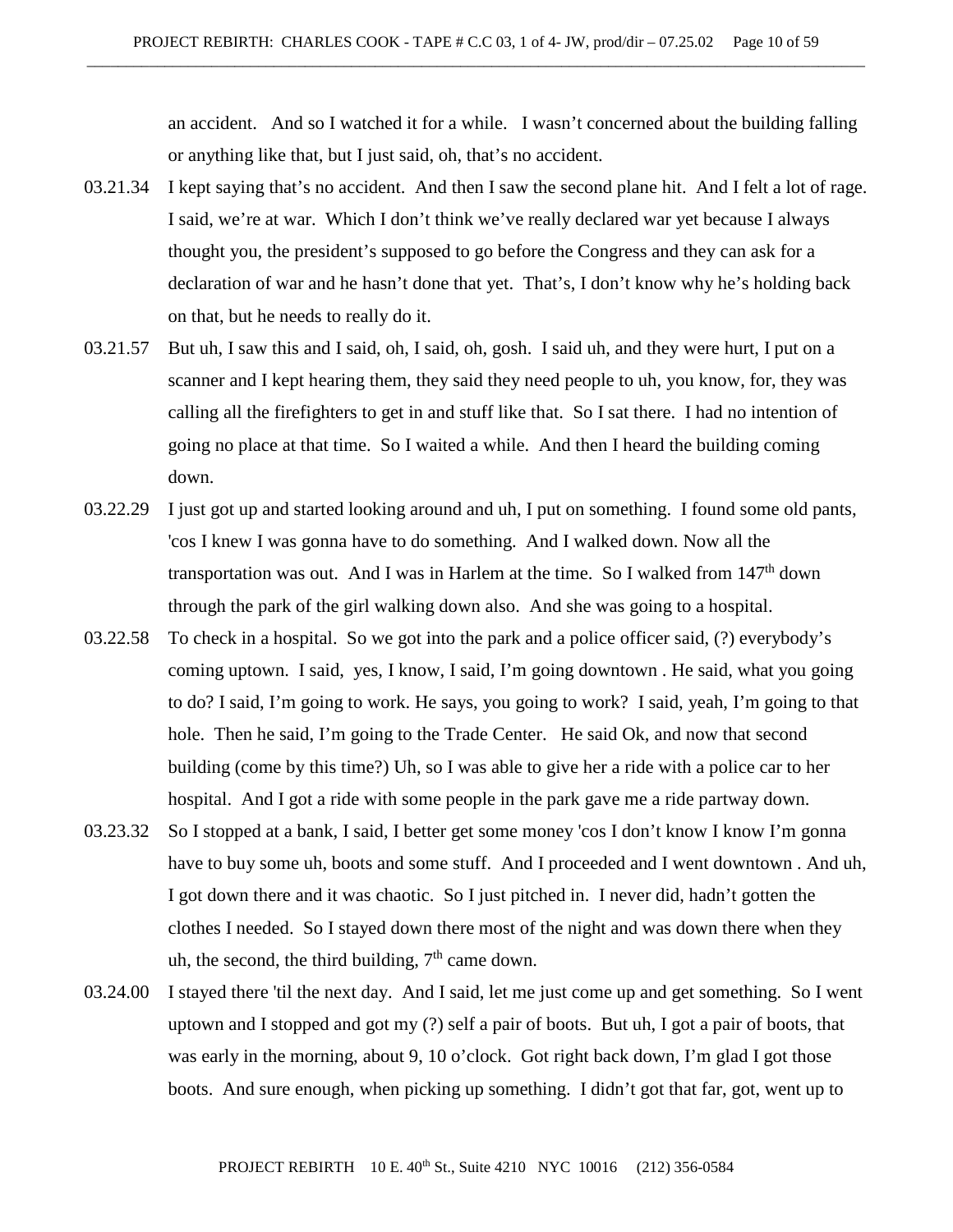an accident. And so I watched it for a while. I wasn't concerned about the building falling or anything like that, but I just said, oh, that's no accident.

03.21.34 I kept saying that's no accident. And then I saw the second plane hit. And I felt a lot of rage. I said, we're at war. Which I don't think we've really declared war yet because I always thought you, the president's supposed to go before the Congress and they can ask for a declaration of war and he hasn't done that yet. That's, I don't know why he's holding back on that, but he needs to really do it.

03.21.57 But uh, I saw this and I said, oh, I said, oh, gosh. I said uh, and they were hurt, I put on a scanner and I kept hearing them, they said they need people to uh, you know, for, they was calling all the firefighters to get in and stuff like that. So I sat there. I had no intention of going no place at that time. So I waited a while. And then I heard the building coming down.

03.22.29 I just got up and started looking around and uh, I put on something. I found some old pants, 'cos I knew I was gonna have to do something. And I walked down. Now all the transportation was out. And I was in Harlem at the time. So I walked from 147th down through the park of the girl walking down also. And she was going to a hospital.

03.22.58 To check in a hospital. So we got into the park and a police officer said, (?) everybody's coming uptown. I said, yes, I know, I said, I'm going downtown . He said, what you going to do? I said, I'm going to work. He says, you going to work? I said, yeah, I'm going to that hole. Then he said, I'm going to the Trade Center. He said Ok, and now that second building (come by this time?) Uh, so I was able to give her a ride with a police car to her hospital. And I got a ride with some people in the park gave me a ride partway down.

03.23.32 So I stopped at a bank, I said, I better get some money 'cos I don't know I know I'm gonna have to buy some uh, boots and some stuff. And I proceeded and I went downtown . And uh, I got down there and it was chaotic. So I just pitched in. I never did, hadn't gotten the clothes I needed. So I stayed down there most of the night and was down there when they uh, the second, the third building, 7th came down.

03.24.00 I stayed there 'til the next day. And I said, let me just come up and get something. So I went uptown and I stopped and got my (?) self a pair of boots. But uh, I got a pair of boots, that was early in the morning, about 9, 10 o'clock. Got right back down, I'm glad I got those boots. And sure enough, when picking up something. I didn't got that far, got, went up to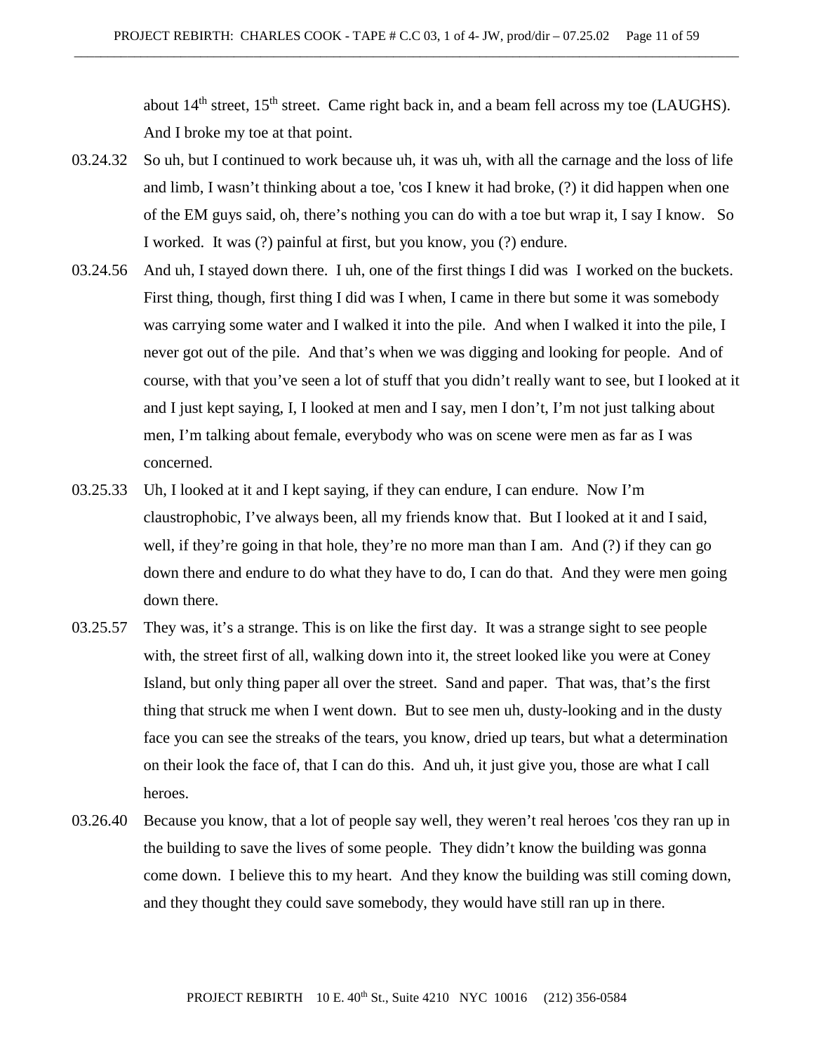about 14th street, 15th street. Came right back in, and a beam fell across my toe (LAUGHS). And I broke my toe at that point.

03.24.32 So uh, but I continued to work because uh, it was uh, with all the carnage and the loss of life and limb, I wasn't thinking about a toe, 'cos I knew it had broke, (?) it did happen when one of the EM guys said, oh, there's nothing you can do with a toe but wrap it, I say I know. So I worked. It was (?) painful at first, but you know, you (?) endure.

03.24.56 And uh, I stayed down there. I uh, one of the first things I did was I worked on the buckets. First thing, though, first thing I did was I when, I came in there but some it was somebody was carrying some water and I walked it into the pile. And when I walked it into the pile, I never got out of the pile. And that's when we was digging and looking for people. And of course, with that you've seen a lot of stuff that you didn't really want to see, but I looked at it and I just kept saying, I, I looked at men and I say, men I don't, I'm not just talking about men, I'm talking about female, everybody who was on scene were men as far as I was concerned.

03.25.33 Uh, I looked at it and I kept saying, if they can endure, I can endure. Now I'm claustrophobic, I've always been, all my friends know that. But I looked at it and I said, well, if they're going in that hole, they're no more man than I am. And (?) if they can go down there and endure to do what they have to do, I can do that. And they were men going down there.

03.25.57 They was, it's a strange. This is on like the first day. It was a strange sight to see people with, the street first of all, walking down into it, the street looked like you were at Coney Island, but only thing paper all over the street. Sand and paper. That was, that's the first thing that struck me when I went down. But to see men uh, dusty-looking and in the dusty face you can see the streaks of the tears, you know, dried up tears, but what a determination on their look the face of, that I can do this. And uh, it just give you, those are what I call heroes.

03.26.40 Because you know, that a lot of people say well, they weren't real heroes 'cos they ran up in the building to save the lives of some people. They didn't know the building was gonna come down. I believe this to my heart. And they know the building was still coming down, and they thought they could save somebody, they would have still ran up in there.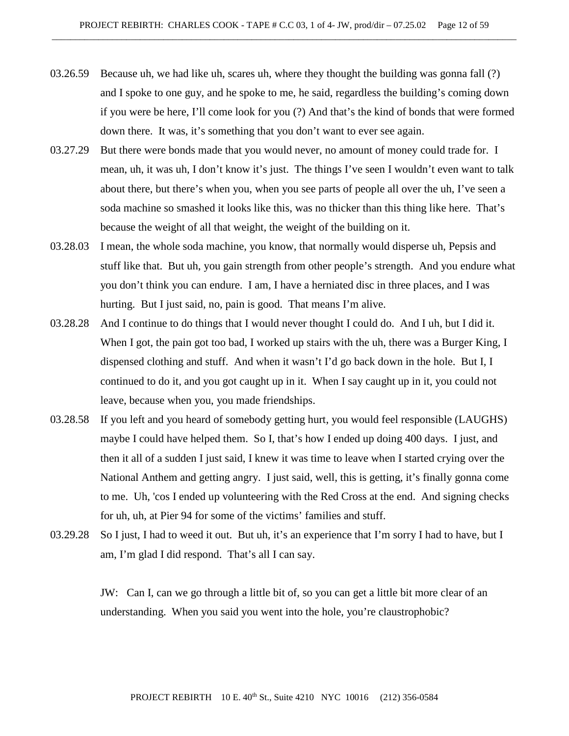03.26.59 Because uh, we had like uh, scares uh, where they thought the building was gonna fall (?) and I spoke to one guy, and he spoke to me, he said, regardless the building's coming down if you were be here, I'll come look for you (?) And that's the kind of bonds that were formed down there. It was, it's something that you don't want to ever see again.

03.27.29 But there were bonds made that you would never, no amount of money could trade for. I mean, uh, it was uh, I don't know it's just. The things I've seen I wouldn't even want to talk about there, but there's when you, when you see parts of people all over the uh, I've seen a soda machine so smashed it looks like this, was no thicker than this thing like here. That's because the weight of all that weight, the weight of the building on it.

03.28.03 I mean, the whole soda machine, you know, that normally would disperse uh, Pepsis and stuff like that. But uh, you gain strength from other people's strength. And you endure what you don't think you can endure. I am, I have a herniated disc in three places, and I was hurting. But I just said, no, pain is good. That means I'm alive.

03.28.28 And I continue to do things that I would never thought I could do. And I uh, but I did it. When I got, the pain got too bad, I worked up stairs with the uh, there was a Burger King, I dispensed clothing and stuff. And when it wasn't I'd go back down in the hole. But I, I continued to do it, and you got caught up in it. When I say caught up in it, you could not leave, because when you, you made friendships.

03.28.58 If you left and you heard of somebody getting hurt, you would feel responsible (LAUGHS) maybe I could have helped them. So I, that's how I ended up doing 400 days. I just, and then it all of a sudden I just said, I knew it was time to leave when I started crying over the National Anthem and getting angry. I just said, well, this is getting, it's finally gonna come to me. Uh, 'cos I ended up volunteering with the Red Cross at the end. And signing checks for uh, uh, at Pier 94 for some of the victims' families and stuff.

03.29.28 So I just, I had to weed it out. But uh, it's an experience that I'm sorry I had to have, but I am, I'm glad I did respond. That's all I can say.

JW: Can I, can we go through a little bit of, so you can get a little bit more clear of an understanding. When you said you went into the hole, you're claustrophobic?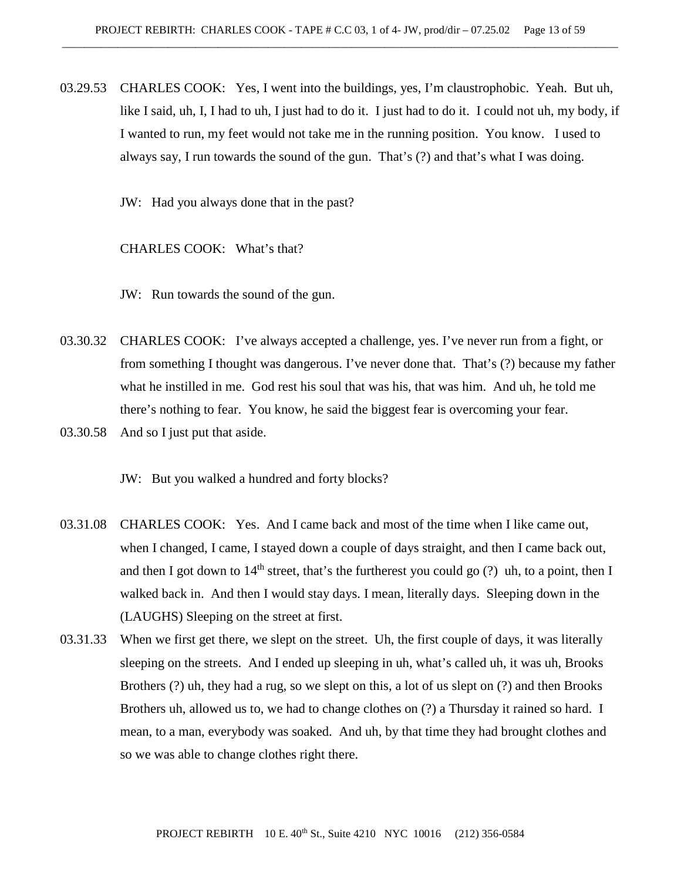03.29.53 CHARLES COOK: Yes, I went into the buildings, yes, I'm claustrophobic. Yeah. But uh, like I said, uh, I, I had to uh, I just had to do it. I just had to do it. I could not uh, my body, if I wanted to run, my feet would not take me in the running position. You know. I used to always say, I run towards the sound of the gun. That's (?) and that's what I was doing.

JW: Had you always done that in the past?

CHARLES COOK: What's that?

JW: Run towards the sound of the gun.

03.30.32 CHARLES COOK: I've always accepted a challenge, yes. I've never run from a fight, or from something I thought was dangerous. I've never done that. That's (?) because my father what he instilled in me. God rest his soul that was his, that was him. And uh, he told me there's nothing to fear. You know, he said the biggest fear is overcoming your fear.

03.30.58 And so I just put that aside.

JW: But you walked a hundred and forty blocks?

03.31.08 CHARLES COOK: Yes. And I came back and most of the time when I like came out, when I changed, I came, I stayed down a couple of days straight, and then I came back out, and then I got down to 14th street, that's the furtherest you could go (?) uh, to a point, then I walked back in. And then I would stay days. I mean, literally days. Sleeping down in the (LAUGHS) Sleeping on the street at first.

03.31.33 When we first get there, we slept on the street. Uh, the first couple of days, it was literally sleeping on the streets. And I ended up sleeping in uh, what's called uh, it was uh, Brooks Brothers (?) uh, they had a rug, so we slept on this, a lot of us slept on (?) and then Brooks Brothers uh, allowed us to, we had to change clothes on (?) a Thursday it rained so hard. I mean, to a man, everybody was soaked. And uh, by that time they had brought clothes and so we was able to change clothes right there.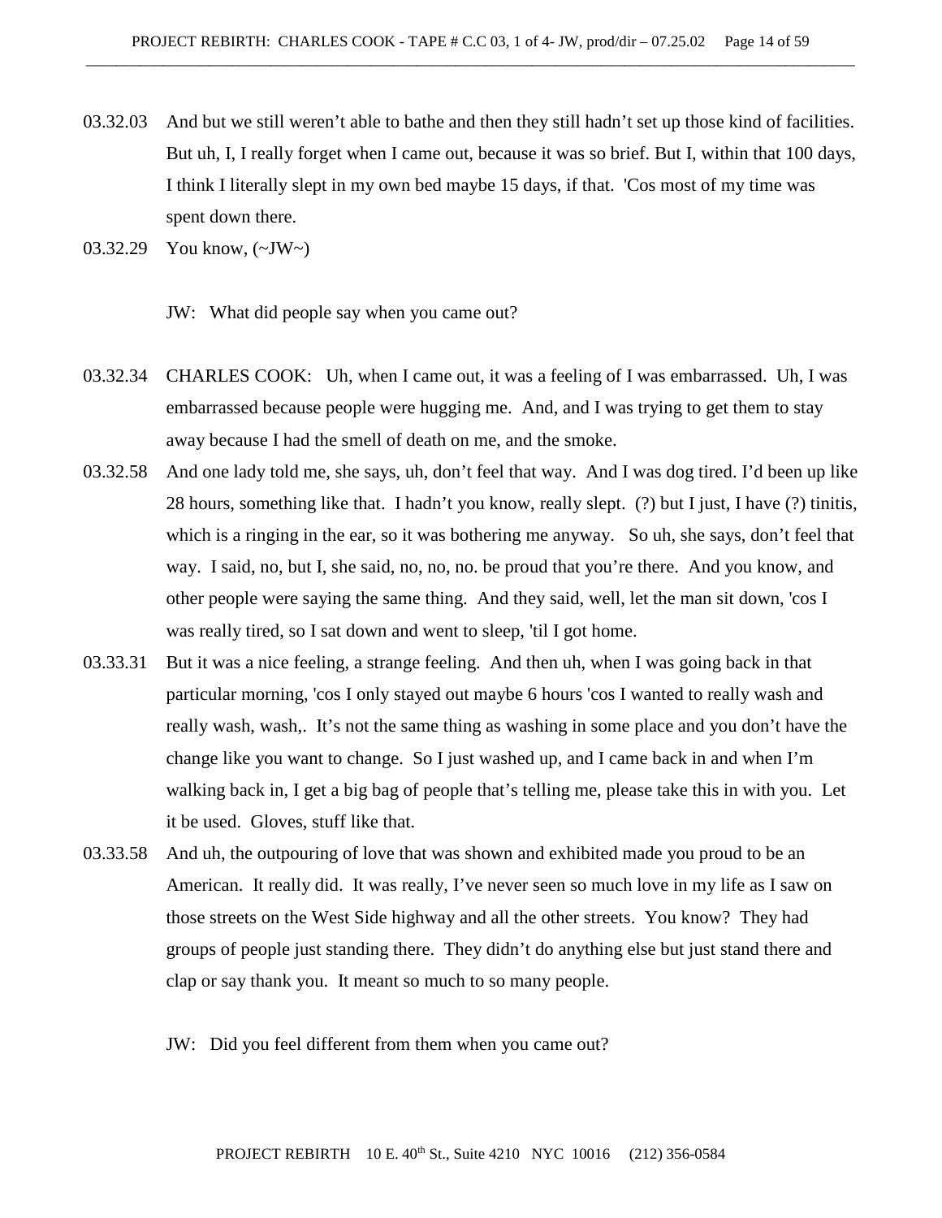03.32.03 And but we still weren't able to bathe and then they still hadn't set up those kind of facilities. But uh, I, I really forget when I came out, because it was so brief. But I, within that 100 days, I think I literally slept in my own bed maybe 15 days, if that. 'Cos most of my time was spent down there.

03.32.29 You know, (~JW~)

JW: What did people say when you came out?

03.32.34 CHARLES COOK: Uh, when I came out, it was a feeling of I was embarrassed. Uh, I was embarrassed because people were hugging me. And, and I was trying to get them to stay away because I had the smell of death on me, and the smoke.

03.32.58 And one lady told me, she says, uh, don't feel that way. And I was dog tired. I'd been up like 28 hours, something like that. I hadn't you know, really slept. (?) but I just, I have (?) tinitis, which is a ringing in the ear, so it was bothering me anyway. So uh, she says, don't feel that way. I said, no, but I, she said, no, no, no. be proud that you're there. And you know, and other people were saying the same thing. And they said, well, let the man sit down, 'cos I was really tired, so I sat down and went to sleep, 'til I got home.

03.33.31 But it was a nice feeling, a strange feeling. And then uh, when I was going back in that particular morning, 'cos I only stayed out maybe 6 hours 'cos I wanted to really wash and really wash, wash,. It's not the same thing as washing in some place and you don't have the change like you want to change. So I just washed up, and I came back in and when I'm walking back in, I get a big bag of people that's telling me, please take this in with you. Let it be used. Gloves, stuff like that.

03.33.58 And uh, the outpouring of love that was shown and exhibited made you proud to be an American. It really did. It was really, I've never seen so much love in my life as I saw on those streets on the West Side highway and all the other streets. You know? They had groups of people just standing there. They didn't do anything else but just stand there and clap or say thank you. It meant so much to so many people.

JW: Did you feel different from them when you came out?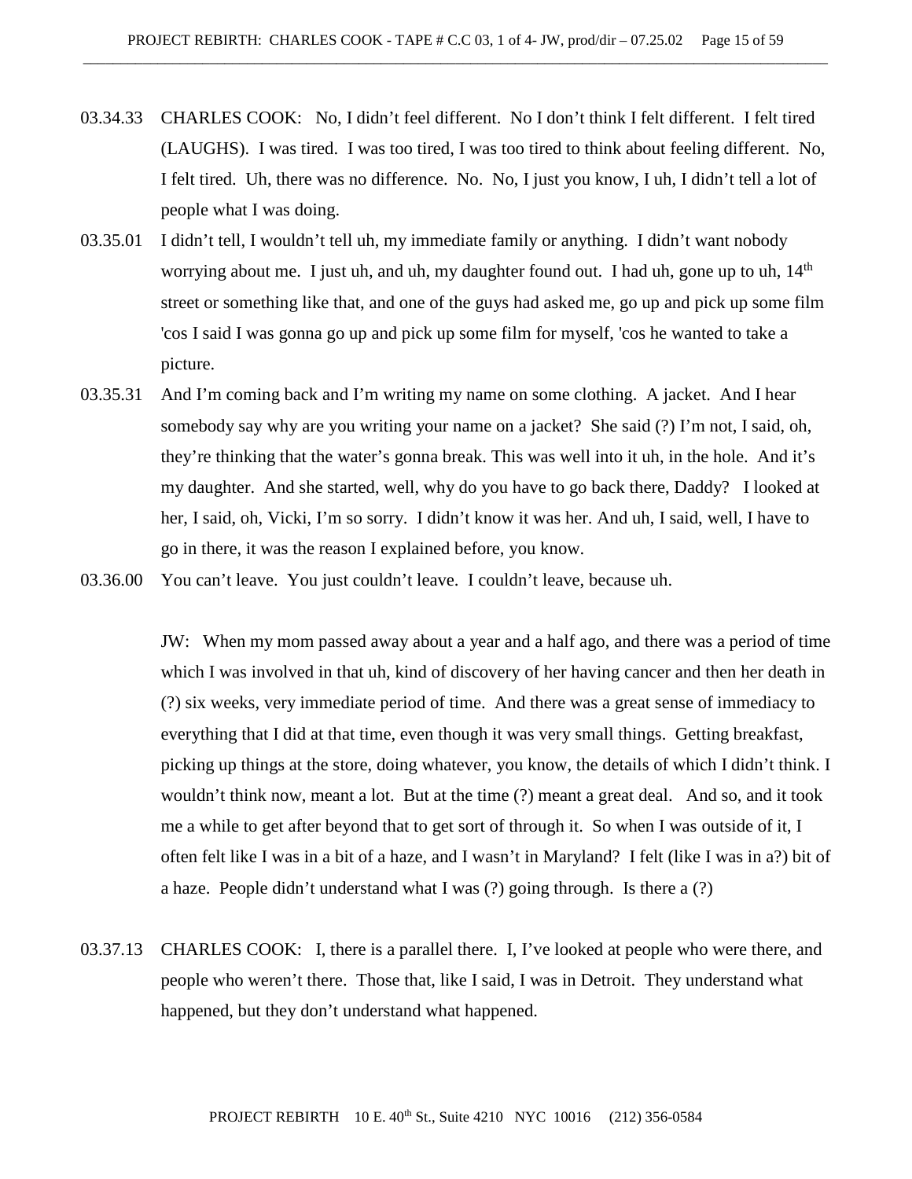03.34.33 CHARLES COOK: No, I didn't feel different. No I don't think I felt different. I felt tired (LAUGHS). I was tired. I was too tired, I was too tired to think about feeling different. No, I felt tired. Uh, there was no difference. No. No, I just you know, I uh, I didn't tell a lot of people what I was doing.

03.35.01 I didn't tell, I wouldn't tell uh, my immediate family or anything. I didn't want nobody worrying about me. I just uh, and uh, my daughter found out. I had uh, gone up to uh, 14th street or something like that, and one of the guys had asked me, go up and pick up some film 'cos I said I was gonna go up and pick up some film for myself, 'cos he wanted to take a picture.

03.35.31 And I'm coming back and I'm writing my name on some clothing. A jacket. And I hear somebody say why are you writing your name on a jacket? She said (?) I'm not, I said, oh, they're thinking that the water's gonna break. This was well into it uh, in the hole. And it's my daughter. And she started, well, why do you have to go back there, Daddy? I looked at her, I said, oh, Vicki, I'm so sorry. I didn't know it was her. And uh, I said, well, I have to go in there, it was the reason I explained before, you know.

03.36.00 You can't leave. You just couldn't leave. I couldn't leave, because uh.

JW: When my mom passed away about a year and a half ago, and there was a period of time which I was involved in that uh, kind of discovery of her having cancer and then her death in (?) six weeks, very immediate period of time. And there was a great sense of immediacy to everything that I did at that time, even though it was very small things. Getting breakfast, picking up things at the store, doing whatever, you know, the details of which I didn't think. I wouldn't think now, meant a lot. But at the time (?) meant a great deal. And so, and it took me a while to get after beyond that to get sort of through it. So when I was outside of it, I often felt like I was in a bit of a haze, and I wasn't in Maryland? I felt (like I was in a?) bit of a haze. People didn't understand what I was (?) going through. Is there a (?)

03.37.13 CHARLES COOK: I, there is a parallel there. I, I've looked at people who were there, and people who weren't there. Those that, like I said, I was in Detroit. They understand what happened, but they don't understand what happened.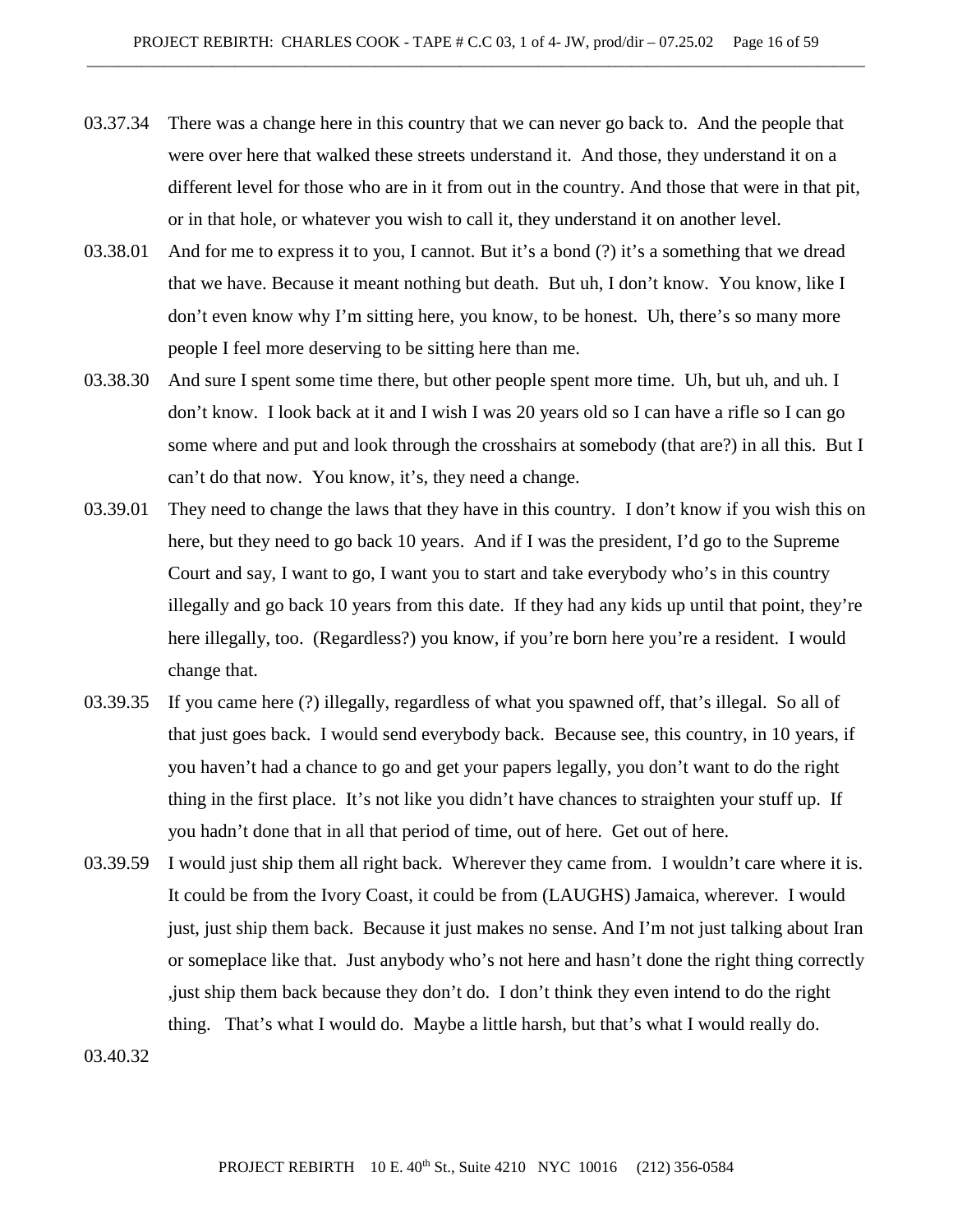03.37.34 There was a change here in this country that we can never go back to. And the people that were over here that walked these streets understand it. And those, they understand it on a different level for those who are in it from out in the country. And those that were in that pit, or in that hole, or whatever you wish to call it, they understand it on another level.

03.38.01 And for me to express it to you, I cannot. But it's a bond (?) it's a something that we dread that we have. Because it meant nothing but death. But uh, I don't know. You know, like I don't even know why I'm sitting here, you know, to be honest. Uh, there's so many more people I feel more deserving to be sitting here than me.

03.38.30 And sure I spent some time there, but other people spent more time. Uh, but uh, and uh. I don't know. I look back at it and I wish I was 20 years old so I can have a rifle so I can go some where and put and look through the crosshairs at somebody (that are?) in all this. But I can't do that now. You know, it's, they need a change.

03.39.01 They need to change the laws that they have in this country. I don't know if you wish this on here, but they need to go back 10 years. And if I was the president, I'd go to the Supreme Court and say, I want to go, I want you to start and take everybody who's in this country illegally and go back 10 years from this date. If they had any kids up until that point, they're here illegally, too. (Regardless?) you know, if you're born here you're a resident. I would change that.

03.39.35 If you came here (?) illegally, regardless of what you spawned off, that's illegal. So all of that just goes back. I would send everybody back. Because see, this country, in 10 years, if you haven't had a chance to go and get your papers legally, you don't want to do the right thing in the first place. It's not like you didn't have chances to straighten your stuff up. If you hadn't done that in all that period of time, out of here. Get out of here.

03.39.59 I would just ship them all right back. Wherever they came from. I wouldn't care where it is. It could be from the Ivory Coast, it could be from (LAUGHS) Jamaica, wherever. I would just, just ship them back. Because it just makes no sense. And I'm not just talking about Iran or someplace like that. Just anybody who's not here and hasn't done the right thing correctly ,just ship them back because they don't do. I don't think they even intend to do the right thing. That's what I would do. Maybe a little harsh, but that's what I would really do.

03.40.32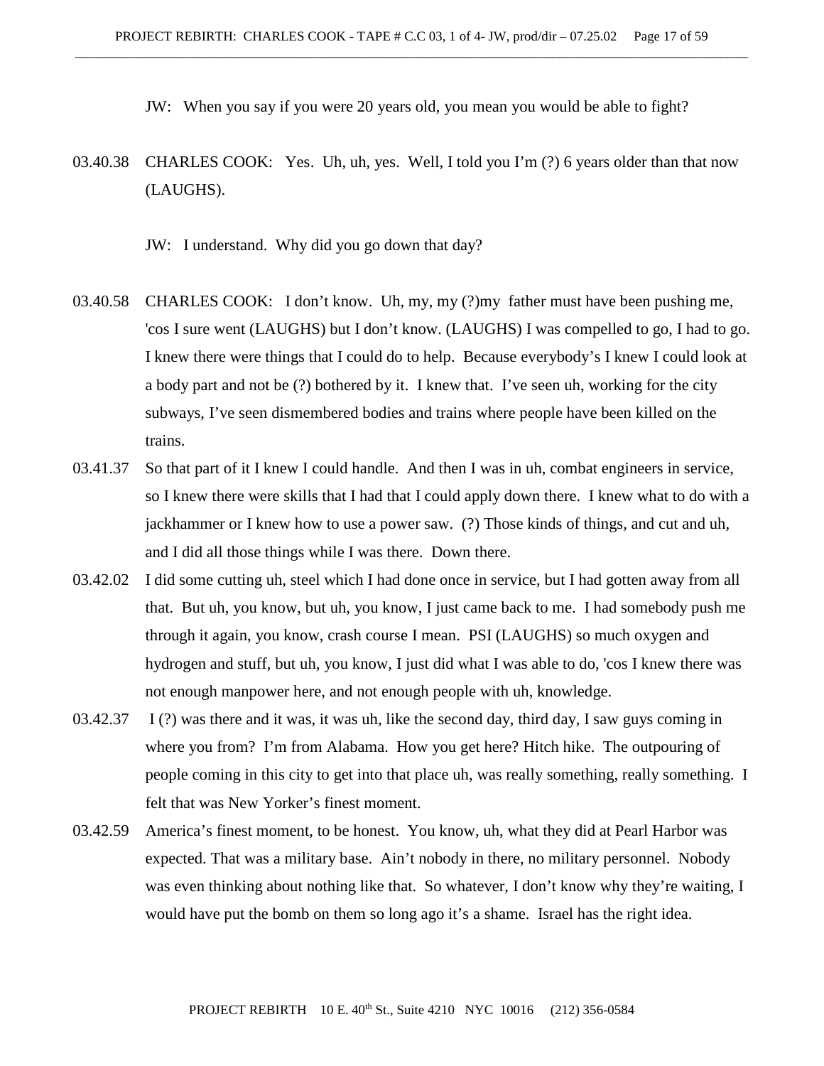JW: When you say if you were 20 years old, you mean you would be able to fight?

03.40.38 CHARLES COOK: Yes. Uh, uh, yes. Well, I told you I'm (?) 6 years older than that now (LAUGHS).

JW: I understand. Why did you go down that day?

03.40.58 CHARLES COOK: I don't know. Uh, my, my (?)my father must have been pushing me, 'cos I sure went (LAUGHS) but I don't know. (LAUGHS) I was compelled to go, I had to go. I knew there were things that I could do to help. Because everybody's I knew I could look at a body part and not be (?) bothered by it. I knew that. I've seen uh, working for the city subways, I've seen dismembered bodies and trains where people have been killed on the trains.

03.41.37 So that part of it I knew I could handle. And then I was in uh, combat engineers in service, so I knew there were skills that I had that I could apply down there. I knew what to do with a jackhammer or I knew how to use a power saw. (?) Those kinds of things, and cut and uh, and I did all those things while I was there. Down there.

03.42.02 I did some cutting uh, steel which I had done once in service, but I had gotten away from all that. But uh, you know, but uh, you know, I just came back to me. I had somebody push me through it again, you know, crash course I mean. PSI (LAUGHS) so much oxygen and hydrogen and stuff, but uh, you know, I just did what I was able to do, 'cos I knew there was not enough manpower here, and not enough people with uh, knowledge.

03.42.37 I (?) was there and it was, it was uh, like the second day, third day, I saw guys coming in where you from? I'm from Alabama. How you get here? Hitch hike. The outpouring of people coming in this city to get into that place uh, was really something, really something. I felt that was New Yorker's finest moment.

03.42.59 America's finest moment, to be honest. You know, uh, what they did at Pearl Harbor was expected. That was a military base. Ain't nobody in there, no military personnel. Nobody was even thinking about nothing like that. So whatever, I don't know why they're waiting, I would have put the bomb on them so long ago it's a shame. Israel has the right idea.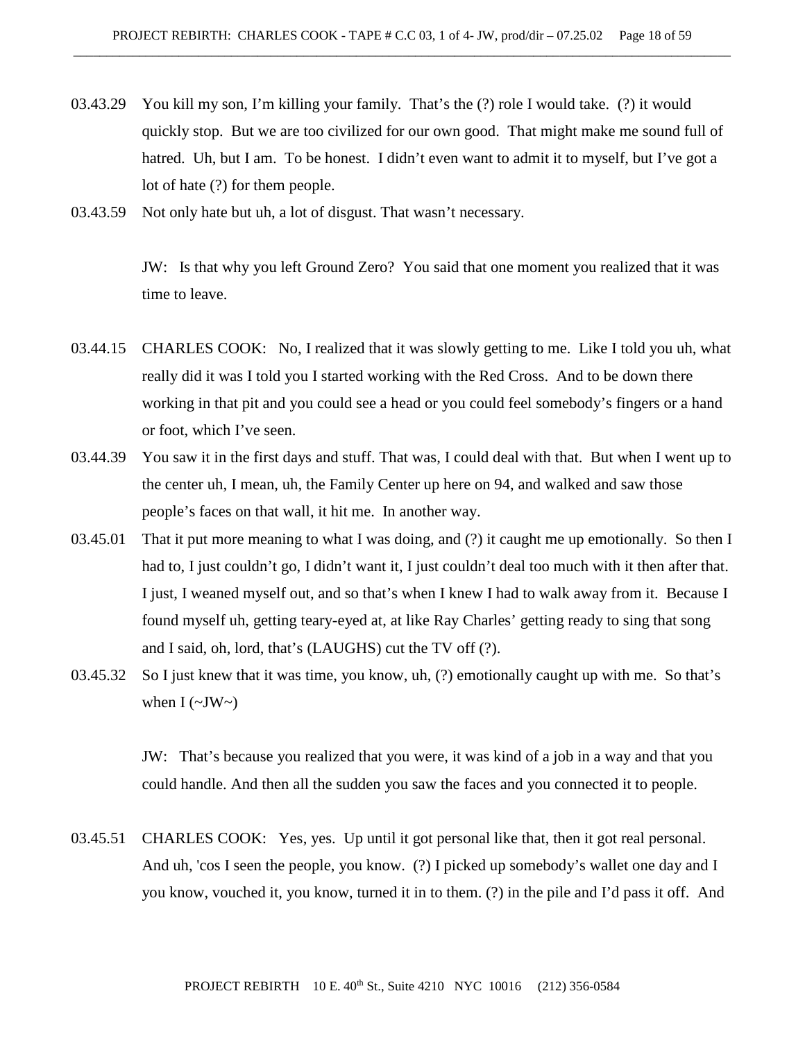03.43.29 You kill my son, I'm killing your family. That's the (?) role I would take. (?) it would quickly stop. But we are too civilized for our own good. That might make me sound full of hatred. Uh, but I am. To be honest. I didn't even want to admit it to myself, but I've got a lot of hate (?) for them people.

03.43.59 Not only hate but uh, a lot of disgust. That wasn't necessary.

JW: Is that why you left Ground Zero? You said that one moment you realized that it was time to leave.

03.44.15 CHARLES COOK: No, I realized that it was slowly getting to me. Like I told you uh, what really did it was I told you I started working with the Red Cross. And to be down there working in that pit and you could see a head or you could feel somebody's fingers or a hand or foot, which I've seen.

03.44.39 You saw it in the first days and stuff. That was, I could deal with that. But when I went up to the center uh, I mean, uh, the Family Center up here on 94, and walked and saw those people's faces on that wall, it hit me. In another way.

03.45.01 That it put more meaning to what I was doing, and (?) it caught me up emotionally. So then I had to, I just couldn't go, I didn't want it, I just couldn't deal too much with it then after that. I just, I weaned myself out, and so that's when I knew I had to walk away from it. Because I found myself uh, getting teary-eyed at, at like Ray Charles' getting ready to sing that song and I said, oh, lord, that's (LAUGHS) cut the TV off (?).

03.45.32 So I just knew that it was time, you know, uh, (?) emotionally caught up with me. So that's when I (~JW~)

JW: That's because you realized that you were, it was kind of a job in a way and that you could handle. And then all the sudden you saw the faces and you connected it to people.

03.45.51 CHARLES COOK: Yes, yes. Up until it got personal like that, then it got real personal. And uh, 'cos I seen the people, you know. (?) I picked up somebody's wallet one day and I you know, vouched it, you know, turned it in to them. (?) in the pile and I'd pass it off. And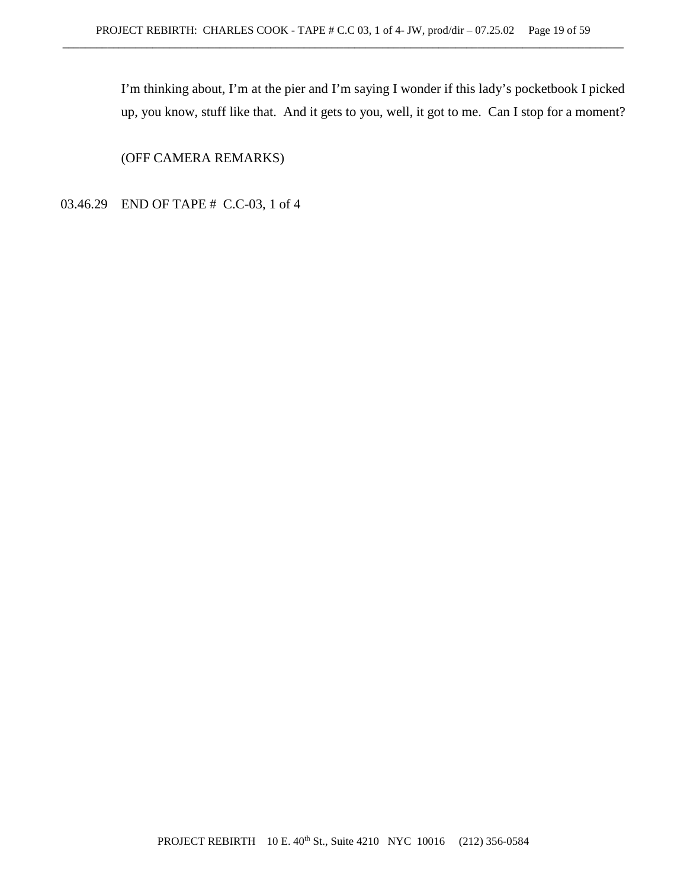I'm thinking about, I'm at the pier and I'm saying I wonder if this lady's pocketbook I picked up, you know, stuff like that. And it gets to you, well, it got to me. Can I stop for a moment?

(OFF CAMERA REMARKS)

03.46.29 END OF TAPE # C.C-03, 1 of 4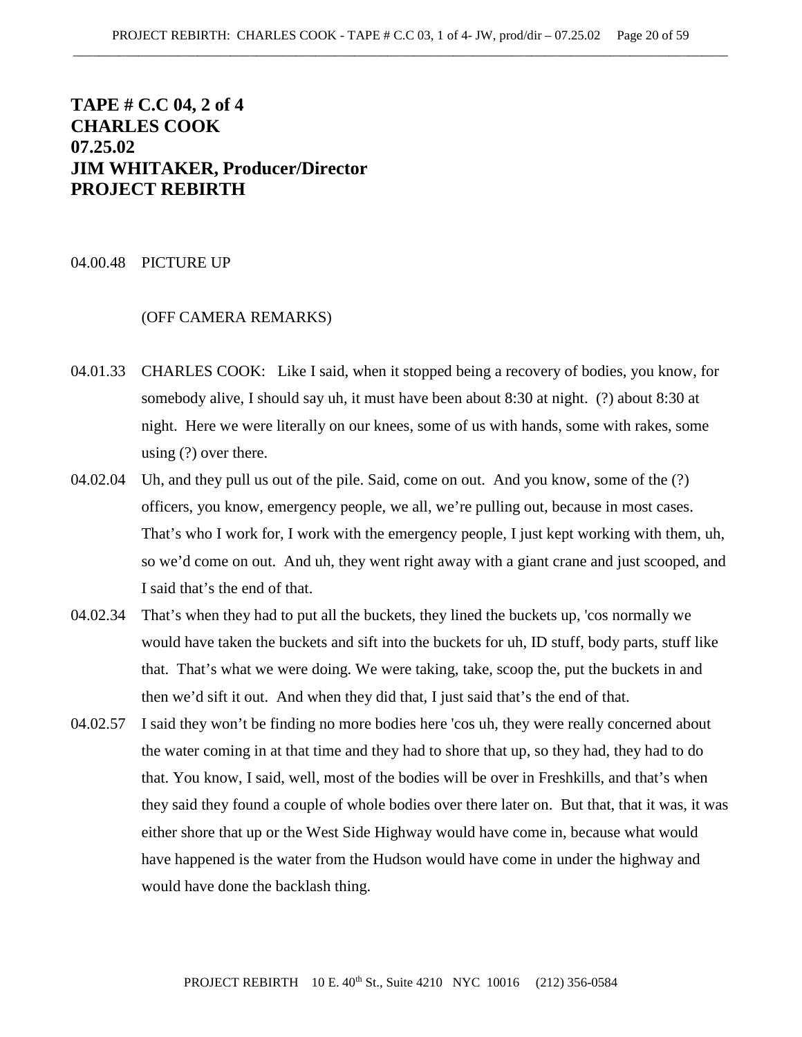# TAPE # C.C 04, 2 of 4
# CHARLES COOK
# 07.25.02
# JIM WHITAKER, Producer/Director
# PROJECT REBIRTH

04.00.48 PICTURE UP

(OFF CAMERA REMARKS)

04.01.33 CHARLES COOK: Like I said, when it stopped being a recovery of bodies, you know, for somebody alive, I should say uh, it must have been about 8:30 at night. (?) about 8:30 at night. Here we were literally on our knees, some of us with hands, some with rakes, some using (?) over there.

04.02.04 Uh, and they pull us out of the pile. Said, come on out. And you know, some of the (?) officers, you know, emergency people, we all, we're pulling out, because in most cases. That's who I work for, I work with the emergency people, I just kept working with them, uh, so we'd come on out. And uh, they went right away with a giant crane and just scooped, and I said that's the end of that.

04.02.34 That's when they had to put all the buckets, they lined the buckets up, 'cos normally we would have taken the buckets and sift into the buckets for uh, ID stuff, body parts, stuff like that. That's what we were doing. We were taking, take, scoop the, put the buckets in and then we'd sift it out. And when they did that, I just said that's the end of that.

04.02.57 I said they won't be finding no more bodies here 'cos uh, they were really concerned about the water coming in at that time and they had to shore that up, so they had, they had to do that. You know, I said, well, most of the bodies will be over in Freshkills, and that's when they said they found a couple of whole bodies over there later on. But that, that it was, it was either shore that up or the West Side Highway would have come in, because what would have happened is the water from the Hudson would have come in under the highway and would have done the backlash thing.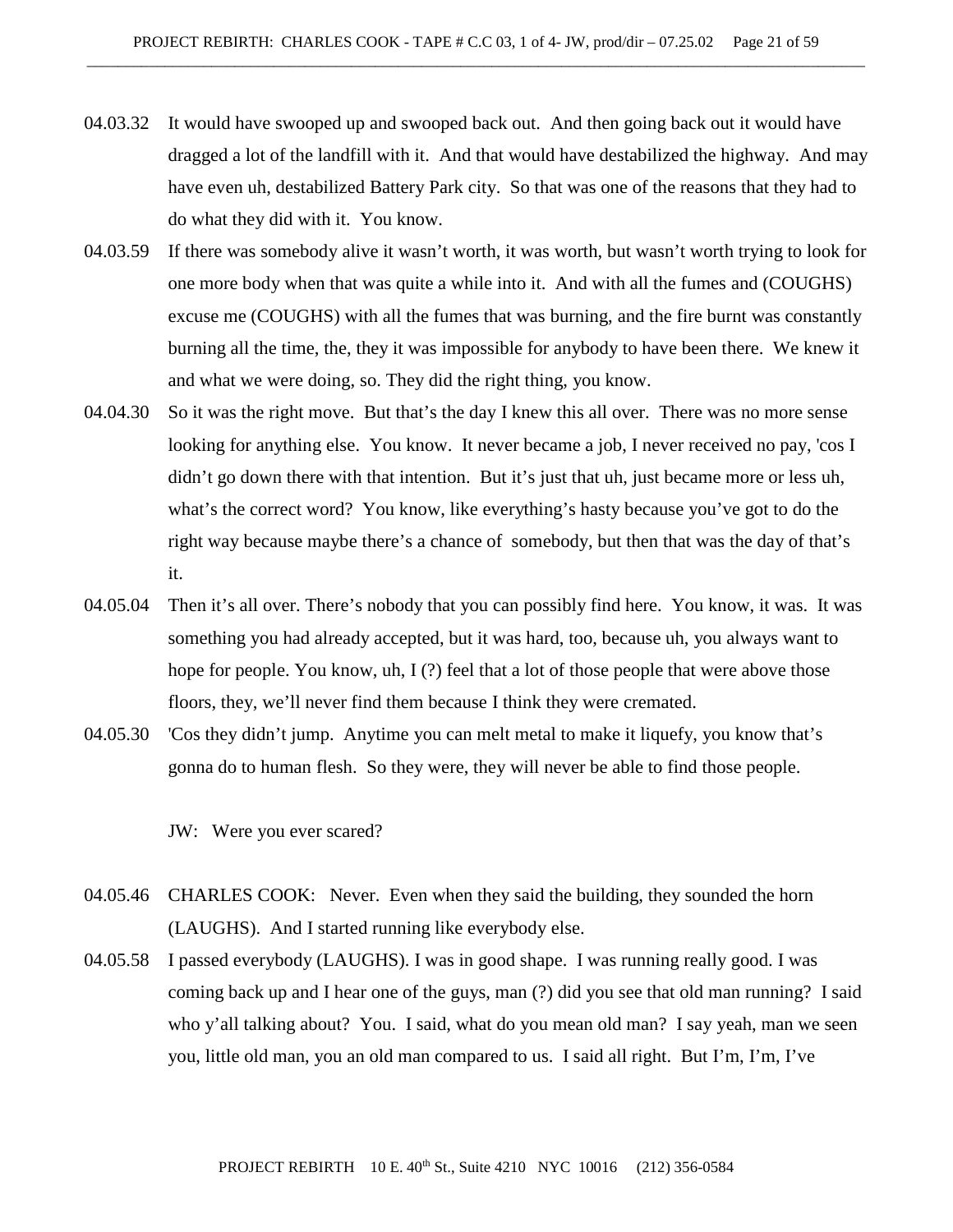04.03.32 It would have swooped up and swooped back out. And then going back out it would have dragged a lot of the landfill with it. And that would have destabilized the highway. And may have even uh, destabilized Battery Park city. So that was one of the reasons that they had to do what they did with it. You know.

04.03.59 If there was somebody alive it wasn't worth, it was worth, but wasn't worth trying to look for one more body when that was quite a while into it. And with all the fumes and (COUGHS) excuse me (COUGHS) with all the fumes that was burning, and the fire burnt was constantly burning all the time, the, they it was impossible for anybody to have been there. We knew it and what we were doing, so. They did the right thing, you know.

04.04.30 So it was the right move. But that's the day I knew this all over. There was no more sense looking for anything else. You know. It never became a job, I never received no pay, 'cos I didn't go down there with that intention. But it's just that uh, just became more or less uh, what's the correct word? You know, like everything's hasty because you've got to do the right way because maybe there's a chance of somebody, but then that was the day of that's it.

04.05.04 Then it's all over. There's nobody that you can possibly find here. You know, it was. It was something you had already accepted, but it was hard, too, because uh, you always want to hope for people. You know, uh, I (?) feel that a lot of those people that were above those floors, they, we'll never find them because I think they were cremated.

04.05.30 'Cos they didn't jump. Anytime you can melt metal to make it liquefy, you know that's gonna do to human flesh. So they were, they will never be able to find those people.

JW: Were you ever scared?

04.05.46 CHARLES COOK: Never. Even when they said the building, they sounded the horn (LAUGHS). And I started running like everybody else.

04.05.58 I passed everybody (LAUGHS). I was in good shape. I was running really good. I was coming back up and I hear one of the guys, man (?) did you see that old man running? I said who y'all talking about? You. I said, what do you mean old man? I say yeah, man we seen you, little old man, you an old man compared to us. I said all right. But I'm, I'm, I've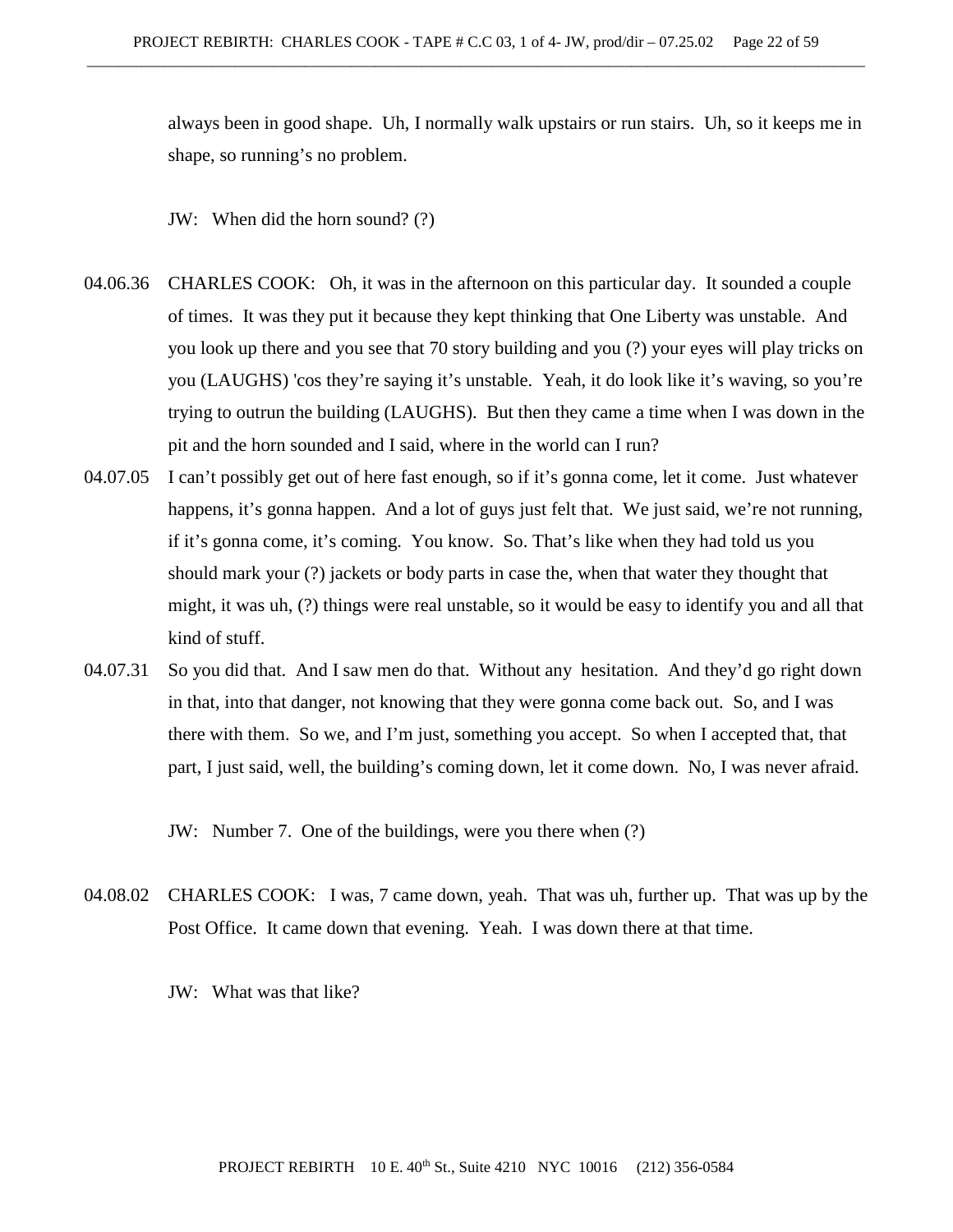always been in good shape. Uh, I normally walk upstairs or run stairs. Uh, so it keeps me in shape, so running's no problem.

JW: When did the horn sound? (?)

04.06.36 CHARLES COOK: Oh, it was in the afternoon on this particular day. It sounded a couple of times. It was they put it because they kept thinking that One Liberty was unstable. And you look up there and you see that 70 story building and you (?) your eyes will play tricks on you (LAUGHS) 'cos they're saying it's unstable. Yeah, it do look like it's waving, so you're trying to outrun the building (LAUGHS). But then they came a time when I was down in the pit and the horn sounded and I said, where in the world can I run?

04.07.05 I can't possibly get out of here fast enough, so if it's gonna come, let it come. Just whatever happens, it's gonna happen. And a lot of guys just felt that. We just said, we're not running, if it's gonna come, it's coming. You know. So. That's like when they had told us you should mark your (?) jackets or body parts in case the, when that water they thought that might, it was uh, (?) things were real unstable, so it would be easy to identify you and all that kind of stuff.

04.07.31 So you did that. And I saw men do that. Without any hesitation. And they'd go right down in that, into that danger, not knowing that they were gonna come back out. So, and I was there with them. So we, and I'm just, something you accept. So when I accepted that, that part, I just said, well, the building's coming down, let it come down. No, I was never afraid.

JW: Number 7. One of the buildings, were you there when (?)

04.08.02 CHARLES COOK: I was, 7 came down, yeah. That was uh, further up. That was up by the Post Office. It came down that evening. Yeah. I was down there at that time.

JW: What was that like?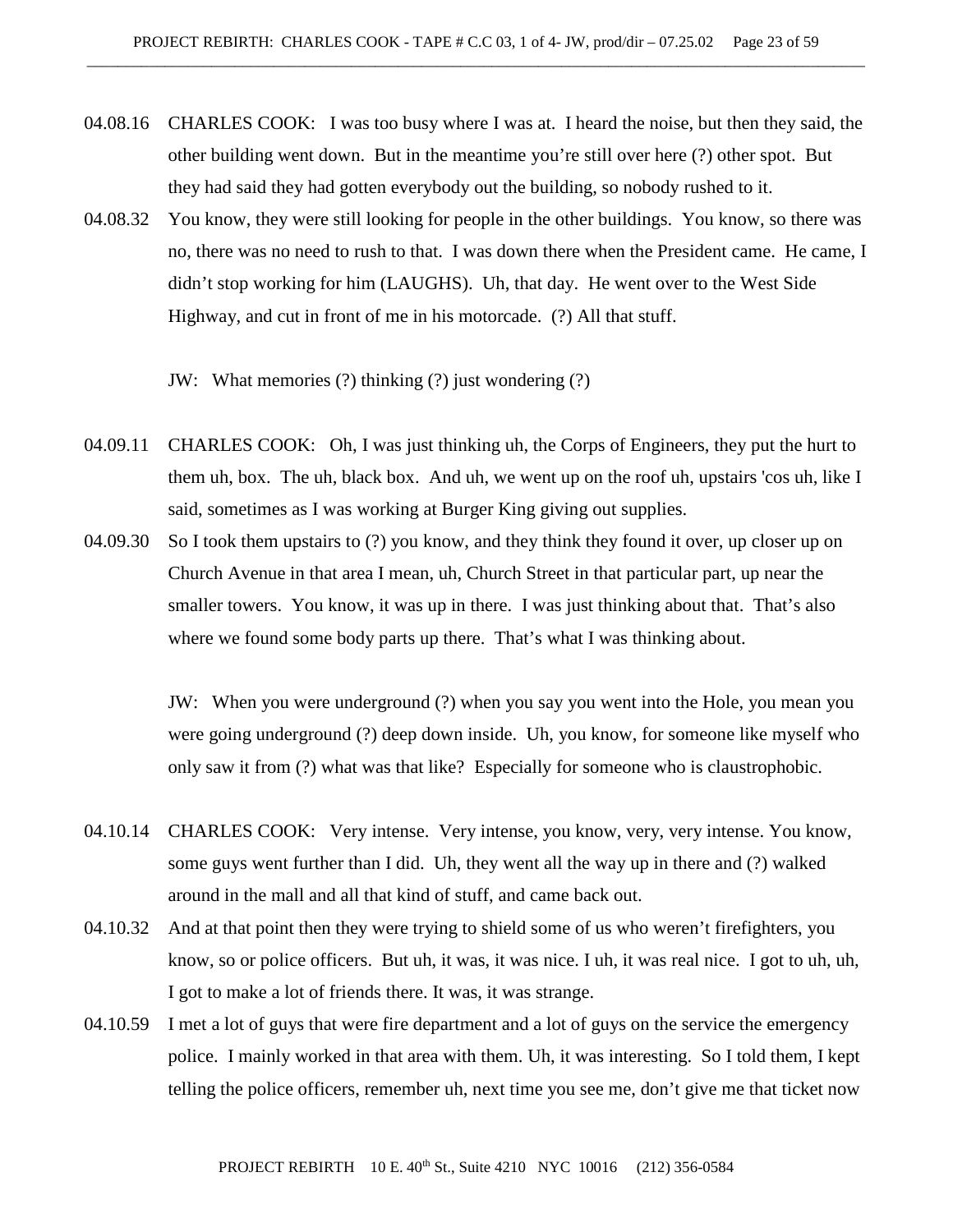04.08.16 CHARLES COOK: I was too busy where I was at. I heard the noise, but then they said, the other building went down. But in the meantime you're still over here (?) other spot. But they had said they had gotten everybody out the building, so nobody rushed to it.

04.08.32 You know, they were still looking for people in the other buildings. You know, so there was no, there was no need to rush to that. I was down there when the President came. He came, I didn't stop working for him (LAUGHS). Uh, that day. He went over to the West Side Highway, and cut in front of me in his motorcade. (?) All that stuff.

JW: What memories (?) thinking (?) just wondering (?)

04.09.11 CHARLES COOK: Oh, I was just thinking uh, the Corps of Engineers, they put the hurt to them uh, box. The uh, black box. And uh, we went up on the roof uh, upstairs 'cos uh, like I said, sometimes as I was working at Burger King giving out supplies.

04.09.30 So I took them upstairs to (?) you know, and they think they found it over, up closer up on Church Avenue in that area I mean, uh, Church Street in that particular part, up near the smaller towers. You know, it was up in there. I was just thinking about that. That's also where we found some body parts up there. That's what I was thinking about.

JW: When you were underground (?) when you say you went into the Hole, you mean you were going underground (?) deep down inside. Uh, you know, for someone like myself who only saw it from (?) what was that like? Especially for someone who is claustrophobic.

04.10.14 CHARLES COOK: Very intense. Very intense, you know, very, very intense. You know, some guys went further than I did. Uh, they went all the way up in there and (?) walked around in the mall and all that kind of stuff, and came back out.

04.10.32 And at that point then they were trying to shield some of us who weren't firefighters, you know, so or police officers. But uh, it was, it was nice. I uh, it was real nice. I got to uh, uh, I got to make a lot of friends there. It was, it was strange.

04.10.59 I met a lot of guys that were fire department and a lot of guys on the service the emergency police. I mainly worked in that area with them. Uh, it was interesting. So I told them, I kept telling the police officers, remember uh, next time you see me, don't give me that ticket now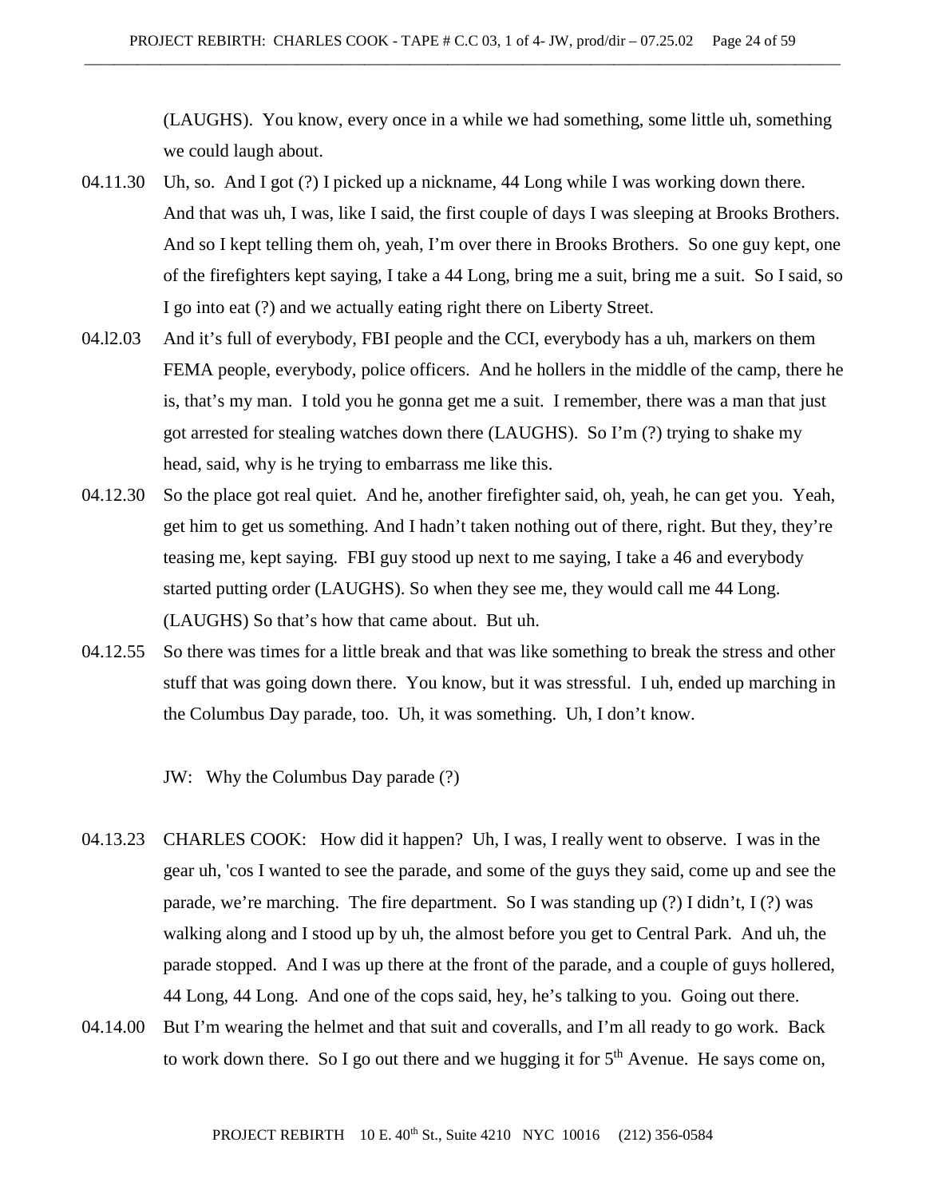(LAUGHS). You know, every once in a while we had something, some little uh, something we could laugh about.

04.11.30 Uh, so. And I got (?) I picked up a nickname, 44 Long while I was working down there. And that was uh, I was, like I said, the first couple of days I was sleeping at Brooks Brothers. And so I kept telling them oh, yeah, I'm over there in Brooks Brothers. So one guy kept, one of the firefighters kept saying, I take a 44 Long, bring me a suit, bring me a suit. So I said, so I go into eat (?) and we actually eating right there on Liberty Street.

04.l2.03 And it's full of everybody, FBI people and the CCI, everybody has a uh, markers on them FEMA people, everybody, police officers. And he hollers in the middle of the camp, there he is, that's my man. I told you he gonna get me a suit. I remember, there was a man that just got arrested for stealing watches down there (LAUGHS). So I'm (?) trying to shake my head, said, why is he trying to embarrass me like this.

04.12.30 So the place got real quiet. And he, another firefighter said, oh, yeah, he can get you. Yeah, get him to get us something. And I hadn't taken nothing out of there, right. But they, they're teasing me, kept saying. FBI guy stood up next to me saying, I take a 46 and everybody started putting order (LAUGHS). So when they see me, they would call me 44 Long. (LAUGHS) So that's how that came about. But uh.

04.12.55 So there was times for a little break and that was like something to break the stress and other stuff that was going down there. You know, but it was stressful. I uh, ended up marching in the Columbus Day parade, too. Uh, it was something. Uh, I don't know.

JW: Why the Columbus Day parade (?)

04.13.23 CHARLES COOK: How did it happen? Uh, I was, I really went to observe. I was in the gear uh, 'cos I wanted to see the parade, and some of the guys they said, come up and see the parade, we're marching. The fire department. So I was standing up (?) I didn't, I (?) was walking along and I stood up by uh, the almost before you get to Central Park. And uh, the parade stopped. And I was up there at the front of the parade, and a couple of guys hollered, 44 Long, 44 Long. And one of the cops said, hey, he's talking to you. Going out there.

04.14.00 But I'm wearing the helmet and that suit and coveralls, and I'm all ready to go work. Back to work down there. So I go out there and we hugging it for 5th Avenue. He says come on,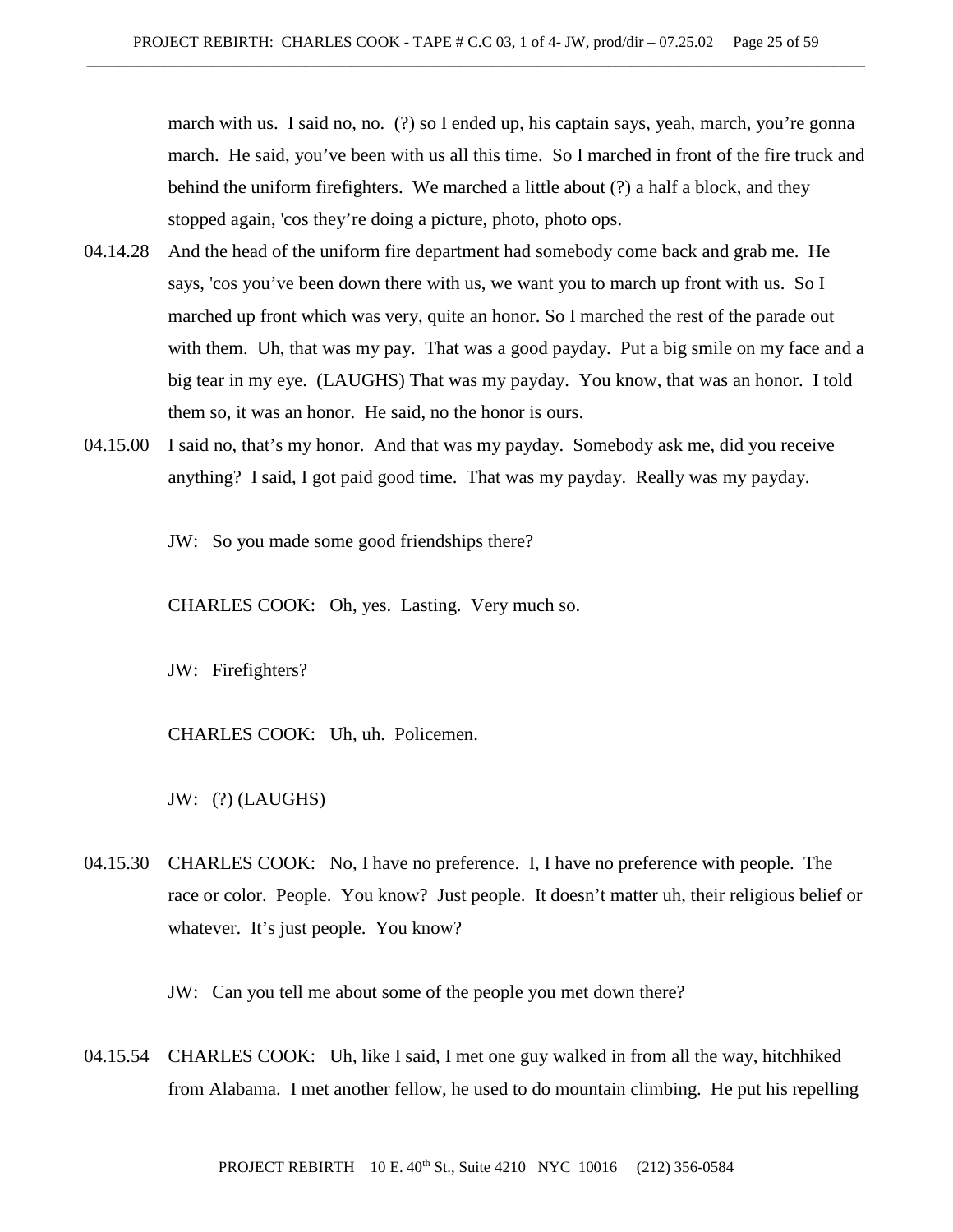march with us. I said no, no. (?) so I ended up, his captain says, yeah, march, you're gonna march. He said, you've been with us all this time. So I marched in front of the fire truck and behind the uniform firefighters. We marched a little about (?) a half a block, and they stopped again, 'cos they're doing a picture, photo, photo ops.

04.14.28 And the head of the uniform fire department had somebody come back and grab me. He says, 'cos you've been down there with us, we want you to march up front with us. So I marched up front which was very, quite an honor. So I marched the rest of the parade out with them. Uh, that was my pay. That was a good payday. Put a big smile on my face and a big tear in my eye. (LAUGHS) That was my payday. You know, that was an honor. I told them so, it was an honor. He said, no the honor is ours.

04.15.00 I said no, that's my honor. And that was my payday. Somebody ask me, did you receive anything? I said, I got paid good time. That was my payday. Really was my payday.

JW: So you made some good friendships there?

CHARLES COOK: Oh, yes. Lasting. Very much so.

JW: Firefighters?

CHARLES COOK: Uh, uh. Policemen.

JW: (?) (LAUGHS)

04.15.30 CHARLES COOK: No, I have no preference. I, I have no preference with people. The race or color. People. You know? Just people. It doesn't matter uh, their religious belief or whatever. It's just people. You know?

JW: Can you tell me about some of the people you met down there?

04.15.54 CHARLES COOK: Uh, like I said, I met one guy walked in from all the way, hitchhiked from Alabama. I met another fellow, he used to do mountain climbing. He put his repelling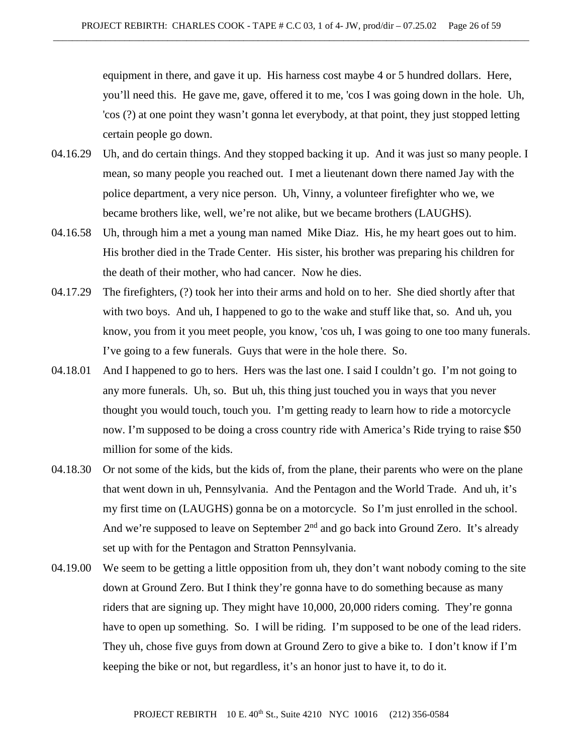equipment in there, and gave it up. His harness cost maybe 4 or 5 hundred dollars. Here, you'll need this. He gave me, gave, offered it to me, 'cos I was going down in the hole. Uh, 'cos (?) at one point they wasn't gonna let everybody, at that point, they just stopped letting certain people go down.

04.16.29 Uh, and do certain things. And they stopped backing it up. And it was just so many people. I mean, so many people you reached out. I met a lieutenant down there named Jay with the police department, a very nice person. Uh, Vinny, a volunteer firefighter who we, we became brothers like, well, we're not alike, but we became brothers (LAUGHS).

04.16.58 Uh, through him a met a young man named Mike Diaz. His, he my heart goes out to him. His brother died in the Trade Center. His sister, his brother was preparing his children for the death of their mother, who had cancer. Now he dies.

04.17.29 The firefighters, (?) took her into their arms and hold on to her. She died shortly after that with two boys. And uh, I happened to go to the wake and stuff like that, so. And uh, you know, you from it you meet people, you know, 'cos uh, I was going to one too many funerals. I've going to a few funerals. Guys that were in the hole there. So.

04.18.01 And I happened to go to hers. Hers was the last one. I said I couldn't go. I'm not going to any more funerals. Uh, so. But uh, this thing just touched you in ways that you never thought you would touch, touch you. I'm getting ready to learn how to ride a motorcycle now. I'm supposed to be doing a cross country ride with America's Ride trying to raise $50 million for some of the kids.

04.18.30 Or not some of the kids, but the kids of, from the plane, their parents who were on the plane that went down in uh, Pennsylvania. And the Pentagon and the World Trade. And uh, it's my first time on (LAUGHS) gonna be on a motorcycle. So I'm just enrolled in the school. And we're supposed to leave on September 2nd and go back into Ground Zero. It's already set up with for the Pentagon and Stratton Pennsylvania.

04.19.00 We seem to be getting a little opposition from uh, they don't want nobody coming to the site down at Ground Zero. But I think they're gonna have to do something because as many riders that are signing up. They might have 10,000, 20,000 riders coming. They're gonna have to open up something. So. I will be riding. I'm supposed to be one of the lead riders. They uh, chose five guys from down at Ground Zero to give a bike to. I don't know if I'm keeping the bike or not, but regardless, it's an honor just to have it, to do it.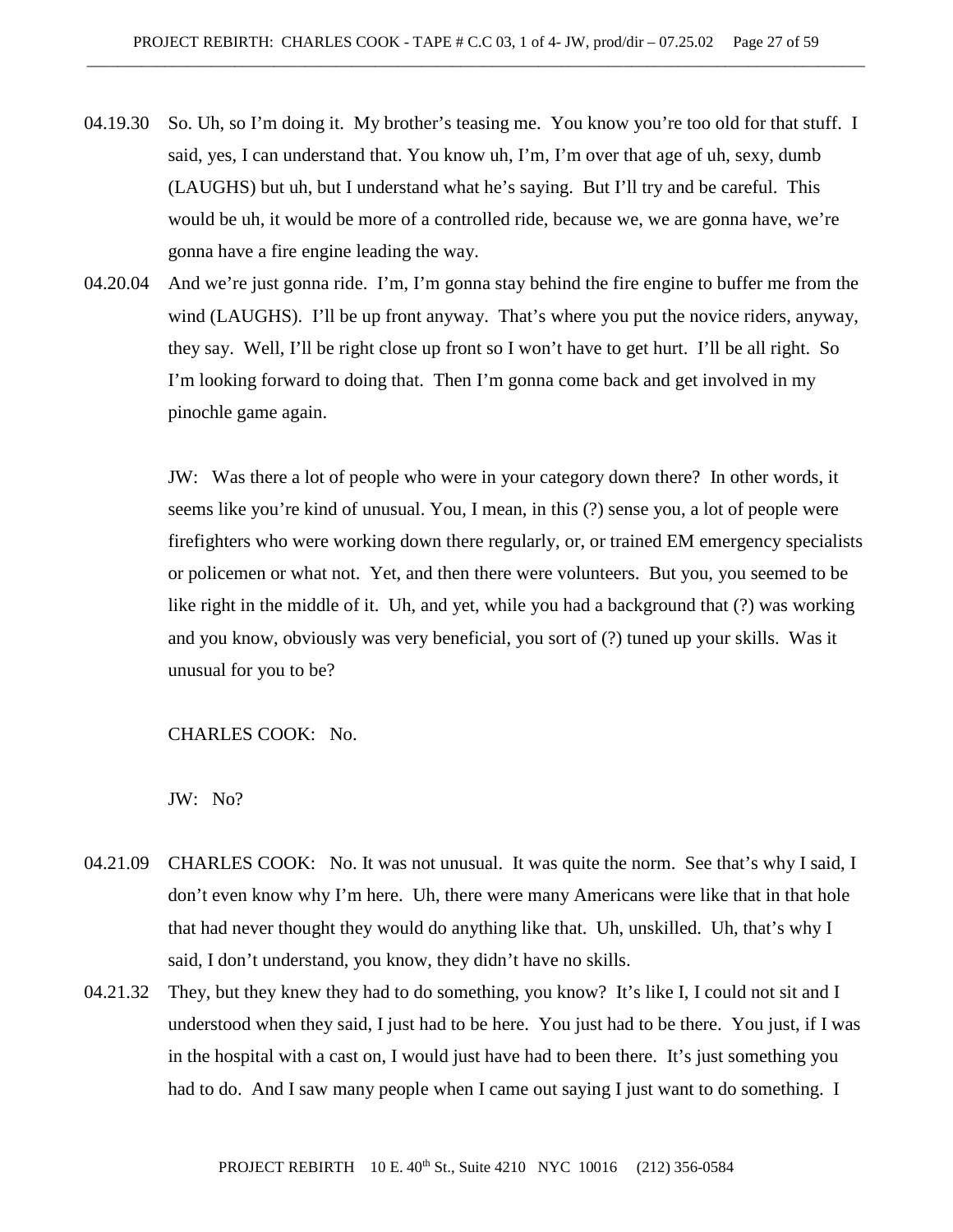04.19.30 So. Uh, so I'm doing it. My brother's teasing me. You know you're too old for that stuff. I said, yes, I can understand that. You know uh, I'm, I'm over that age of uh, sexy, dumb (LAUGHS) but uh, but I understand what he's saying. But I'll try and be careful. This would be uh, it would be more of a controlled ride, because we, we are gonna have, we're gonna have a fire engine leading the way.

04.20.04 And we're just gonna ride. I'm, I'm gonna stay behind the fire engine to buffer me from the wind (LAUGHS). I'll be up front anyway. That's where you put the novice riders, anyway, they say. Well, I'll be right close up front so I won't have to get hurt. I'll be all right. So I'm looking forward to doing that. Then I'm gonna come back and get involved in my pinochle game again.

JW: Was there a lot of people who were in your category down there? In other words, it seems like you're kind of unusual. You, I mean, in this (?) sense you, a lot of people were firefighters who were working down there regularly, or, or trained EM emergency specialists or policemen or what not. Yet, and then there were volunteers. But you, you seemed to be like right in the middle of it. Uh, and yet, while you had a background that (?) was working and you know, obviously was very beneficial, you sort of (?) tuned up your skills. Was it unusual for you to be?

CHARLES COOK: No.

JW: No?

04.21.09 CHARLES COOK: No. It was not unusual. It was quite the norm. See that's why I said, I don't even know why I'm here. Uh, there were many Americans were like that in that hole that had never thought they would do anything like that. Uh, unskilled. Uh, that's why I said, I don't understand, you know, they didn't have no skills.

04.21.32 They, but they knew they had to do something, you know? It's like I, I could not sit and I understood when they said, I just had to be here. You just had to be there. You just, if I was in the hospital with a cast on, I would just have had to been there. It's just something you had to do. And I saw many people when I came out saying I just want to do something. I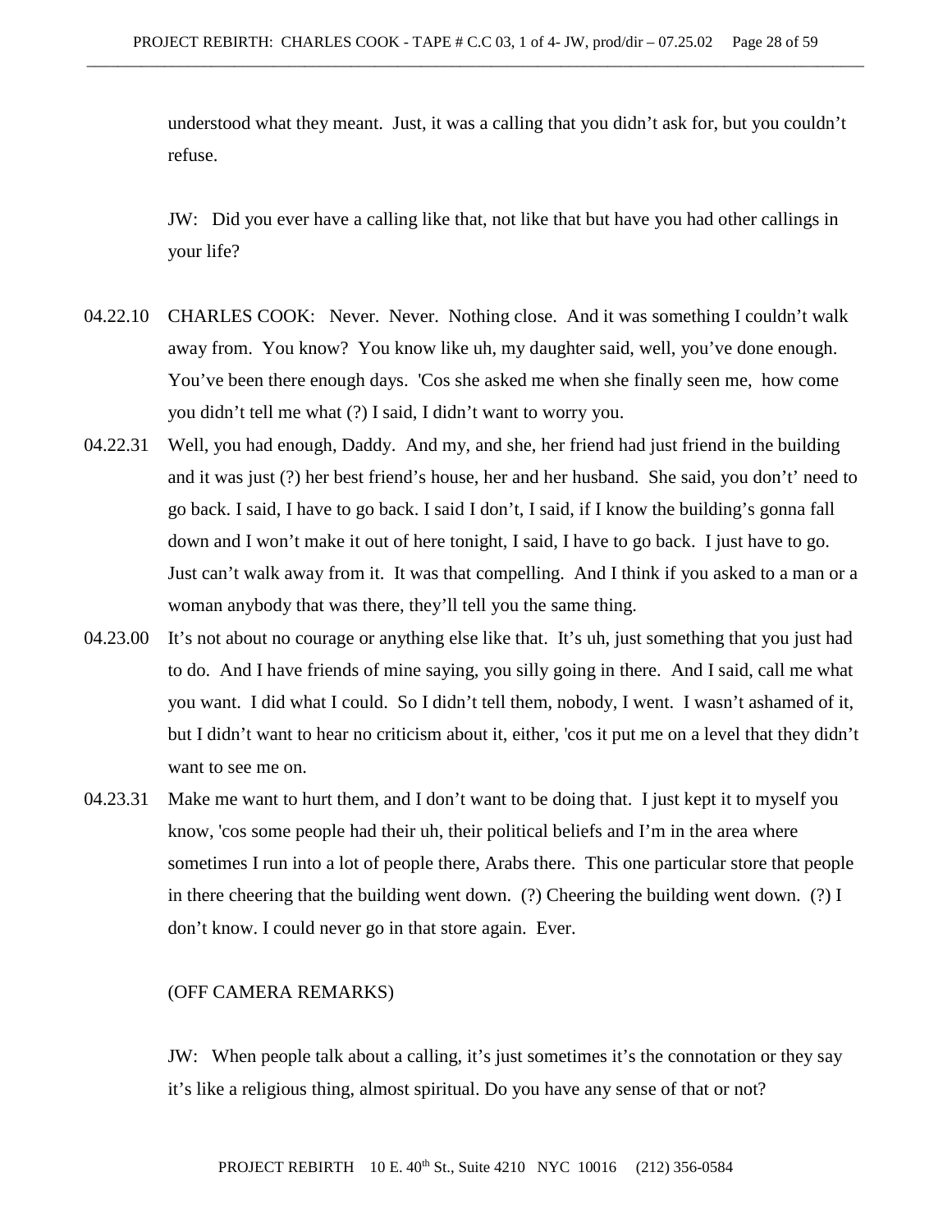understood what they meant. Just, it was a calling that you didn't ask for, but you couldn't refuse.

JW: Did you ever have a calling like that, not like that but have you had other callings in your life?

04.22.10 CHARLES COOK: Never. Never. Nothing close. And it was something I couldn't walk away from. You know? You know like uh, my daughter said, well, you've done enough. You've been there enough days. 'Cos she asked me when she finally seen me, how come you didn't tell me what (?) I said, I didn't want to worry you.

04.22.31 Well, you had enough, Daddy. And my, and she, her friend had just friend in the building and it was just (?) her best friend's house, her and her husband. She said, you don't' need to go back. I said, I have to go back. I said I don't, I said, if I know the building's gonna fall down and I won't make it out of here tonight, I said, I have to go back. I just have to go. Just can't walk away from it. It was that compelling. And I think if you asked to a man or a woman anybody that was there, they'll tell you the same thing.

04.23.00 It's not about no courage or anything else like that. It's uh, just something that you just had to do. And I have friends of mine saying, you silly going in there. And I said, call me what you want. I did what I could. So I didn't tell them, nobody, I went. I wasn't ashamed of it, but I didn't want to hear no criticism about it, either, 'cos it put me on a level that they didn't want to see me on.

04.23.31 Make me want to hurt them, and I don't want to be doing that. I just kept it to myself you know, 'cos some people had their uh, their political beliefs and I'm in the area where sometimes I run into a lot of people there, Arabs there. This one particular store that people in there cheering that the building went down. (?) Cheering the building went down. (?) I don't know. I could never go in that store again. Ever.

(OFF CAMERA REMARKS)

JW: When people talk about a calling, it's just sometimes it's the connotation or they say it's like a religious thing, almost spiritual. Do you have any sense of that or not?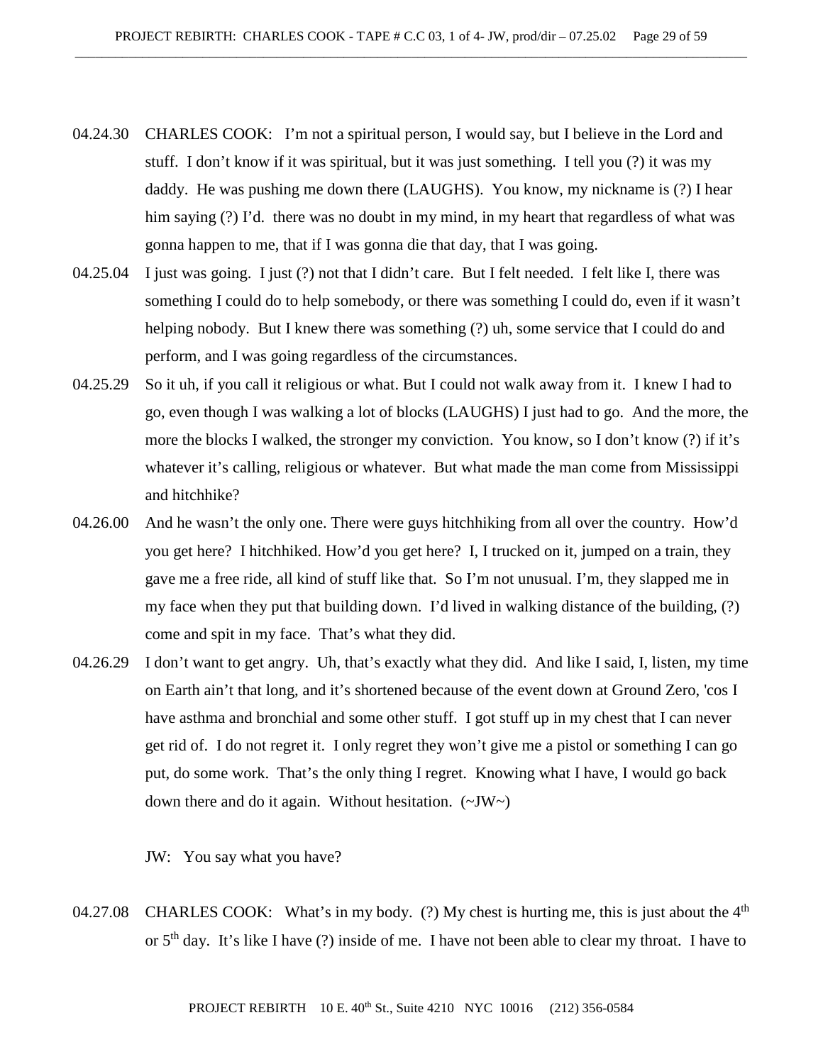04.24.30 CHARLES COOK: I'm not a spiritual person, I would say, but I believe in the Lord and stuff. I don't know if it was spiritual, but it was just something. I tell you (?) it was my daddy. He was pushing me down there (LAUGHS). You know, my nickname is (?) I hear him saying (?) I'd. there was no doubt in my mind, in my heart that regardless of what was gonna happen to me, that if I was gonna die that day, that I was going.

04.25.04 I just was going. I just (?) not that I didn't care. But I felt needed. I felt like I, there was something I could do to help somebody, or there was something I could do, even if it wasn't helping nobody. But I knew there was something (?) uh, some service that I could do and perform, and I was going regardless of the circumstances.

04.25.29 So it uh, if you call it religious or what. But I could not walk away from it. I knew I had to go, even though I was walking a lot of blocks (LAUGHS) I just had to go. And the more, the more the blocks I walked, the stronger my conviction. You know, so I don't know (?) if it's whatever it's calling, religious or whatever. But what made the man come from Mississippi and hitchhike?

04.26.00 And he wasn't the only one. There were guys hitchhiking from all over the country. How'd you get here? I hitchhiked. How'd you get here? I, I trucked on it, jumped on a train, they gave me a free ride, all kind of stuff like that. So I'm not unusual. I'm, they slapped me in my face when they put that building down. I'd lived in walking distance of the building, (?) come and spit in my face. That's what they did.

04.26.29 I don't want to get angry. Uh, that's exactly what they did. And like I said, I, listen, my time on Earth ain't that long, and it's shortened because of the event down at Ground Zero, 'cos I have asthma and bronchial and some other stuff. I got stuff up in my chest that I can never get rid of. I do not regret it. I only regret they won't give me a pistol or something I can go put, do some work. That's the only thing I regret. Knowing what I have, I would go back down there and do it again. Without hesitation. (~JW~)

JW: You say what you have?

04.27.08 CHARLES COOK: What's in my body. (?) My chest is hurting me, this is just about the 4th or 5th day. It's like I have (?) inside of me. I have not been able to clear my throat. I have to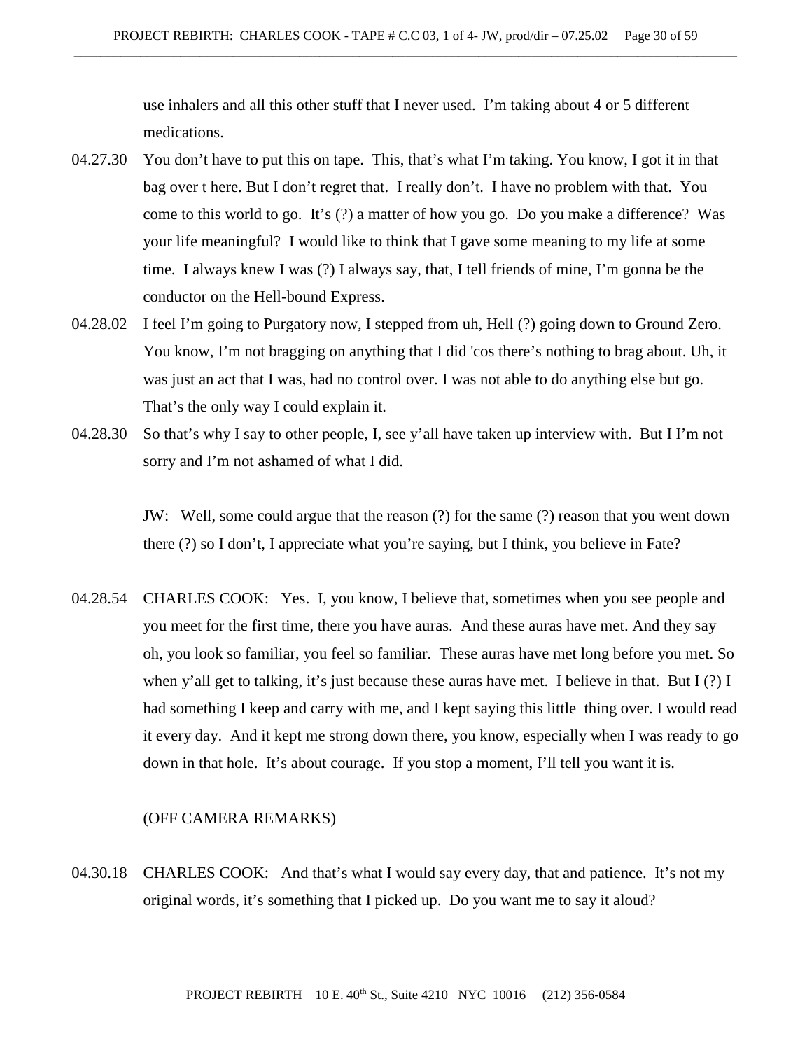use inhalers and all this other stuff that I never used. I'm taking about 4 or 5 different medications.

04.27.30 You don't have to put this on tape. This, that's what I'm taking. You know, I got it in that bag over t here. But I don't regret that. I really don't. I have no problem with that. You come to this world to go. It's (?) a matter of how you go. Do you make a difference? Was your life meaningful? I would like to think that I gave some meaning to my life at some time. I always knew I was (?) I always say, that, I tell friends of mine, I'm gonna be the conductor on the Hell-bound Express.

04.28.02 I feel I'm going to Purgatory now, I stepped from uh, Hell (?) going down to Ground Zero. You know, I'm not bragging on anything that I did 'cos there's nothing to brag about. Uh, it was just an act that I was, had no control over. I was not able to do anything else but go. That's the only way I could explain it.

04.28.30 So that's why I say to other people, I, see y'all have taken up interview with. But I I'm not sorry and I'm not ashamed of what I did.

JW: Well, some could argue that the reason (?) for the same (?) reason that you went down there (?) so I don't, I appreciate what you're saying, but I think, you believe in Fate?

04.28.54 CHARLES COOK: Yes. I, you know, I believe that, sometimes when you see people and you meet for the first time, there you have auras. And these auras have met. And they say oh, you look so familiar, you feel so familiar. These auras have met long before you met. So when y'all get to talking, it's just because these auras have met. I believe in that. But I (?) I had something I keep and carry with me, and I kept saying this little thing over. I would read it every day. And it kept me strong down there, you know, especially when I was ready to go down in that hole. It's about courage. If you stop a moment, I'll tell you want it is.

(OFF CAMERA REMARKS)

04.30.18 CHARLES COOK: And that's what I would say every day, that and patience. It's not my original words, it's something that I picked up. Do you want me to say it aloud?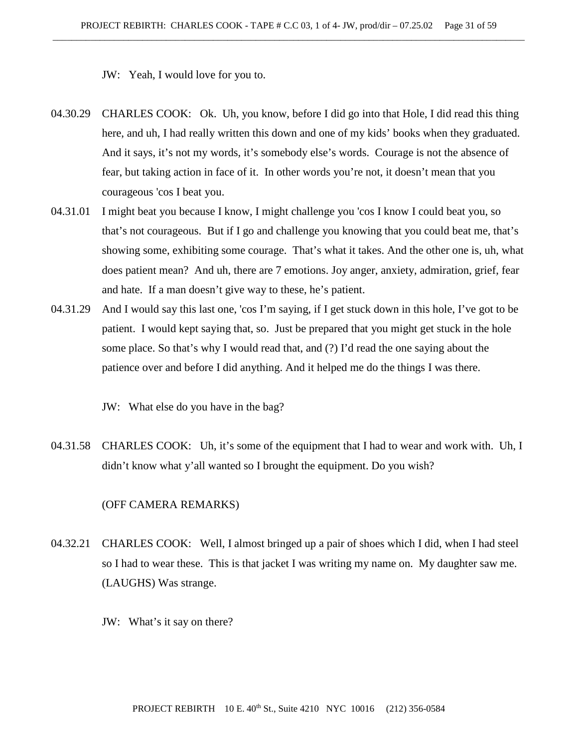JW: Yeah, I would love for you to.

04.30.29 CHARLES COOK: Ok. Uh, you know, before I did go into that Hole, I did read this thing here, and uh, I had really written this down and one of my kids' books when they graduated. And it says, it's not my words, it's somebody else's words. Courage is not the absence of fear, but taking action in face of it. In other words you're not, it doesn't mean that you courageous 'cos I beat you.

04.31.01 I might beat you because I know, I might challenge you 'cos I know I could beat you, so that's not courageous. But if I go and challenge you knowing that you could beat me, that's showing some, exhibiting some courage. That's what it takes. And the other one is, uh, what does patient mean? And uh, there are 7 emotions. Joy anger, anxiety, admiration, grief, fear and hate. If a man doesn't give way to these, he's patient.

04.31.29 And I would say this last one, 'cos I'm saying, if I get stuck down in this hole, I've got to be patient. I would kept saying that, so. Just be prepared that you might get stuck in the hole some place. So that's why I would read that, and (?) I'd read the one saying about the patience over and before I did anything. And it helped me do the things I was there.

JW: What else do you have in the bag?

04.31.58 CHARLES COOK: Uh, it's some of the equipment that I had to wear and work with. Uh, I didn't know what y'all wanted so I brought the equipment. Do you wish?

(OFF CAMERA REMARKS)

04.32.21 CHARLES COOK: Well, I almost bringed up a pair of shoes which I did, when I had steel so I had to wear these. This is that jacket I was writing my name on. My daughter saw me. (LAUGHS) Was strange.

JW: What's it say on there?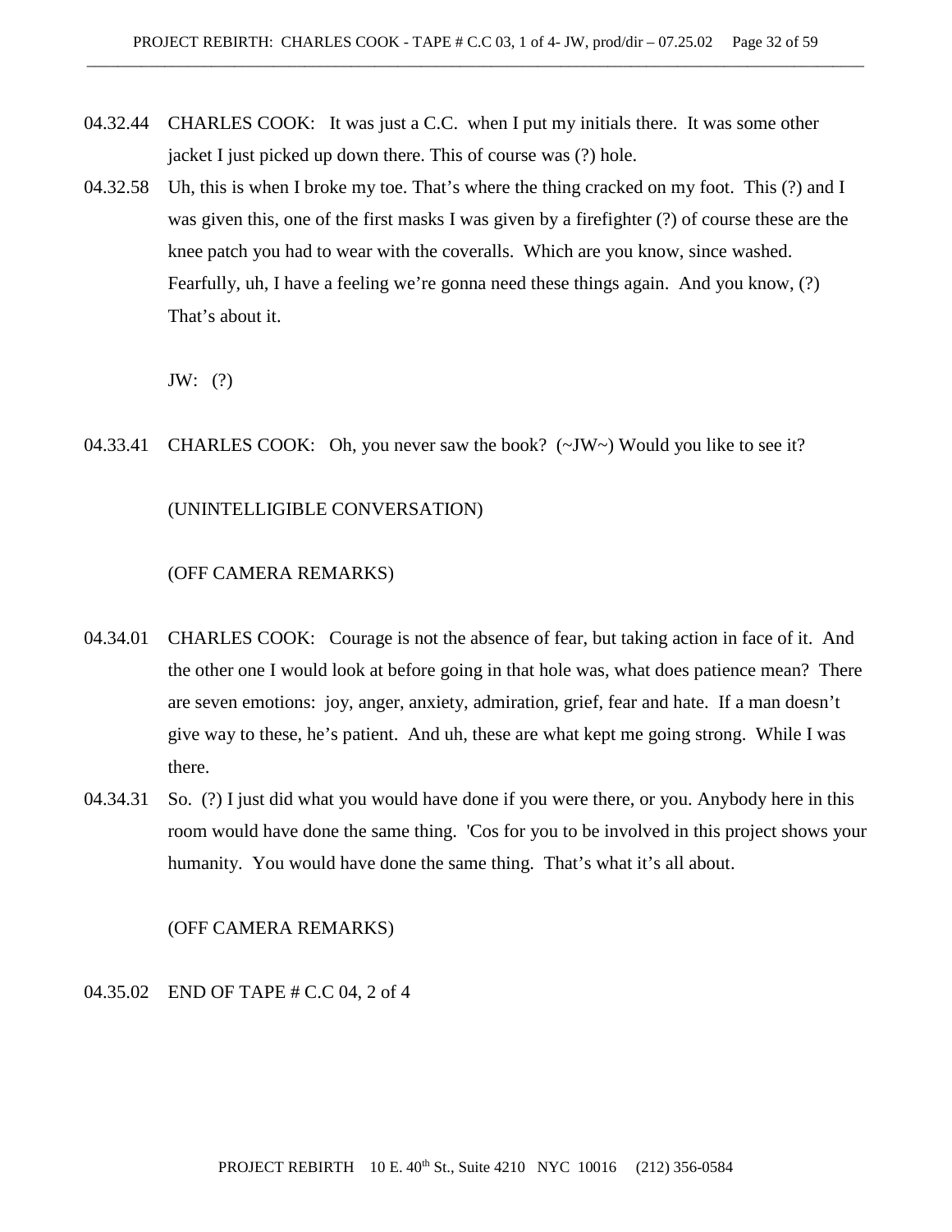04.32.44 CHARLES COOK: It was just a C.C. when I put my initials there. It was some other jacket I just picked up down there. This of course was (?) hole.

04.32.58 Uh, this is when I broke my toe. That's where the thing cracked on my foot. This (?) and I was given this, one of the first masks I was given by a firefighter (?) of course these are the knee patch you had to wear with the coveralls. Which are you know, since washed. Fearfully, uh, I have a feeling we're gonna need these things again. And you know, (?) That's about it.

JW: (?)

04.33.41 CHARLES COOK: Oh, you never saw the book? (~JW~) Would you like to see it?

(UNINTELLIGIBLE CONVERSATION)

(OFF CAMERA REMARKS)

04.34.01 CHARLES COOK: Courage is not the absence of fear, but taking action in face of it. And the other one I would look at before going in that hole was, what does patience mean? There are seven emotions: joy, anger, anxiety, admiration, grief, fear and hate. If a man doesn't give way to these, he's patient. And uh, these are what kept me going strong. While I was there.

04.34.31 So. (?) I just did what you would have done if you were there, or you. Anybody here in this room would have done the same thing. 'Cos for you to be involved in this project shows your humanity. You would have done the same thing. That's what it's all about.

(OFF CAMERA REMARKS)

04.35.02 END OF TAPE # C.C 04, 2 of 4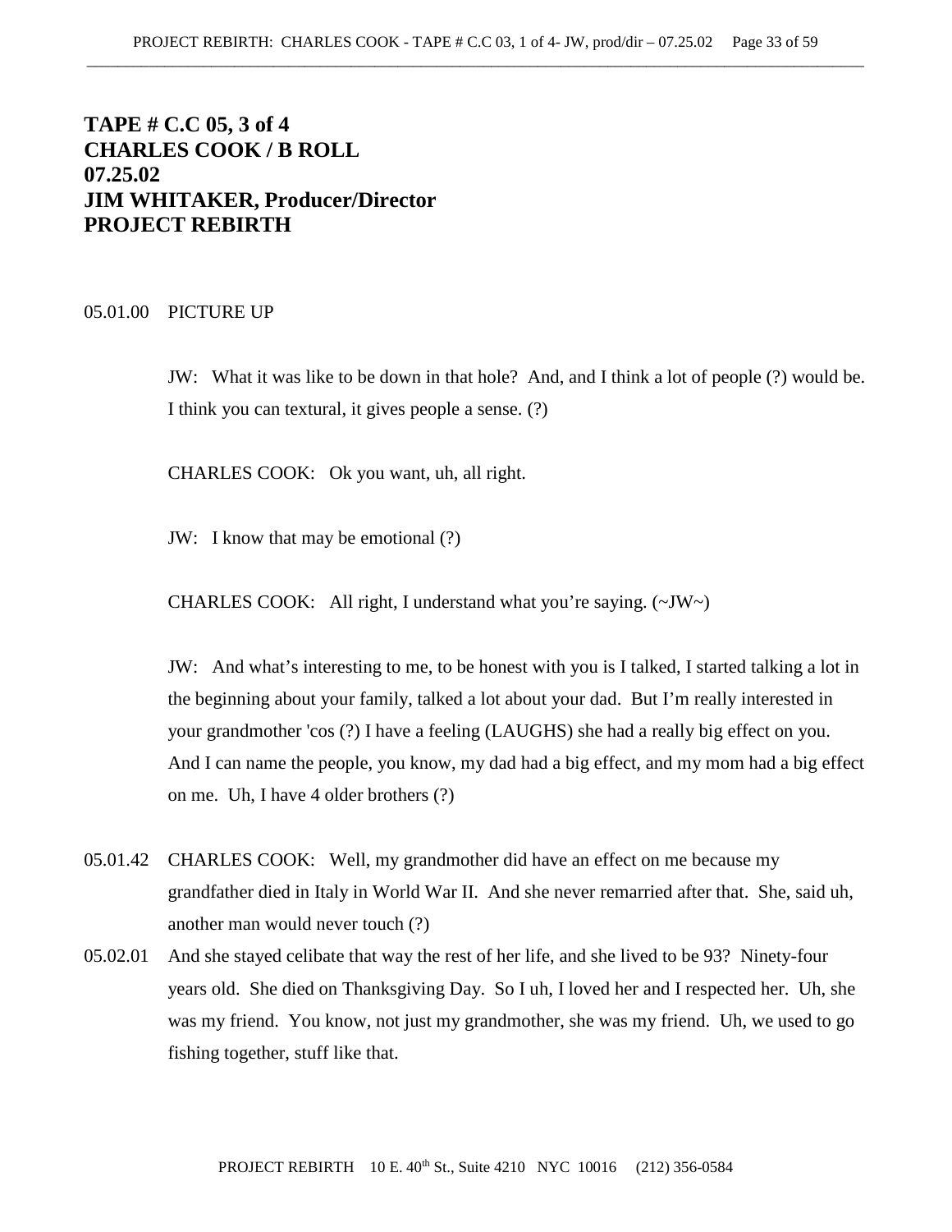**TAPE # C.C 05, 3 of 4**
**CHARLES COOK / B ROLL**
**07.25.02**
**JIM WHITAKER, Producer/Director**
**PROJECT REBIRTH**

05.01.00 PICTURE UP

JW: What it was like to be down in that hole? And, and I think a lot of people (?) would be. I think you can textural, it gives people a sense. (?)

CHARLES COOK: Ok you want, uh, all right.

JW: I know that may be emotional (?)

CHARLES COOK: All right, I understand what you're saying. (~JW~)

JW: And what's interesting to me, to be honest with you is I talked, I started talking a lot in the beginning about your family, talked a lot about your dad. But I'm really interested in your grandmother 'cos (?) I have a feeling (LAUGHS) she had a really big effect on you. And I can name the people, you know, my dad had a big effect, and my mom had a big effect on me. Uh, I have 4 older brothers (?)

05.01.42 CHARLES COOK: Well, my grandmother did have an effect on me because my grandfather died in Italy in World War II. And she never remarried after that. She, said uh, another man would never touch (?)

05.02.01 And she stayed celibate that way the rest of her life, and she lived to be 93? Ninety-four years old. She died on Thanksgiving Day. So I uh, I loved her and I respected her. Uh, she was my friend. You know, not just my grandmother, she was my friend. Uh, we used to go fishing together, stuff like that.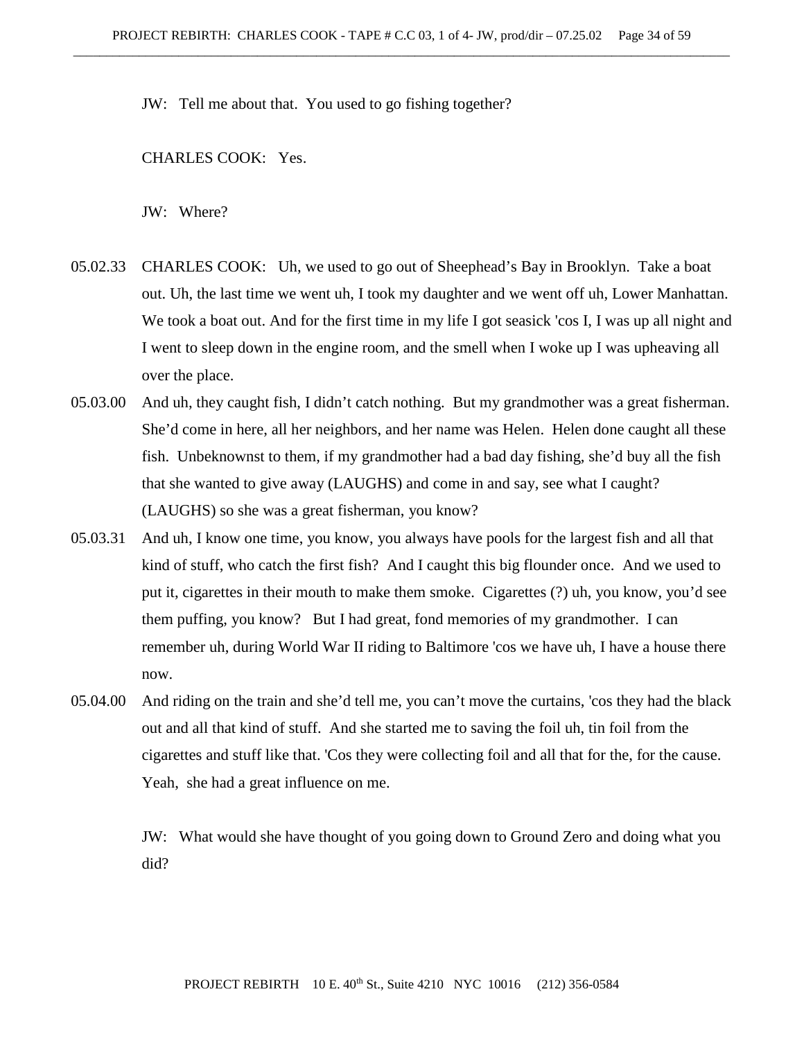JW: Tell me about that. You used to go fishing together?

CHARLES COOK: Yes.

JW: Where?

05.02.33 CHARLES COOK: Uh, we used to go out of Sheephead's Bay in Brooklyn. Take a boat out. Uh, the last time we went uh, I took my daughter and we went off uh, Lower Manhattan. We took a boat out. And for the first time in my life I got seasick 'cos I, I was up all night and I went to sleep down in the engine room, and the smell when I woke up I was upheaving all over the place.

05.03.00 And uh, they caught fish, I didn't catch nothing. But my grandmother was a great fisherman. She'd come in here, all her neighbors, and her name was Helen. Helen done caught all these fish. Unbeknownst to them, if my grandmother had a bad day fishing, she'd buy all the fish that she wanted to give away (LAUGHS) and come in and say, see what I caught? (LAUGHS) so she was a great fisherman, you know?

05.03.31 And uh, I know one time, you know, you always have pools for the largest fish and all that kind of stuff, who catch the first fish? And I caught this big flounder once. And we used to put it, cigarettes in their mouth to make them smoke. Cigarettes (?) uh, you know, you'd see them puffing, you know? But I had great, fond memories of my grandmother. I can remember uh, during World War II riding to Baltimore 'cos we have uh, I have a house there now.

05.04.00 And riding on the train and she'd tell me, you can't move the curtains, 'cos they had the black out and all that kind of stuff. And she started me to saving the foil uh, tin foil from the cigarettes and stuff like that. 'Cos they were collecting foil and all that for the, for the cause. Yeah, she had a great influence on me.

JW: What would she have thought of you going down to Ground Zero and doing what you did?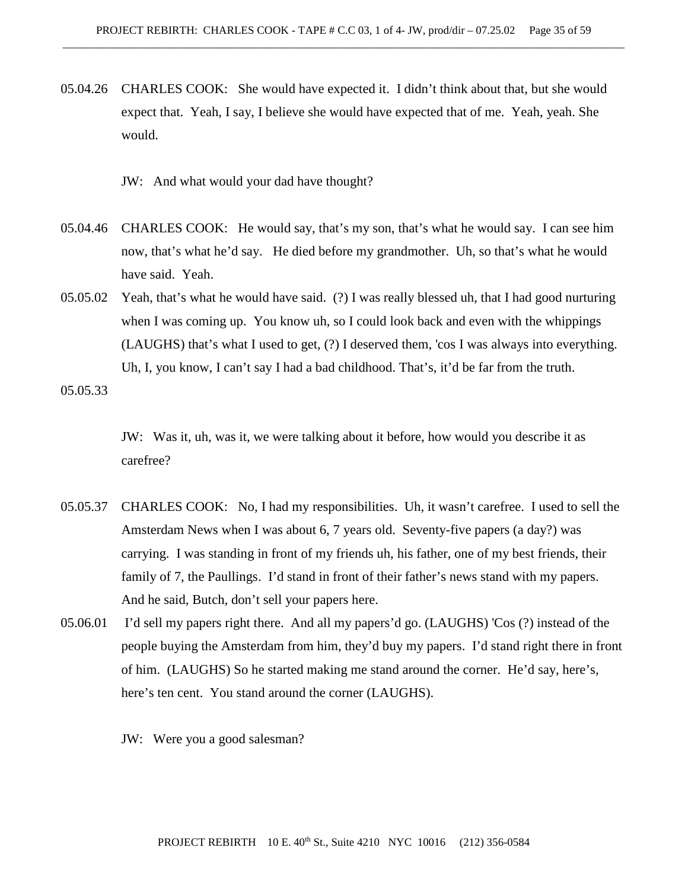05.04.26 CHARLES COOK: She would have expected it. I didn't think about that, but she would expect that. Yeah, I say, I believe she would have expected that of me. Yeah, yeah. She would.

JW: And what would your dad have thought?

05.04.46 CHARLES COOK: He would say, that's my son, that's what he would say. I can see him now, that's what he'd say. He died before my grandmother. Uh, so that's what he would have said. Yeah.

05.05.02 Yeah, that's what he would have said. (?) I was really blessed uh, that I had good nurturing when I was coming up. You know uh, so I could look back and even with the whippings (LAUGHS) that's what I used to get, (?) I deserved them, 'cos I was always into everything. Uh, I, you know, I can't say I had a bad childhood. That's, it'd be far from the truth.

05.05.33

JW: Was it, uh, was it, we were talking about it before, how would you describe it as carefree?

05.05.37 CHARLES COOK: No, I had my responsibilities. Uh, it wasn't carefree. I used to sell the Amsterdam News when I was about 6, 7 years old. Seventy-five papers (a day?) was carrying. I was standing in front of my friends uh, his father, one of my best friends, their family of 7, the Paullings. I'd stand in front of their father's news stand with my papers. And he said, Butch, don't sell your papers here.

05.06.01 I'd sell my papers right there. And all my papers'd go. (LAUGHS) 'Cos (?) instead of the people buying the Amsterdam from him, they'd buy my papers. I'd stand right there in front of him. (LAUGHS) So he started making me stand around the corner. He'd say, here's, here's ten cent. You stand around the corner (LAUGHS).

JW: Were you a good salesman?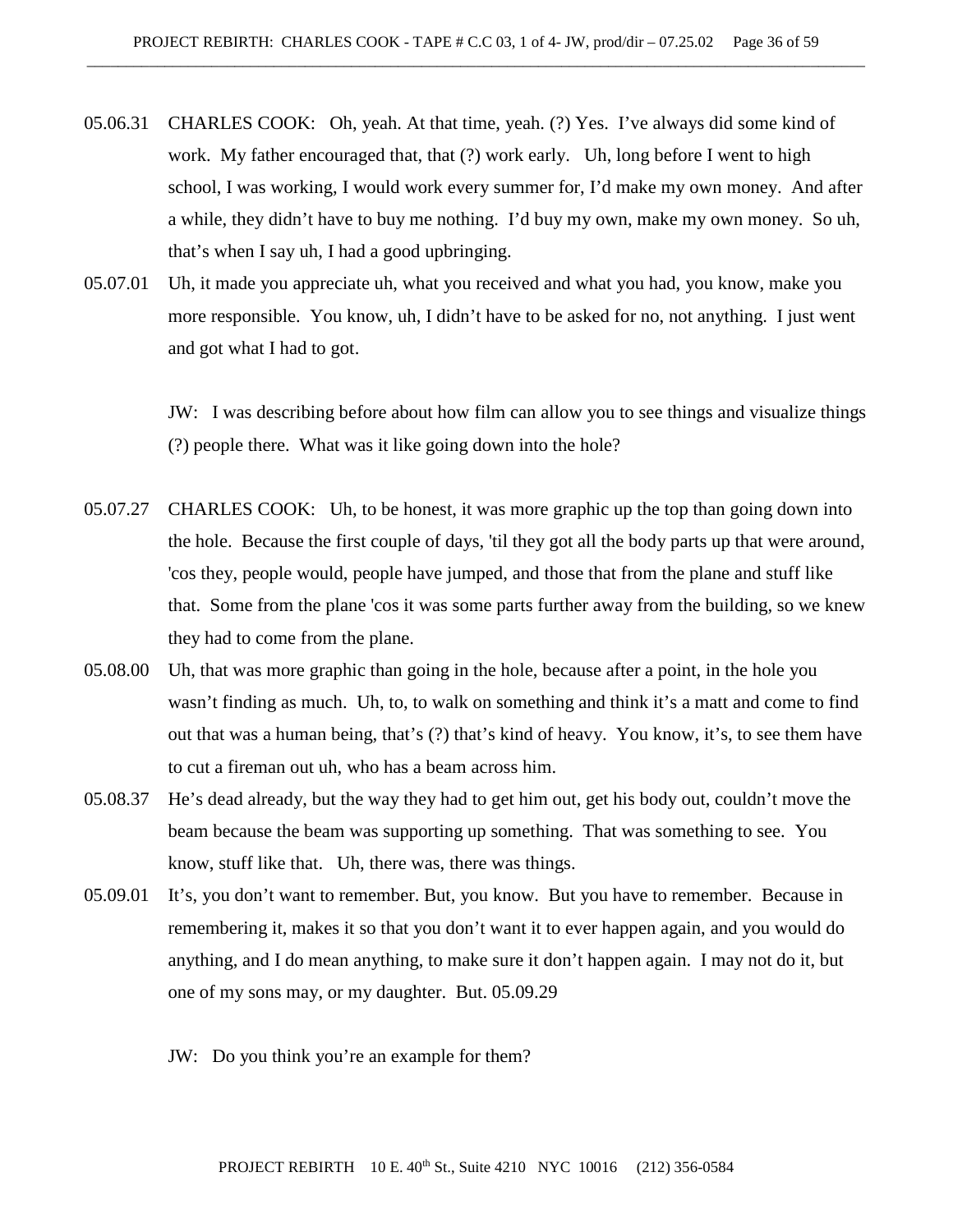05.06.31 CHARLES COOK: Oh, yeah. At that time, yeah. (?) Yes. I've always did some kind of work. My father encouraged that, that (?) work early. Uh, long before I went to high school, I was working, I would work every summer for, I'd make my own money. And after a while, they didn't have to buy me nothing. I'd buy my own, make my own money. So uh, that's when I say uh, I had a good upbringing.

05.07.01 Uh, it made you appreciate uh, what you received and what you had, you know, make you more responsible. You know, uh, I didn't have to be asked for no, not anything. I just went and got what I had to got.

JW: I was describing before about how film can allow you to see things and visualize things (?) people there. What was it like going down into the hole?

05.07.27 CHARLES COOK: Uh, to be honest, it was more graphic up the top than going down into the hole. Because the first couple of days, 'til they got all the body parts up that were around, 'cos they, people would, people have jumped, and those that from the plane and stuff like that. Some from the plane 'cos it was some parts further away from the building, so we knew they had to come from the plane.

05.08.00 Uh, that was more graphic than going in the hole, because after a point, in the hole you wasn't finding as much. Uh, to, to walk on something and think it's a matt and come to find out that was a human being, that's (?) that's kind of heavy. You know, it's, to see them have to cut a fireman out uh, who has a beam across him.

05.08.37 He's dead already, but the way they had to get him out, get his body out, couldn't move the beam because the beam was supporting up something. That was something to see. You know, stuff like that. Uh, there was, there was things.

05.09.01 It's, you don't want to remember. But, you know. But you have to remember. Because in remembering it, makes it so that you don't want it to ever happen again, and you would do anything, and I do mean anything, to make sure it don't happen again. I may not do it, but one of my sons may, or my daughter. But. 05.09.29

JW: Do you think you're an example for them?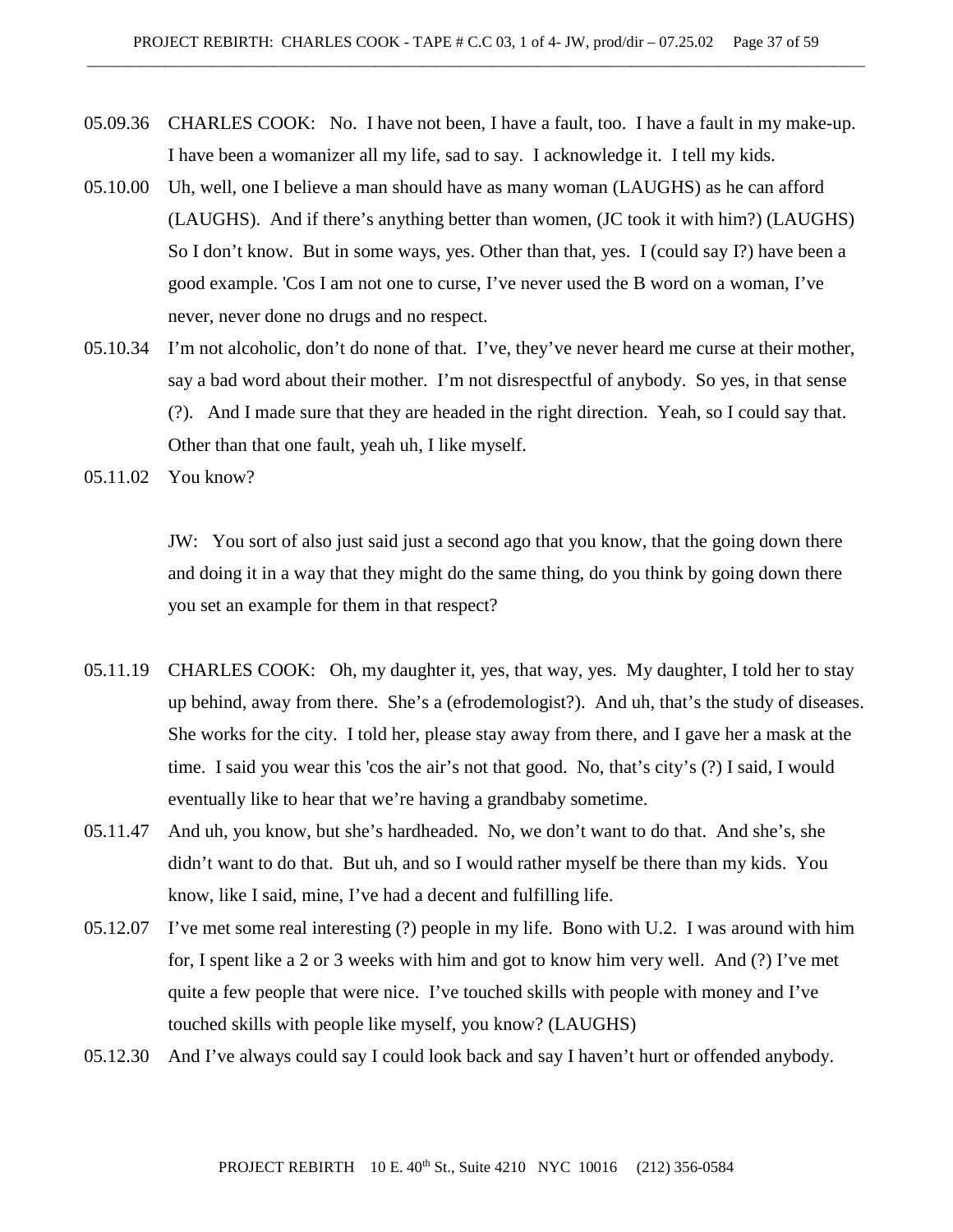05.09.36 CHARLES COOK: No. I have not been, I have a fault, too. I have a fault in my make-up. I have been a womanizer all my life, sad to say. I acknowledge it. I tell my kids.

05.10.00 Uh, well, one I believe a man should have as many woman (LAUGHS) as he can afford (LAUGHS). And if there's anything better than women, (JC took it with him?) (LAUGHS) So I don't know. But in some ways, yes. Other than that, yes. I (could say I?) have been a good example. 'Cos I am not one to curse, I've never used the B word on a woman, I've never, never done no drugs and no respect.

05.10.34 I'm not alcoholic, don't do none of that. I've, they've never heard me curse at their mother, say a bad word about their mother. I'm not disrespectful of anybody. So yes, in that sense (?). And I made sure that they are headed in the right direction. Yeah, so I could say that. Other than that one fault, yeah uh, I like myself.

05.11.02 You know?

JW: You sort of also just said just a second ago that you know, that the going down there and doing it in a way that they might do the same thing, do you think by going down there you set an example for them in that respect?

05.11.19 CHARLES COOK: Oh, my daughter it, yes, that way, yes. My daughter, I told her to stay up behind, away from there. She's a (efrodemologist?). And uh, that's the study of diseases. She works for the city. I told her, please stay away from there, and I gave her a mask at the time. I said you wear this 'cos the air's not that good. No, that's city's (?) I said, I would eventually like to hear that we're having a grandbaby sometime.

05.11.47 And uh, you know, but she's hardheaded. No, we don't want to do that. And she's, she didn't want to do that. But uh, and so I would rather myself be there than my kids. You know, like I said, mine, I've had a decent and fulfilling life.

05.12.07 I've met some real interesting (?) people in my life. Bono with U.2. I was around with him for, I spent like a 2 or 3 weeks with him and got to know him very well. And (?) I've met quite a few people that were nice. I've touched skills with people with money and I've touched skills with people like myself, you know? (LAUGHS)

05.12.30 And I've always could say I could look back and say I haven't hurt or offended anybody.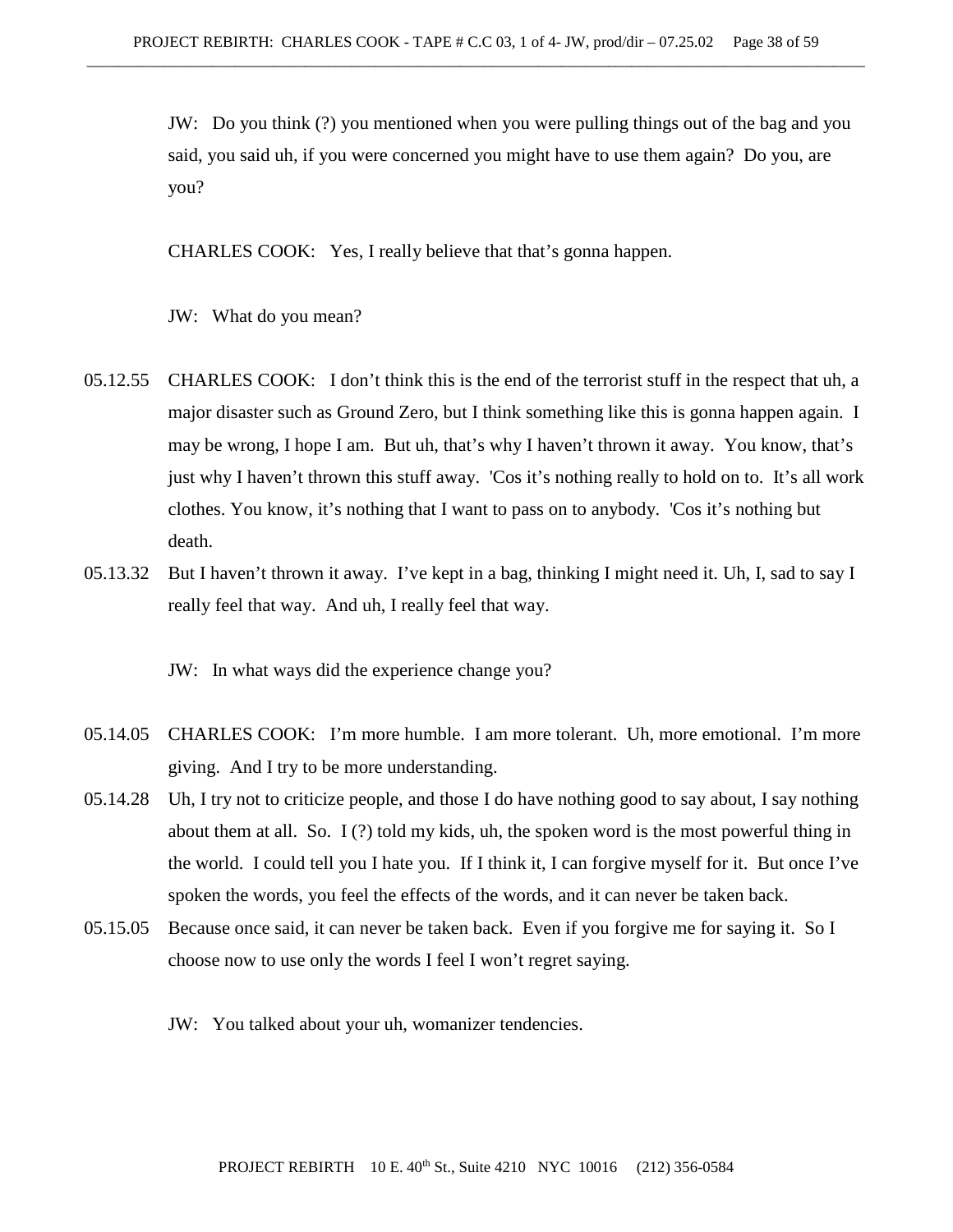JW: Do you think (?) you mentioned when you were pulling things out of the bag and you said, you said uh, if you were concerned you might have to use them again? Do you, are you?

CHARLES COOK: Yes, I really believe that that's gonna happen.

JW: What do you mean?

05.12.55 CHARLES COOK: I don't think this is the end of the terrorist stuff in the respect that uh, a major disaster such as Ground Zero, but I think something like this is gonna happen again. I may be wrong, I hope I am. But uh, that's why I haven't thrown it away. You know, that's just why I haven't thrown this stuff away. 'Cos it's nothing really to hold on to. It's all work clothes. You know, it's nothing that I want to pass on to anybody. 'Cos it's nothing but death.

05.13.32 But I haven't thrown it away. I've kept in a bag, thinking I might need it. Uh, I, sad to say I really feel that way. And uh, I really feel that way.

JW: In what ways did the experience change you?

05.14.05 CHARLES COOK: I'm more humble. I am more tolerant. Uh, more emotional. I'm more giving. And I try to be more understanding.

05.14.28 Uh, I try not to criticize people, and those I do have nothing good to say about, I say nothing about them at all. So. I (?) told my kids, uh, the spoken word is the most powerful thing in the world. I could tell you I hate you. If I think it, I can forgive myself for it. But once I've spoken the words, you feel the effects of the words, and it can never be taken back.

05.15.05 Because once said, it can never be taken back. Even if you forgive me for saying it. So I choose now to use only the words I feel I won't regret saying.

JW: You talked about your uh, womanizer tendencies.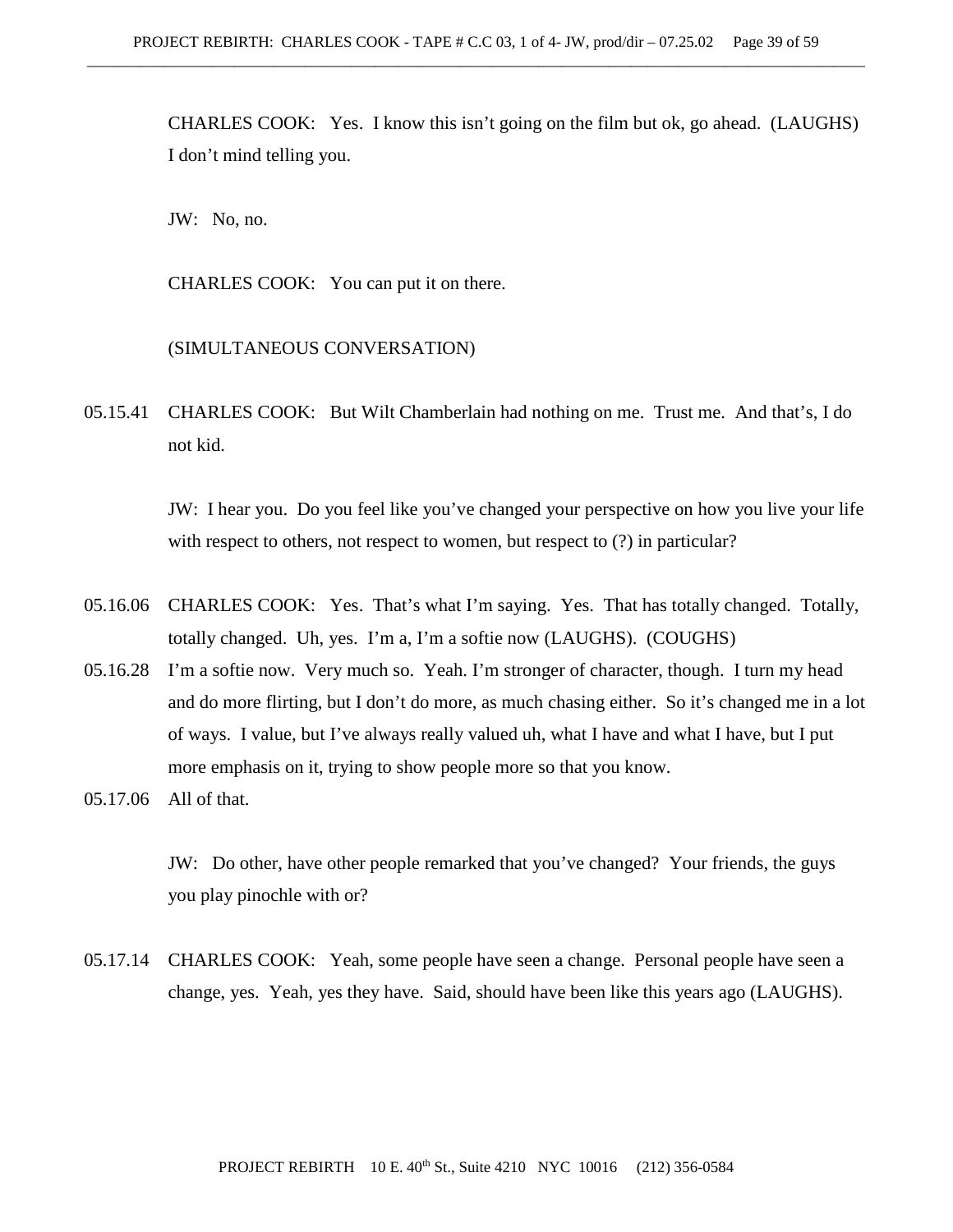CHARLES COOK: Yes. I know this isn't going on the film but ok, go ahead. (LAUGHS) I don't mind telling you.

JW: No, no.

CHARLES COOK: You can put it on there.

(SIMULTANEOUS CONVERSATION)

05.15.41 CHARLES COOK: But Wilt Chamberlain had nothing on me. Trust me. And that's, I do not kid.

JW: I hear you. Do you feel like you've changed your perspective on how you live your life with respect to others, not respect to women, but respect to (?) in particular?

05.16.06 CHARLES COOK: Yes. That's what I'm saying. Yes. That has totally changed. Totally, totally changed. Uh, yes. I'm a, I'm a softie now (LAUGHS). (COUGHS)

05.16.28 I'm a softie now. Very much so. Yeah. I'm stronger of character, though. I turn my head and do more flirting, but I don't do more, as much chasing either. So it's changed me in a lot of ways. I value, but I've always really valued uh, what I have and what I have, but I put more emphasis on it, trying to show people more so that you know.

05.17.06 All of that.

JW: Do other, have other people remarked that you've changed? Your friends, the guys you play pinochle with or?

05.17.14 CHARLES COOK: Yeah, some people have seen a change. Personal people have seen a change, yes. Yeah, yes they have. Said, should have been like this years ago (LAUGHS).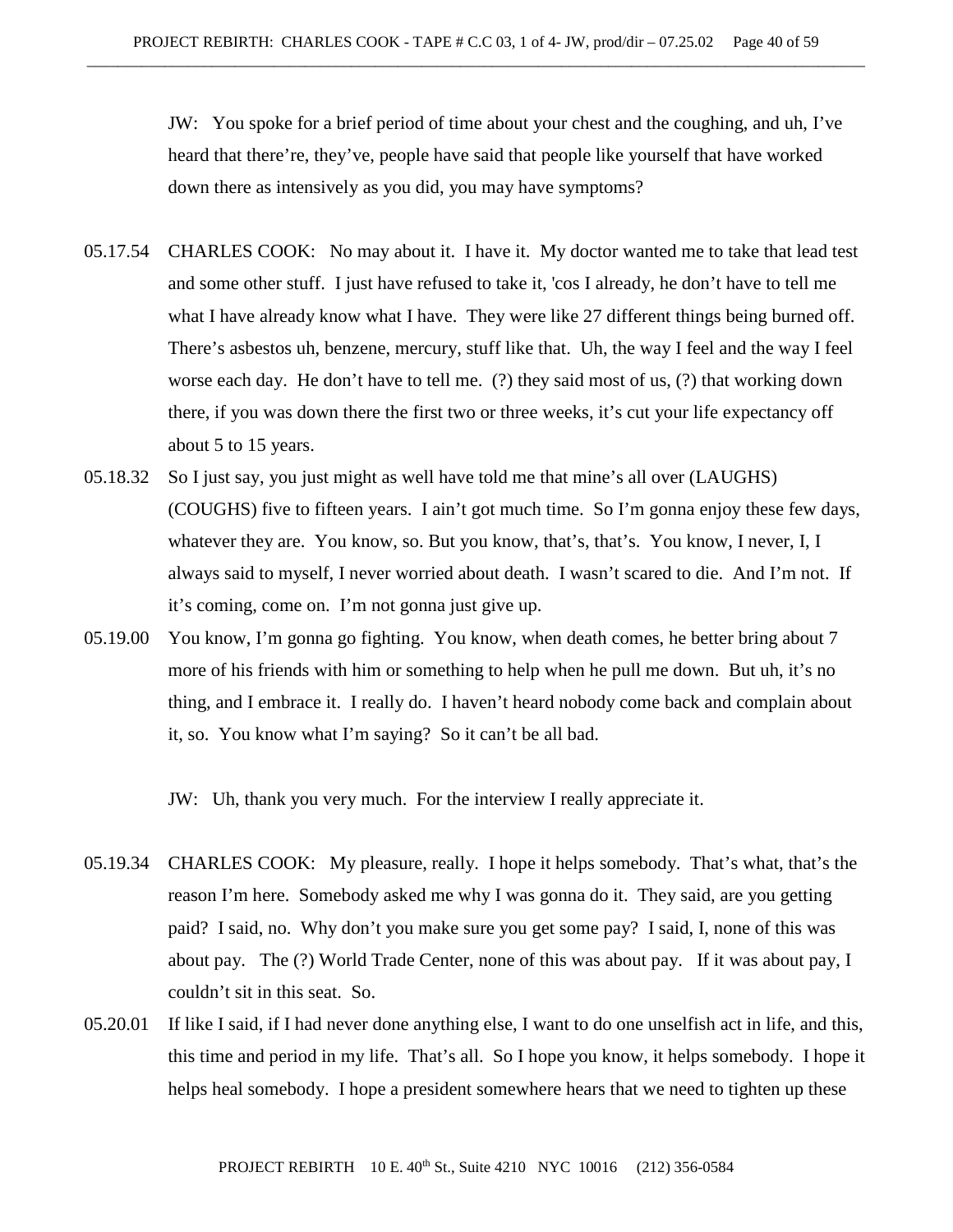JW: You spoke for a brief period of time about your chest and the coughing, and uh, I've heard that there're, they've, people have said that people like yourself that have worked down there as intensively as you did, you may have symptoms?

05.17.54 CHARLES COOK: No may about it. I have it. My doctor wanted me to take that lead test and some other stuff. I just have refused to take it, 'cos I already, he don't have to tell me what I have already know what I have. They were like 27 different things being burned off. There's asbestos uh, benzene, mercury, stuff like that. Uh, the way I feel and the way I feel worse each day. He don't have to tell me. (?) they said most of us, (?) that working down there, if you was down there the first two or three weeks, it's cut your life expectancy off about 5 to 15 years.

05.18.32 So I just say, you just might as well have told me that mine's all over (LAUGHS) (COUGHS) five to fifteen years. I ain't got much time. So I'm gonna enjoy these few days, whatever they are. You know, so. But you know, that's, that's. You know, I never, I, I always said to myself, I never worried about death. I wasn't scared to die. And I'm not. If it's coming, come on. I'm not gonna just give up.

05.19.00 You know, I'm gonna go fighting. You know, when death comes, he better bring about 7 more of his friends with him or something to help when he pull me down. But uh, it's no thing, and I embrace it. I really do. I haven't heard nobody come back and complain about it, so. You know what I'm saying? So it can't be all bad.

JW: Uh, thank you very much. For the interview I really appreciate it.

05.19.34 CHARLES COOK: My pleasure, really. I hope it helps somebody. That's what, that's the reason I'm here. Somebody asked me why I was gonna do it. They said, are you getting paid? I said, no. Why don't you make sure you get some pay? I said, I, none of this was about pay. The (?) World Trade Center, none of this was about pay. If it was about pay, I couldn't sit in this seat. So.

05.20.01 If like I said, if I had never done anything else, I want to do one unselfish act in life, and this, this time and period in my life. That's all. So I hope you know, it helps somebody. I hope it helps heal somebody. I hope a president somewhere hears that we need to tighten up these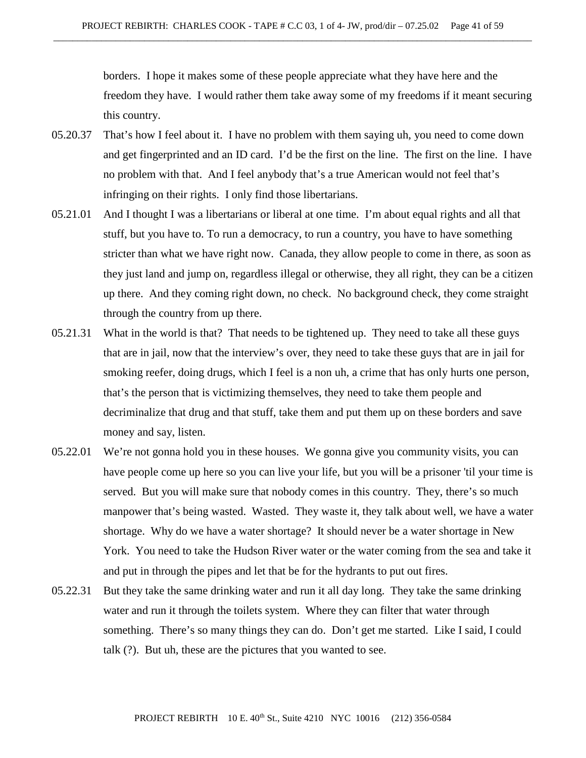borders. I hope it makes some of these people appreciate what they have here and the freedom they have. I would rather them take away some of my freedoms if it meant securing this country.

05.20.37 That's how I feel about it. I have no problem with them saying uh, you need to come down and get fingerprinted and an ID card. I'd be the first on the line. The first on the line. I have no problem with that. And I feel anybody that's a true American would not feel that's infringing on their rights. I only find those libertarians.

05.21.01 And I thought I was a libertarians or liberal at one time. I'm about equal rights and all that stuff, but you have to. To run a democracy, to run a country, you have to have something stricter than what we have right now. Canada, they allow people to come in there, as soon as they just land and jump on, regardless illegal or otherwise, they all right, they can be a citizen up there. And they coming right down, no check. No background check, they come straight through the country from up there.

05.21.31 What in the world is that? That needs to be tightened up. They need to take all these guys that are in jail, now that the interview's over, they need to take these guys that are in jail for smoking reefer, doing drugs, which I feel is a non uh, a crime that has only hurts one person, that's the person that is victimizing themselves, they need to take them people and decriminalize that drug and that stuff, take them and put them up on these borders and save money and say, listen.

05.22.01 We're not gonna hold you in these houses. We gonna give you community visits, you can have people come up here so you can live your life, but you will be a prisoner 'til your time is served. But you will make sure that nobody comes in this country. They, there's so much manpower that's being wasted. Wasted. They waste it, they talk about well, we have a water shortage. Why do we have a water shortage? It should never be a water shortage in New York. You need to take the Hudson River water or the water coming from the sea and take it and put in through the pipes and let that be for the hydrants to put out fires.

05.22.31 But they take the same drinking water and run it all day long. They take the same drinking water and run it through the toilets system. Where they can filter that water through something. There's so many things they can do. Don't get me started. Like I said, I could talk (?). But uh, these are the pictures that you wanted to see.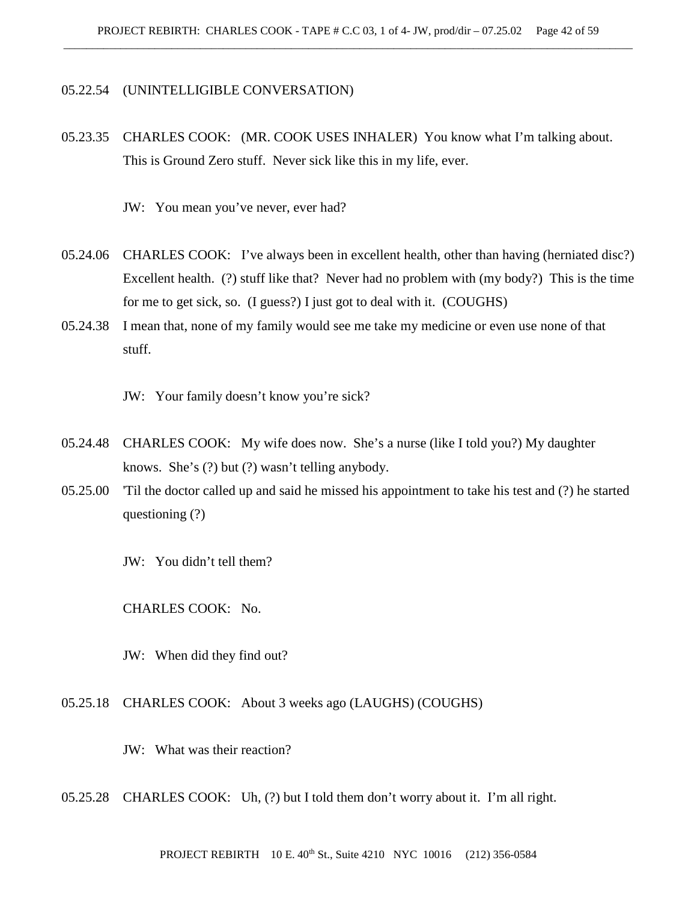05.22.54 (UNINTELLIGIBLE CONVERSATION)

05.23.35 CHARLES COOK: (MR. COOK USES INHALER) You know what I'm talking about. This is Ground Zero stuff. Never sick like this in my life, ever.

JW: You mean you've never, ever had?

05.24.06 CHARLES COOK: I've always been in excellent health, other than having (herniated disc?) Excellent health. (?) stuff like that? Never had no problem with (my body?) This is the time for me to get sick, so. (I guess?) I just got to deal with it. (COUGHS)

05.24.38 I mean that, none of my family would see me take my medicine or even use none of that stuff.

JW: Your family doesn't know you're sick?

05.24.48 CHARLES COOK: My wife does now. She's a nurse (like I told you?) My daughter knows. She's (?) but (?) wasn't telling anybody.

05.25.00 'Til the doctor called up and said he missed his appointment to take his test and (?) he started questioning (?)

JW: You didn't tell them?

CHARLES COOK: No.

JW: When did they find out?

05.25.18 CHARLES COOK: About 3 weeks ago (LAUGHS) (COUGHS)

JW: What was their reaction?

05.25.28 CHARLES COOK: Uh, (?) but I told them don't worry about it. I'm all right.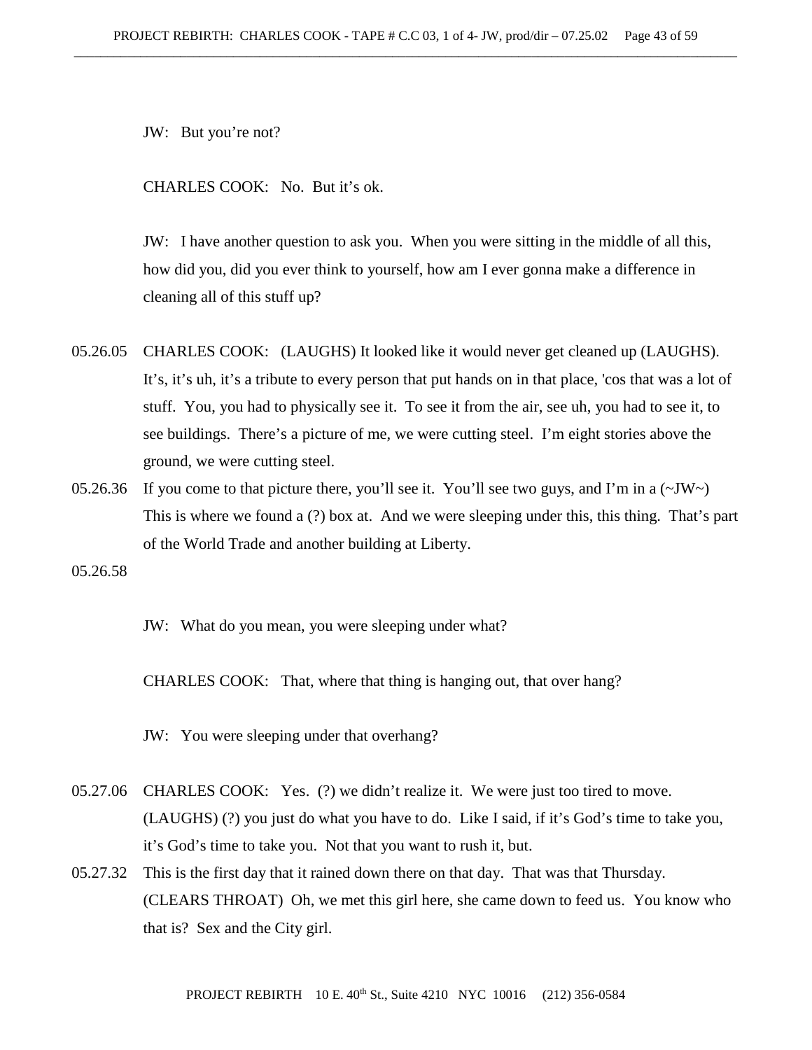JW: But you're not?

CHARLES COOK: No. But it's ok.

JW: I have another question to ask you. When you were sitting in the middle of all this, how did you, did you ever think to yourself, how am I ever gonna make a difference in cleaning all of this stuff up?

05.26.05 CHARLES COOK: (LAUGHS) It looked like it would never get cleaned up (LAUGHS). It's, it's uh, it's a tribute to every person that put hands on in that place, 'cos that was a lot of stuff. You, you had to physically see it. To see it from the air, see uh, you had to see it, to see buildings. There's a picture of me, we were cutting steel. I'm eight stories above the ground, we were cutting steel.

05.26.36 If you come to that picture there, you'll see it. You'll see two guys, and I'm in a (~JW~) This is where we found a (?) box at. And we were sleeping under this, this thing. That's part of the World Trade and another building at Liberty.

05.26.58

JW: What do you mean, you were sleeping under what?

CHARLES COOK: That, where that thing is hanging out, that over hang?

JW: You were sleeping under that overhang?

05.27.06 CHARLES COOK: Yes. (?) we didn't realize it. We were just too tired to move. (LAUGHS) (?) you just do what you have to do. Like I said, if it's God's time to take you, it's God's time to take you. Not that you want to rush it, but.

05.27.32 This is the first day that it rained down there on that day. That was that Thursday. (CLEARS THROAT) Oh, we met this girl here, she came down to feed us. You know who that is? Sex and the City girl.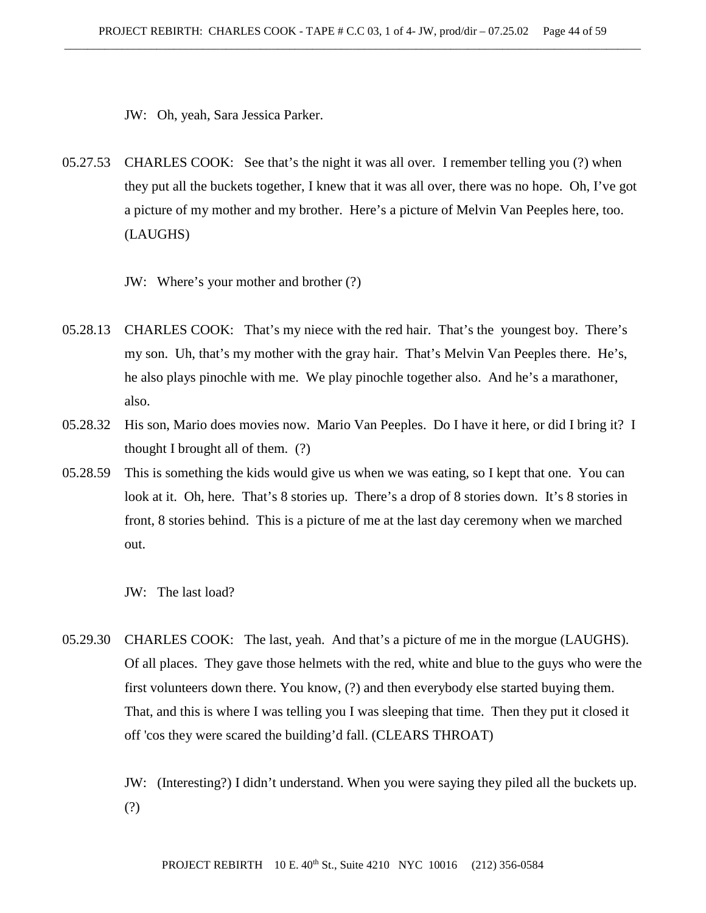JW: Oh, yeah, Sara Jessica Parker.

05.27.53 CHARLES COOK: See that's the night it was all over. I remember telling you (?) when they put all the buckets together, I knew that it was all over, there was no hope. Oh, I've got a picture of my mother and my brother. Here's a picture of Melvin Van Peeples here, too. (LAUGHS)

JW: Where's your mother and brother (?)

05.28.13 CHARLES COOK: That's my niece with the red hair. That's the youngest boy. There's my son. Uh, that's my mother with the gray hair. That's Melvin Van Peeples there. He's, he also plays pinochle with me. We play pinochle together also. And he's a marathoner, also.

05.28.32 His son, Mario does movies now. Mario Van Peeples. Do I have it here, or did I bring it? I thought I brought all of them. (?)

05.28.59 This is something the kids would give us when we was eating, so I kept that one. You can look at it. Oh, here. That's 8 stories up. There's a drop of 8 stories down. It's 8 stories in front, 8 stories behind. This is a picture of me at the last day ceremony when we marched out.

JW: The last load?

05.29.30 CHARLES COOK: The last, yeah. And that's a picture of me in the morgue (LAUGHS). Of all places. They gave those helmets with the red, white and blue to the guys who were the first volunteers down there. You know, (?) and then everybody else started buying them. That, and this is where I was telling you I was sleeping that time. Then they put it closed it off 'cos they were scared the building'd fall. (CLEARS THROAT)

JW: (Interesting?) I didn't understand. When you were saying they piled all the buckets up. (?)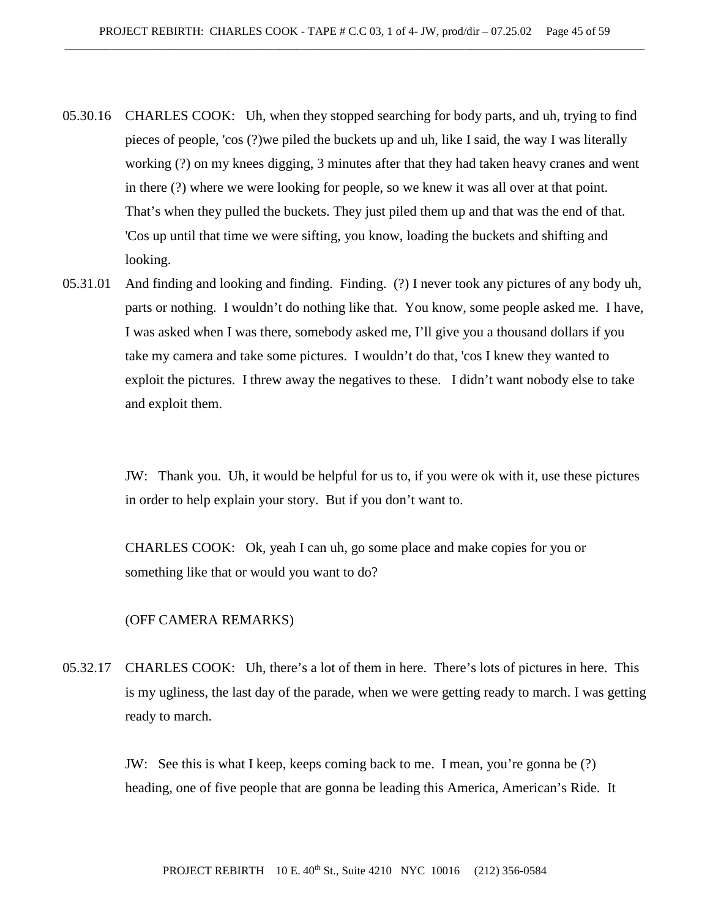05.30.16 CHARLES COOK: Uh, when they stopped searching for body parts, and uh, trying to find pieces of people, 'cos (?)we piled the buckets up and uh, like I said, the way I was literally working (?) on my knees digging, 3 minutes after that they had taken heavy cranes and went in there (?) where we were looking for people, so we knew it was all over at that point. That's when they pulled the buckets. They just piled them up and that was the end of that. 'Cos up until that time we were sifting, you know, loading the buckets and shifting and looking.

05.31.01 And finding and looking and finding. Finding. (?) I never took any pictures of any body uh, parts or nothing. I wouldn't do nothing like that. You know, some people asked me. I have, I was asked when I was there, somebody asked me, I'll give you a thousand dollars if you take my camera and take some pictures. I wouldn't do that, 'cos I knew they wanted to exploit the pictures. I threw away the negatives to these. I didn't want nobody else to take and exploit them.

JW: Thank you. Uh, it would be helpful for us to, if you were ok with it, use these pictures in order to help explain your story. But if you don't want to.

CHARLES COOK: Ok, yeah I can uh, go some place and make copies for you or something like that or would you want to do?

(OFF CAMERA REMARKS)

05.32.17 CHARLES COOK: Uh, there's a lot of them in here. There's lots of pictures in here. This is my ugliness, the last day of the parade, when we were getting ready to march. I was getting ready to march.

JW: See this is what I keep, keeps coming back to me. I mean, you're gonna be (?) heading, one of five people that are gonna be leading this America, American's Ride. It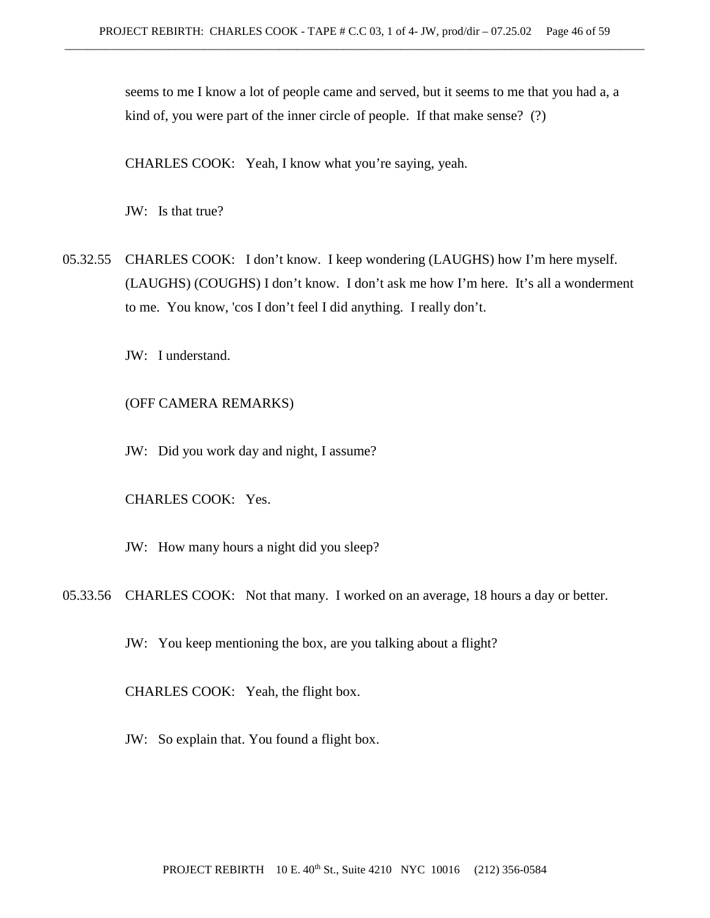seems to me I know a lot of people came and served, but it seems to me that you had a, a kind of, you were part of the inner circle of people. If that make sense? (?)

CHARLES COOK: Yeah, I know what you're saying, yeah.

JW: Is that true?

05.32.55 CHARLES COOK: I don't know. I keep wondering (LAUGHS) how I'm here myself. (LAUGHS) (COUGHS) I don't know. I don't ask me how I'm here. It's all a wonderment to me. You know, 'cos I don't feel I did anything. I really don't.

JW: I understand.

(OFF CAMERA REMARKS)

JW: Did you work day and night, I assume?

CHARLES COOK: Yes.

JW: How many hours a night did you sleep?

05.33.56 CHARLES COOK: Not that many. I worked on an average, 18 hours a day or better.

JW: You keep mentioning the box, are you talking about a flight?

CHARLES COOK: Yeah, the flight box.

JW: So explain that. You found a flight box.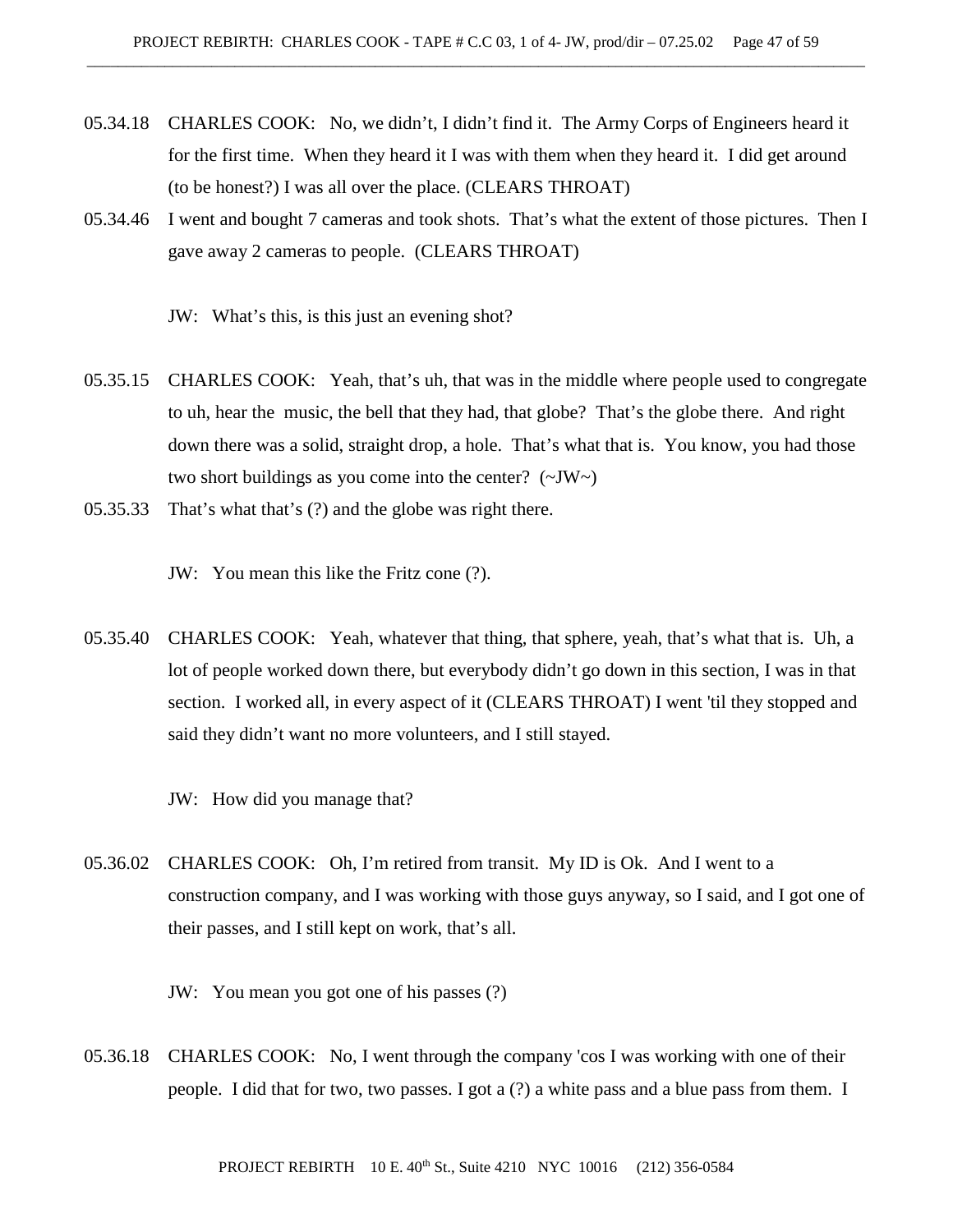05.34.18 CHARLES COOK: No, we didn't, I didn't find it. The Army Corps of Engineers heard it for the first time. When they heard it I was with them when they heard it. I did get around (to be honest?) I was all over the place. (CLEARS THROAT)

05.34.46 I went and bought 7 cameras and took shots. That's what the extent of those pictures. Then I gave away 2 cameras to people. (CLEARS THROAT)

JW: What's this, is this just an evening shot?

05.35.15 CHARLES COOK: Yeah, that's uh, that was in the middle where people used to congregate to uh, hear the music, the bell that they had, that globe? That's the globe there. And right down there was a solid, straight drop, a hole. That's what that is. You know, you had those two short buildings as you come into the center? (~JW~)

05.35.33 That's what that's (?) and the globe was right there.

JW: You mean this like the Fritz cone (?).

05.35.40 CHARLES COOK: Yeah, whatever that thing, that sphere, yeah, that's what that is. Uh, a lot of people worked down there, but everybody didn't go down in this section, I was in that section. I worked all, in every aspect of it (CLEARS THROAT) I went 'til they stopped and said they didn't want no more volunteers, and I still stayed.

JW: How did you manage that?

05.36.02 CHARLES COOK: Oh, I'm retired from transit. My ID is Ok. And I went to a construction company, and I was working with those guys anyway, so I said, and I got one of their passes, and I still kept on work, that's all.

JW: You mean you got one of his passes (?)

05.36.18 CHARLES COOK: No, I went through the company 'cos I was working with one of their people. I did that for two, two passes. I got a (?) a white pass and a blue pass from them. I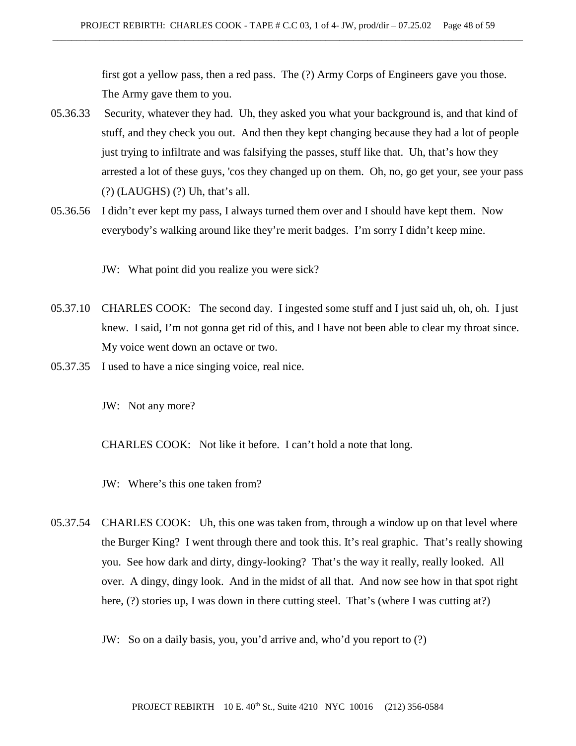first got a yellow pass, then a red pass. The (?) Army Corps of Engineers gave you those. The Army gave them to you.

05.36.33 Security, whatever they had. Uh, they asked you what your background is, and that kind of stuff, and they check you out. And then they kept changing because they had a lot of people just trying to infiltrate and was falsifying the passes, stuff like that. Uh, that's how they arrested a lot of these guys, 'cos they changed up on them. Oh, no, go get your, see your pass (?) (LAUGHS) (?) Uh, that's all.

05.36.56 I didn't ever kept my pass, I always turned them over and I should have kept them. Now everybody's walking around like they're merit badges. I'm sorry I didn't keep mine.

JW: What point did you realize you were sick?

05.37.10 CHARLES COOK: The second day. I ingested some stuff and I just said uh, oh, oh. I just knew. I said, I'm not gonna get rid of this, and I have not been able to clear my throat since. My voice went down an octave or two.

05.37.35 I used to have a nice singing voice, real nice.

JW: Not any more?

CHARLES COOK: Not like it before. I can't hold a note that long.

JW: Where's this one taken from?

05.37.54 CHARLES COOK: Uh, this one was taken from, through a window up on that level where the Burger King? I went through there and took this. It's real graphic. That's really showing you. See how dark and dirty, dingy-looking? That's the way it really, really looked. All over. A dingy, dingy look. And in the midst of all that. And now see how in that spot right here, (?) stories up, I was down in there cutting steel. That's (where I was cutting at?)

JW: So on a daily basis, you, you'd arrive and, who'd you report to (?)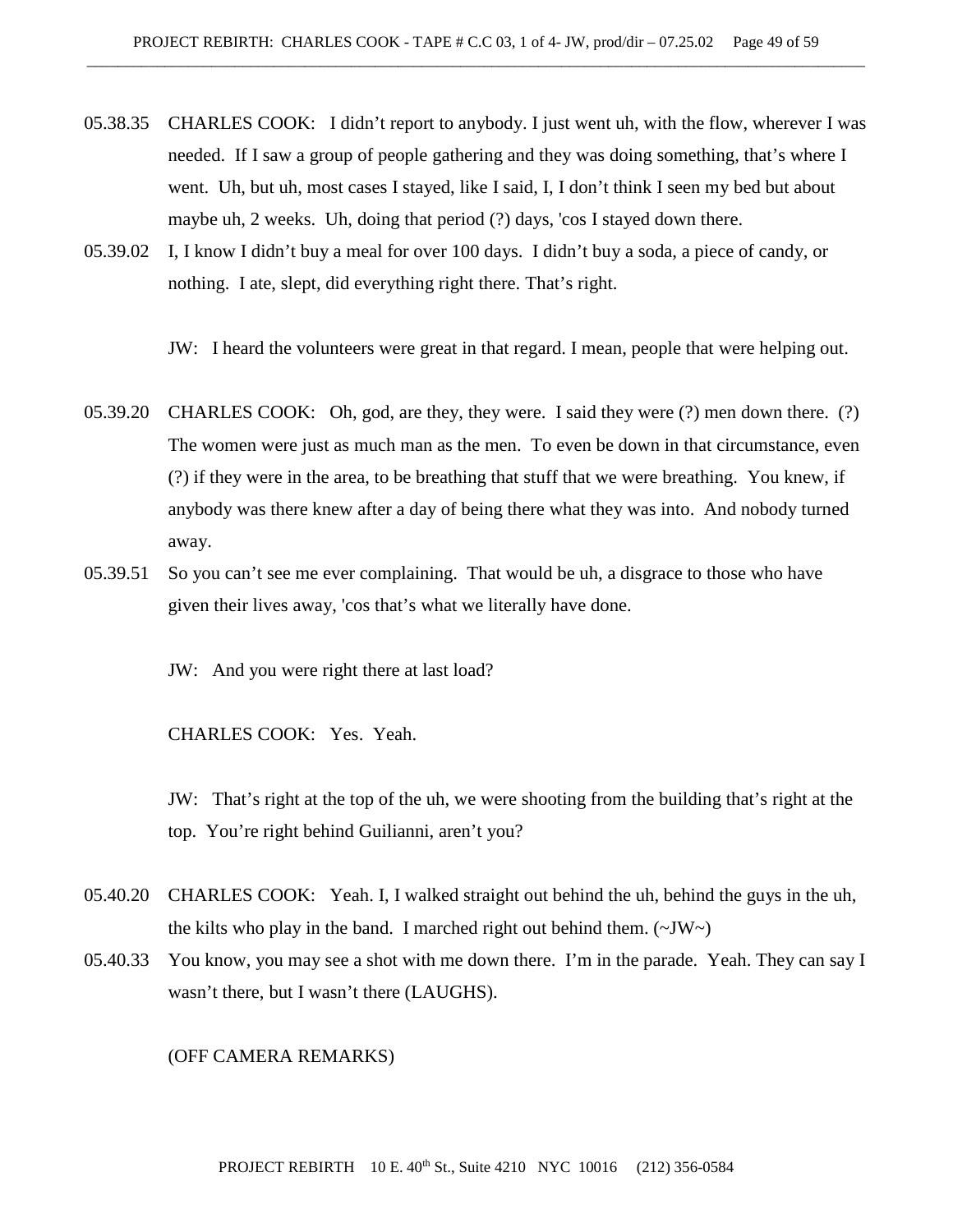05.38.35 CHARLES COOK: I didn't report to anybody. I just went uh, with the flow, wherever I was needed. If I saw a group of people gathering and they was doing something, that's where I went. Uh, but uh, most cases I stayed, like I said, I, I don't think I seen my bed but about maybe uh, 2 weeks. Uh, doing that period (?) days, 'cos I stayed down there.

05.39.02 I, I know I didn't buy a meal for over 100 days. I didn't buy a soda, a piece of candy, or nothing. I ate, slept, did everything right there. That's right.

JW: I heard the volunteers were great in that regard. I mean, people that were helping out.

05.39.20 CHARLES COOK: Oh, god, are they, they were. I said they were (?) men down there. (?) The women were just as much man as the men. To even be down in that circumstance, even (?) if they were in the area, to be breathing that stuff that we were breathing. You knew, if anybody was there knew after a day of being there what they was into. And nobody turned away.

05.39.51 So you can't see me ever complaining. That would be uh, a disgrace to those who have given their lives away, 'cos that's what we literally have done.

JW: And you were right there at last load?

CHARLES COOK: Yes. Yeah.

JW: That's right at the top of the uh, we were shooting from the building that's right at the top. You're right behind Guilianni, aren't you?

05.40.20 CHARLES COOK: Yeah. I, I walked straight out behind the uh, behind the guys in the uh, the kilts who play in the band. I marched right out behind them. (~JW~)

05.40.33 You know, you may see a shot with me down there. I'm in the parade. Yeah. They can say I wasn't there, but I wasn't there (LAUGHS).

(OFF CAMERA REMARKS)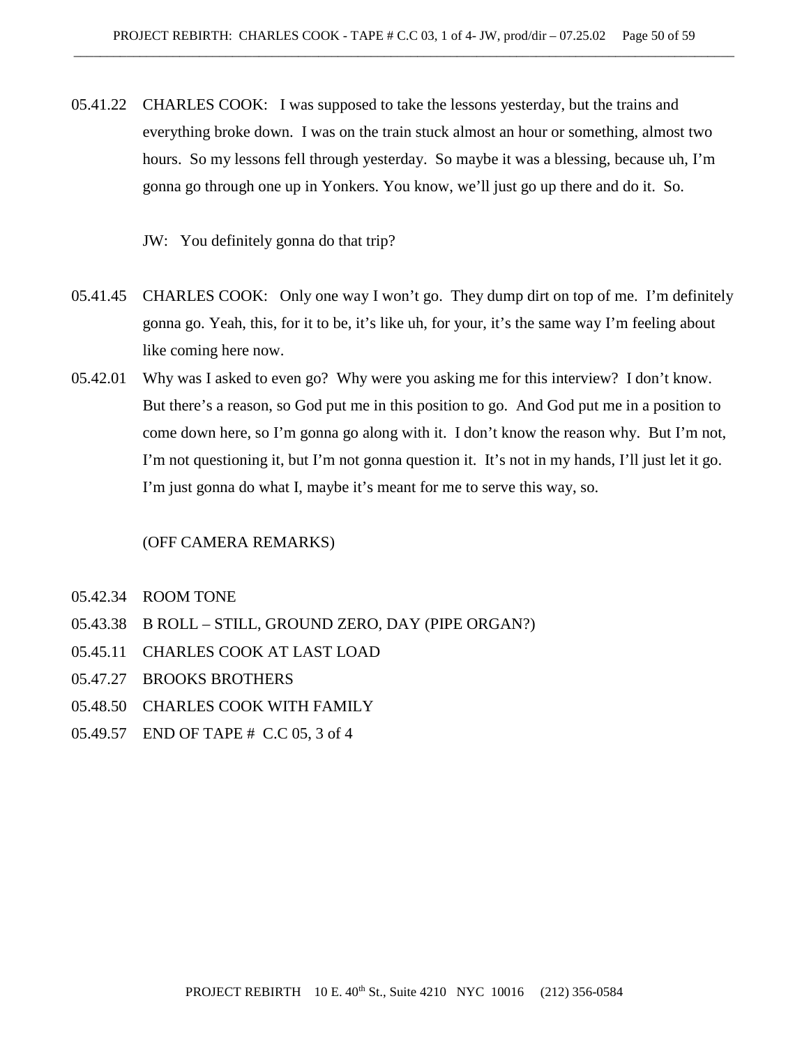05.41.22 CHARLES COOK: I was supposed to take the lessons yesterday, but the trains and everything broke down. I was on the train stuck almost an hour or something, almost two hours. So my lessons fell through yesterday. So maybe it was a blessing, because uh, I'm gonna go through one up in Yonkers. You know, we'll just go up there and do it. So.

JW: You definitely gonna do that trip?

05.41.45 CHARLES COOK: Only one way I won't go. They dump dirt on top of me. I'm definitely gonna go. Yeah, this, for it to be, it's like uh, for your, it's the same way I'm feeling about like coming here now.

05.42.01 Why was I asked to even go? Why were you asking me for this interview? I don't know. But there's a reason, so God put me in this position to go. And God put me in a position to come down here, so I'm gonna go along with it. I don't know the reason why. But I'm not, I'm not questioning it, but I'm not gonna question it. It's not in my hands, I'll just let it go. I'm just gonna do what I, maybe it's meant for me to serve this way, so.

(OFF CAMERA REMARKS)

05.42.34 ROOM TONE

05.43.38 B ROLL – STILL, GROUND ZERO, DAY (PIPE ORGAN?)

05.45.11 CHARLES COOK AT LAST LOAD

05.47.27 BROOKS BROTHERS

05.48.50 CHARLES COOK WITH FAMILY

05.49.57 END OF TAPE # C.C 05, 3 of 4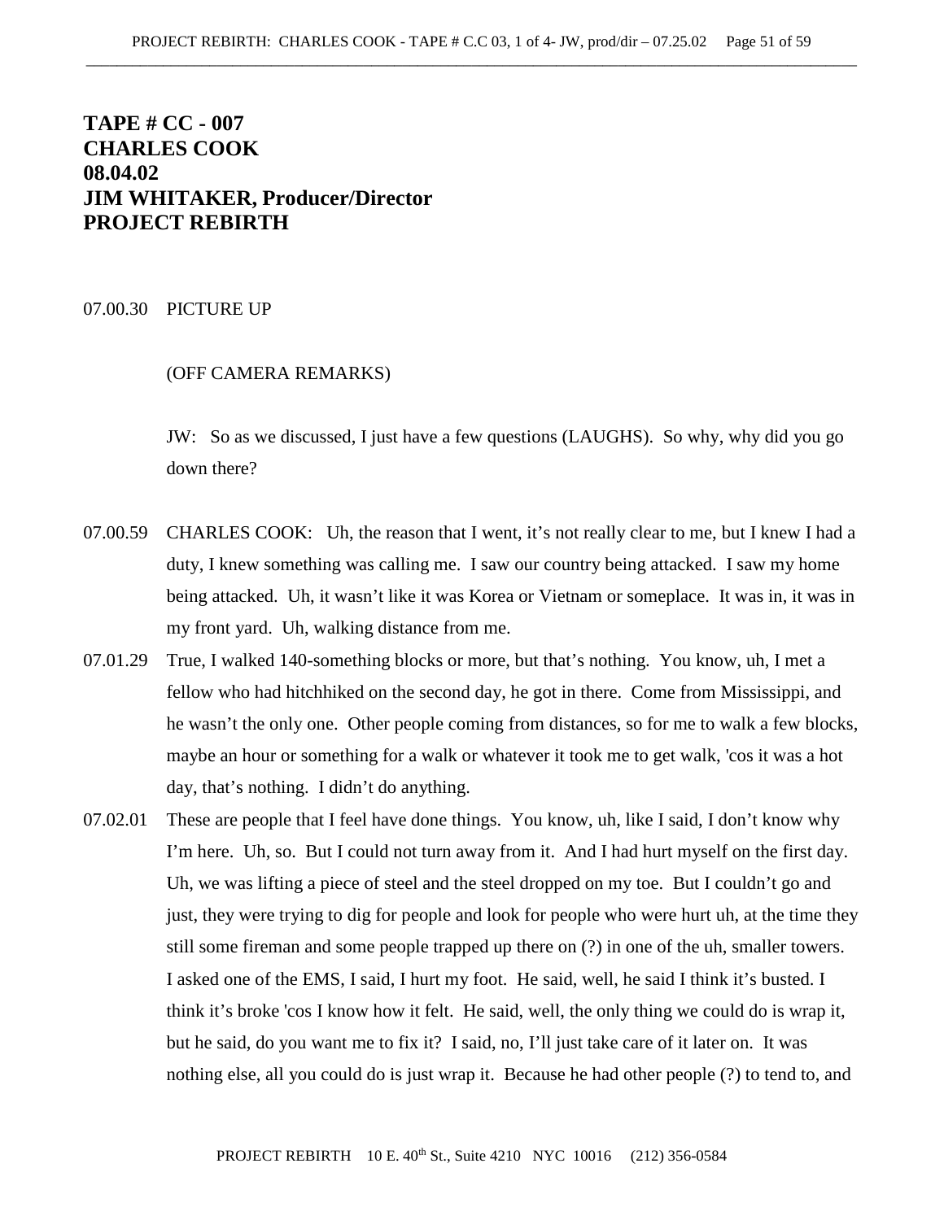**TAPE # CC - 007**
**CHARLES COOK**
**08.04.02**
**JIM WHITAKER, Producer/Director**
**PROJECT REBIRTH**

07.00.30 PICTURE UP

(OFF CAMERA REMARKS)

JW: So as we discussed, I just have a few questions (LAUGHS). So why, why did you go down there?

07.00.59 CHARLES COOK: Uh, the reason that I went, it's not really clear to me, but I knew I had a duty, I knew something was calling me. I saw our country being attacked. I saw my home being attacked. Uh, it wasn't like it was Korea or Vietnam or someplace. It was in, it was in my front yard. Uh, walking distance from me.

07.01.29 True, I walked 140-something blocks or more, but that's nothing. You know, uh, I met a fellow who had hitchhiked on the second day, he got in there. Come from Mississippi, and he wasn't the only one. Other people coming from distances, so for me to walk a few blocks, maybe an hour or something for a walk or whatever it took me to get walk, 'cos it was a hot day, that's nothing. I didn't do anything.

07.02.01 These are people that I feel have done things. You know, uh, like I said, I don't know why I'm here. Uh, so. But I could not turn away from it. And I had hurt myself on the first day. Uh, we was lifting a piece of steel and the steel dropped on my toe. But I couldn't go and just, they were trying to dig for people and look for people who were hurt uh, at the time they still some fireman and some people trapped up there on (?) in one of the uh, smaller towers. I asked one of the EMS, I said, I hurt my foot. He said, well, he said I think it's busted. I think it's broke 'cos I know how it felt. He said, well, the only thing we could do is wrap it, but he said, do you want me to fix it? I said, no, I'll just take care of it later on. It was nothing else, all you could do is just wrap it. Because he had other people (?) to tend to, and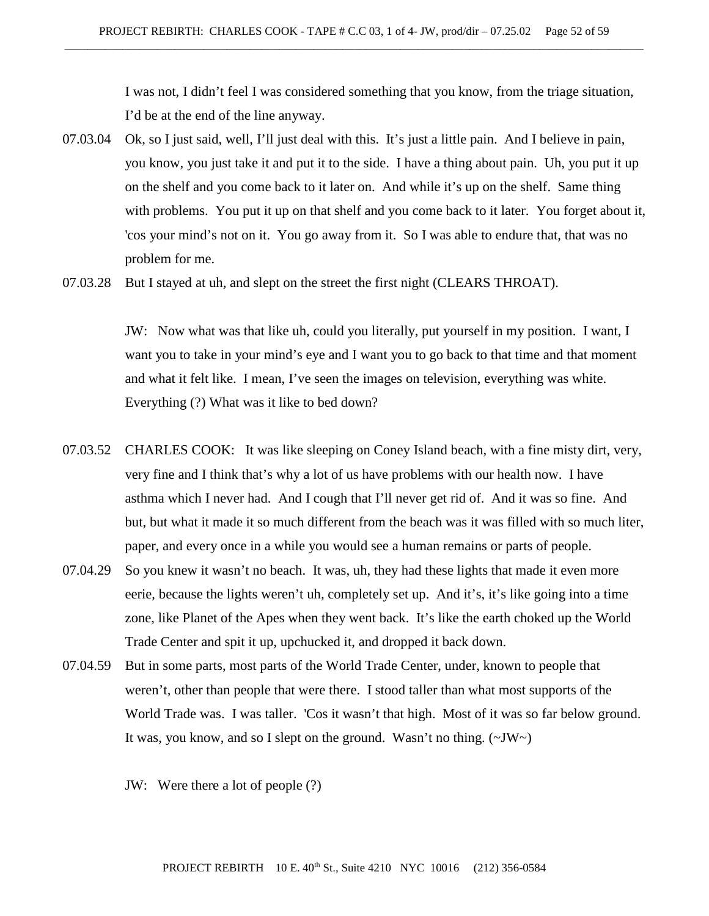I was not, I didn't feel I was considered something that you know, from the triage situation, I'd be at the end of the line anyway.

07.03.04 Ok, so I just said, well, I'll just deal with this. It's just a little pain. And I believe in pain, you know, you just take it and put it to the side. I have a thing about pain. Uh, you put it up on the shelf and you come back to it later on. And while it's up on the shelf. Same thing with problems. You put it up on that shelf and you come back to it later. You forget about it, 'cos your mind's not on it. You go away from it. So I was able to endure that, that was no problem for me.

07.03.28 But I stayed at uh, and slept on the street the first night (CLEARS THROAT).

JW: Now what was that like uh, could you literally, put yourself in my position. I want, I want you to take in your mind's eye and I want you to go back to that time and that moment and what it felt like. I mean, I've seen the images on television, everything was white. Everything (?) What was it like to bed down?

07.03.52 CHARLES COOK: It was like sleeping on Coney Island beach, with a fine misty dirt, very, very fine and I think that's why a lot of us have problems with our health now. I have asthma which I never had. And I cough that I'll never get rid of. And it was so fine. And but, but what it made it so much different from the beach was it was filled with so much liter, paper, and every once in a while you would see a human remains or parts of people.

07.04.29 So you knew it wasn't no beach. It was, uh, they had these lights that made it even more eerie, because the lights weren't uh, completely set up. And it's, it's like going into a time zone, like Planet of the Apes when they went back. It's like the earth choked up the World Trade Center and spit it up, upchucked it, and dropped it back down.

07.04.59 But in some parts, most parts of the World Trade Center, under, known to people that weren't, other than people that were there. I stood taller than what most supports of the World Trade was. I was taller. 'Cos it wasn't that high. Most of it was so far below ground. It was, you know, and so I slept on the ground. Wasn't no thing. (~JW~)

JW: Were there a lot of people (?)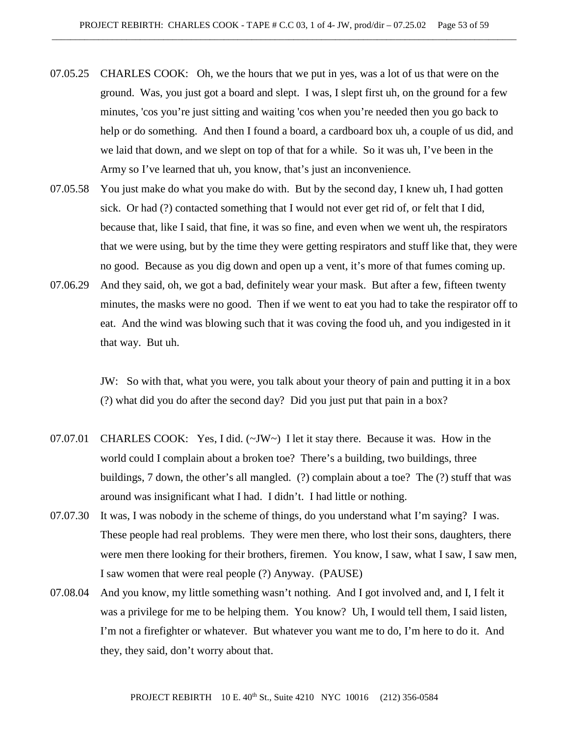07.05.25 CHARLES COOK: Oh, we the hours that we put in yes, was a lot of us that were on the ground. Was, you just got a board and slept. I was, I slept first uh, on the ground for a few minutes, 'cos you're just sitting and waiting 'cos when you're needed then you go back to help or do something. And then I found a board, a cardboard box uh, a couple of us did, and we laid that down, and we slept on top of that for a while. So it was uh, I've been in the Army so I've learned that uh, you know, that's just an inconvenience.

07.05.58 You just make do what you make do with. But by the second day, I knew uh, I had gotten sick. Or had (?) contacted something that I would not ever get rid of, or felt that I did, because that, like I said, that fine, it was so fine, and even when we went uh, the respirators that we were using, but by the time they were getting respirators and stuff like that, they were no good. Because as you dig down and open up a vent, it's more of that fumes coming up.

07.06.29 And they said, oh, we got a bad, definitely wear your mask. But after a few, fifteen twenty minutes, the masks were no good. Then if we went to eat you had to take the respirator off to eat. And the wind was blowing such that it was coving the food uh, and you indigested in it that way. But uh.

JW: So with that, what you were, you talk about your theory of pain and putting it in a box (?) what did you do after the second day? Did you just put that pain in a box?

07.07.01 CHARLES COOK: Yes, I did. (~JW~) I let it stay there. Because it was. How in the world could I complain about a broken toe? There's a building, two buildings, three buildings, 7 down, the other's all mangled. (?) complain about a toe? The (?) stuff that was around was insignificant what I had. I didn't. I had little or nothing.

07.07.30 It was, I was nobody in the scheme of things, do you understand what I'm saying? I was. These people had real problems. They were men there, who lost their sons, daughters, there were men there looking for their brothers, firemen. You know, I saw, what I saw, I saw men, I saw women that were real people (?) Anyway. (PAUSE)

07.08.04 And you know, my little something wasn't nothing. And I got involved and, and I, I felt it was a privilege for me to be helping them. You know? Uh, I would tell them, I said listen, I'm not a firefighter or whatever. But whatever you want me to do, I'm here to do it. And they, they said, don't worry about that.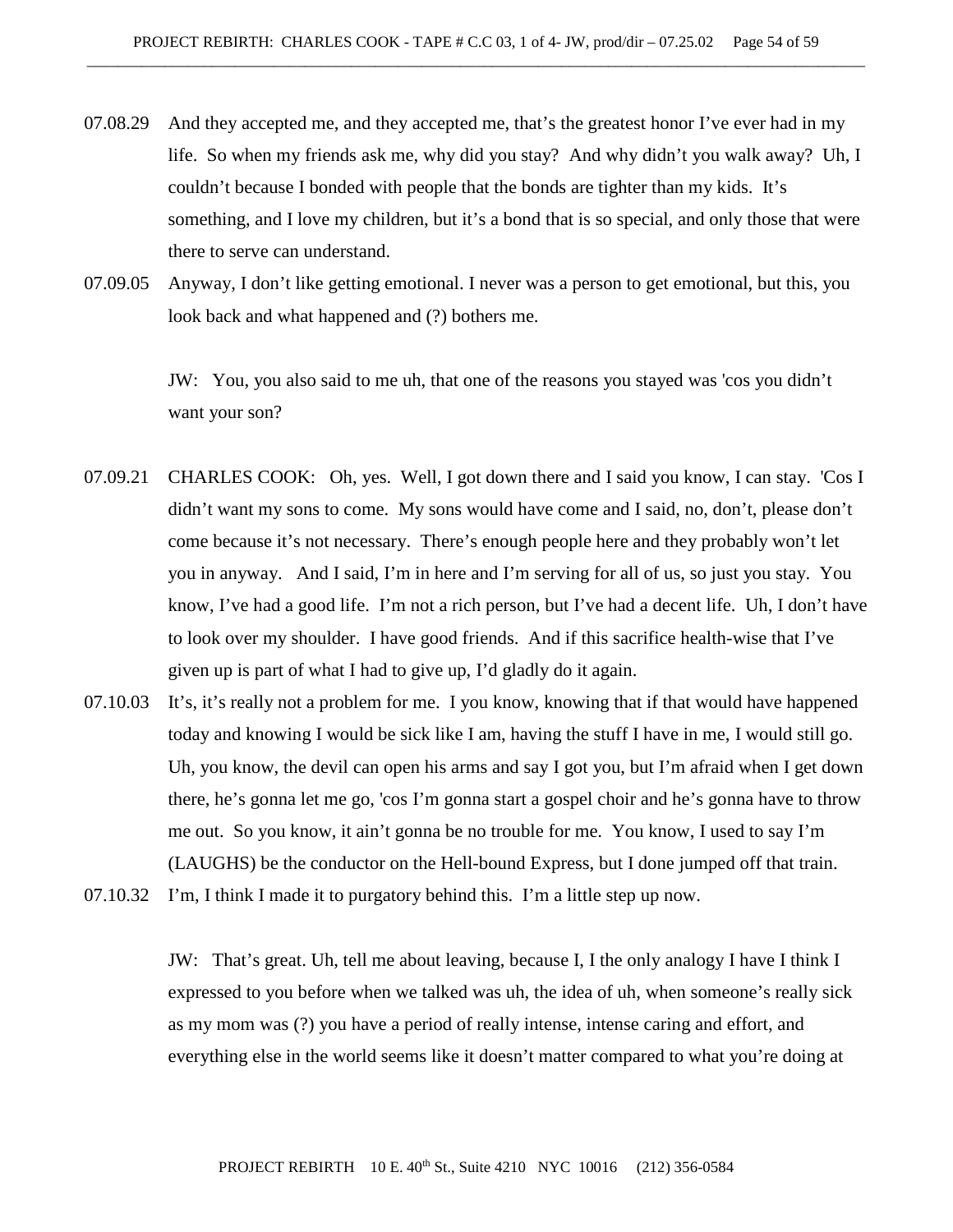07.08.29 And they accepted me, and they accepted me, that's the greatest honor I've ever had in my life. So when my friends ask me, why did you stay? And why didn't you walk away? Uh, I couldn't because I bonded with people that the bonds are tighter than my kids. It's something, and I love my children, but it's a bond that is so special, and only those that were there to serve can understand.

07.09.05 Anyway, I don't like getting emotional. I never was a person to get emotional, but this, you look back and what happened and (?) bothers me.

JW: You, you also said to me uh, that one of the reasons you stayed was 'cos you didn't want your son?

07.09.21 CHARLES COOK: Oh, yes. Well, I got down there and I said you know, I can stay. 'Cos I didn't want my sons to come. My sons would have come and I said, no, don't, please don't come because it's not necessary. There's enough people here and they probably won't let you in anyway. And I said, I'm in here and I'm serving for all of us, so just you stay. You know, I've had a good life. I'm not a rich person, but I've had a decent life. Uh, I don't have to look over my shoulder. I have good friends. And if this sacrifice health-wise that I've given up is part of what I had to give up, I'd gladly do it again.

07.10.03 It's, it's really not a problem for me. I you know, knowing that if that would have happened today and knowing I would be sick like I am, having the stuff I have in me, I would still go. Uh, you know, the devil can open his arms and say I got you, but I'm afraid when I get down there, he's gonna let me go, 'cos I'm gonna start a gospel choir and he's gonna have to throw me out. So you know, it ain't gonna be no trouble for me. You know, I used to say I'm (LAUGHS) be the conductor on the Hell-bound Express, but I done jumped off that train.

07.10.32 I'm, I think I made it to purgatory behind this. I'm a little step up now.

JW: That's great. Uh, tell me about leaving, because I, I the only analogy I have I think I expressed to you before when we talked was uh, the idea of uh, when someone's really sick as my mom was (?) you have a period of really intense, intense caring and effort, and everything else in the world seems like it doesn't matter compared to what you're doing at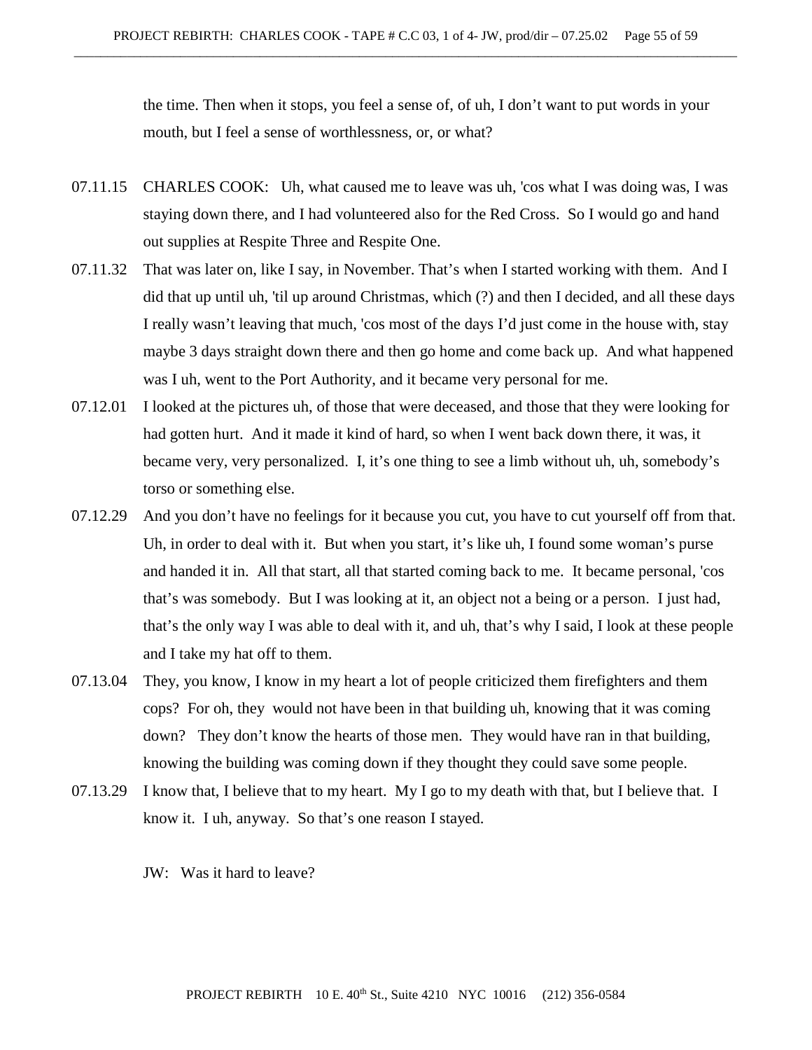the time. Then when it stops, you feel a sense of, of uh, I don't want to put words in your mouth, but I feel a sense of worthlessness, or, or what?

07.11.15 CHARLES COOK: Uh, what caused me to leave was uh, 'cos what I was doing was, I was staying down there, and I had volunteered also for the Red Cross. So I would go and hand out supplies at Respite Three and Respite One.

07.11.32 That was later on, like I say, in November. That's when I started working with them. And I did that up until uh, 'til up around Christmas, which (?) and then I decided, and all these days I really wasn't leaving that much, 'cos most of the days I'd just come in the house with, stay maybe 3 days straight down there and then go home and come back up. And what happened was I uh, went to the Port Authority, and it became very personal for me.

07.12.01 I looked at the pictures uh, of those that were deceased, and those that they were looking for had gotten hurt. And it made it kind of hard, so when I went back down there, it was, it became very, very personalized. I, it's one thing to see a limb without uh, uh, somebody's torso or something else.

07.12.29 And you don't have no feelings for it because you cut, you have to cut yourself off from that. Uh, in order to deal with it. But when you start, it's like uh, I found some woman's purse and handed it in. All that start, all that started coming back to me. It became personal, 'cos that's was somebody. But I was looking at it, an object not a being or a person. I just had, that's the only way I was able to deal with it, and uh, that's why I said, I look at these people and I take my hat off to them.

07.13.04 They, you know, I know in my heart a lot of people criticized them firefighters and them cops? For oh, they would not have been in that building uh, knowing that it was coming down? They don't know the hearts of those men. They would have ran in that building, knowing the building was coming down if they thought they could save some people.

07.13.29 I know that, I believe that to my heart. My I go to my death with that, but I believe that. I know it. I uh, anyway. So that's one reason I stayed.

JW: Was it hard to leave?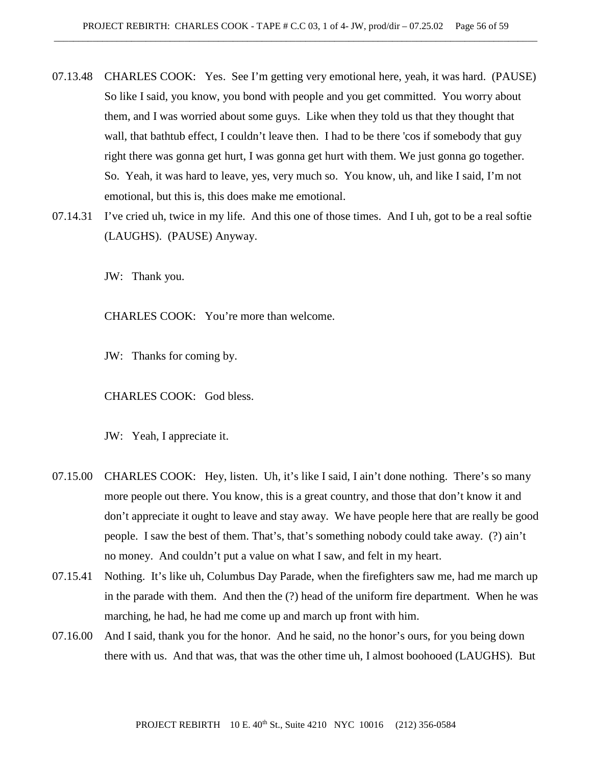07.13.48 CHARLES COOK: Yes. See I'm getting very emotional here, yeah, it was hard. (PAUSE) So like I said, you know, you bond with people and you get committed. You worry about them, and I was worried about some guys. Like when they told us that they thought that wall, that bathtub effect, I couldn't leave then. I had to be there 'cos if somebody that guy right there was gonna get hurt, I was gonna get hurt with them. We just gonna go together. So. Yeah, it was hard to leave, yes, very much so. You know, uh, and like I said, I'm not emotional, but this is, this does make me emotional.

07.14.31 I've cried uh, twice in my life. And this one of those times. And I uh, got to be a real softie (LAUGHS). (PAUSE) Anyway.

JW: Thank you.

CHARLES COOK: You're more than welcome.

JW: Thanks for coming by.

CHARLES COOK: God bless.

JW: Yeah, I appreciate it.

07.15.00 CHARLES COOK: Hey, listen. Uh, it's like I said, I ain't done nothing. There's so many more people out there. You know, this is a great country, and those that don't know it and don't appreciate it ought to leave and stay away. We have people here that are really be good people. I saw the best of them. That's, that's something nobody could take away. (?) ain't no money. And couldn't put a value on what I saw, and felt in my heart.

07.15.41 Nothing. It's like uh, Columbus Day Parade, when the firefighters saw me, had me march up in the parade with them. And then the (?) head of the uniform fire department. When he was marching, he had, he had me come up and march up front with him.

07.16.00 And I said, thank you for the honor. And he said, no the honor's ours, for you being down there with us. And that was, that was the other time uh, I almost boohooed (LAUGHS). But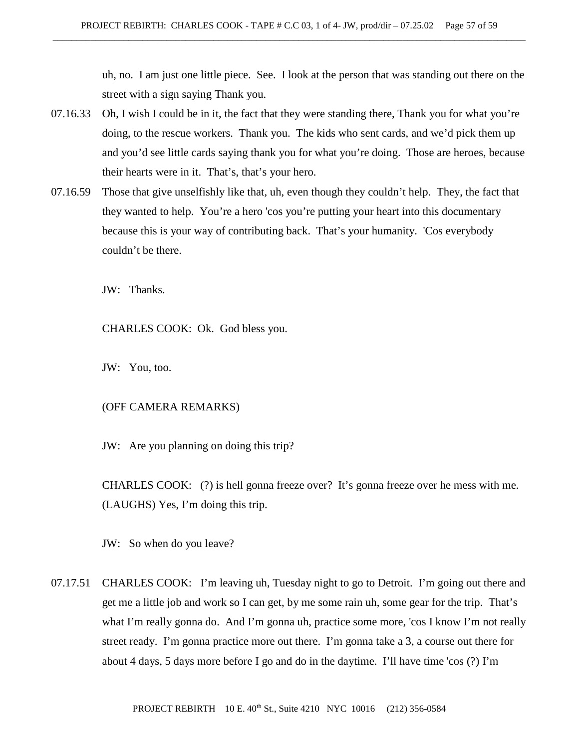uh, no. I am just one little piece. See. I look at the person that was standing out there on the street with a sign saying Thank you.

07.16.33 Oh, I wish I could be in it, the fact that they were standing there, Thank you for what you're doing, to the rescue workers. Thank you. The kids who sent cards, and we'd pick them up and you'd see little cards saying thank you for what you're doing. Those are heroes, because their hearts were in it. That's, that's your hero.

07.16.59 Those that give unselfishly like that, uh, even though they couldn't help. They, the fact that they wanted to help. You're a hero 'cos you're putting your heart into this documentary because this is your way of contributing back. That's your humanity. 'Cos everybody couldn't be there.

JW: Thanks.

CHARLES COOK: Ok. God bless you.

JW: You, too.

(OFF CAMERA REMARKS)

JW: Are you planning on doing this trip?

CHARLES COOK: (?) is hell gonna freeze over? It's gonna freeze over he mess with me. (LAUGHS) Yes, I'm doing this trip.

JW: So when do you leave?

07.17.51 CHARLES COOK: I'm leaving uh, Tuesday night to go to Detroit. I'm going out there and get me a little job and work so I can get, by me some rain uh, some gear for the trip. That's what I'm really gonna do. And I'm gonna uh, practice some more, 'cos I know I'm not really street ready. I'm gonna practice more out there. I'm gonna take a 3, a course out there for about 4 days, 5 days more before I go and do in the daytime. I'll have time 'cos (?) I'm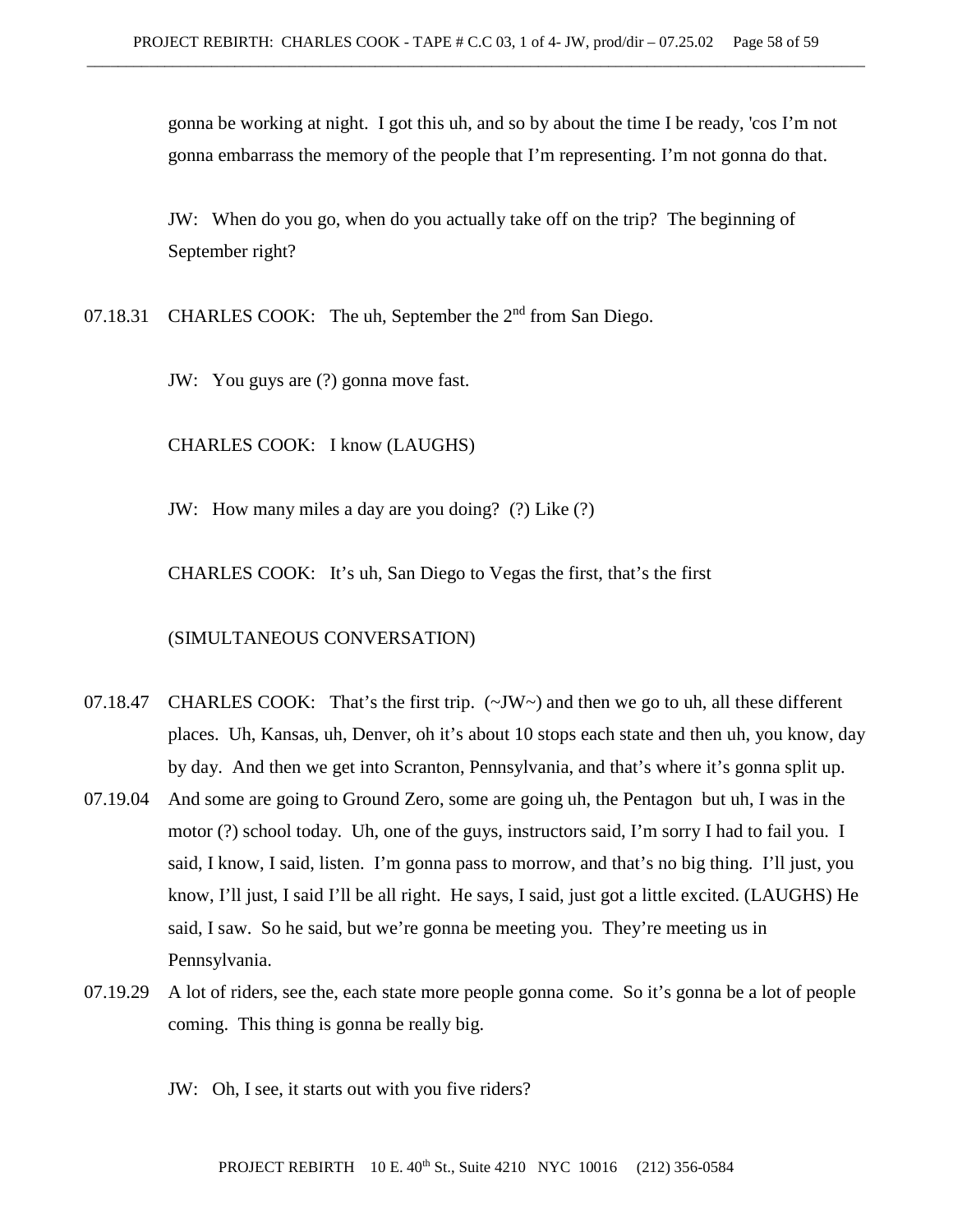gonna be working at night. I got this uh, and so by about the time I be ready, 'cos I'm not gonna embarrass the memory of the people that I'm representing. I'm not gonna do that.

JW: When do you go, when do you actually take off on the trip? The beginning of September right?

07.18.31 CHARLES COOK: The uh, September the 2nd from San Diego.

JW: You guys are (?) gonna move fast.

CHARLES COOK: I know (LAUGHS)

JW: How many miles a day are you doing? (?) Like (?)

CHARLES COOK: It's uh, San Diego to Vegas the first, that's the first

(SIMULTANEOUS CONVERSATION)

07.18.47 CHARLES COOK: That's the first trip. (~JW~) and then we go to uh, all these different places. Uh, Kansas, uh, Denver, oh it's about 10 stops each state and then uh, you know, day by day. And then we get into Scranton, Pennsylvania, and that's where it's gonna split up.

07.19.04 And some are going to Ground Zero, some are going uh, the Pentagon but uh, I was in the motor (?) school today. Uh, one of the guys, instructors said, I'm sorry I had to fail you. I said, I know, I said, listen. I'm gonna pass to morrow, and that's no big thing. I'll just, you know, I'll just, I said I'll be all right. He says, I said, just got a little excited. (LAUGHS) He said, I saw. So he said, but we're gonna be meeting you. They're meeting us in Pennsylvania.

07.19.29 A lot of riders, see the, each state more people gonna come. So it's gonna be a lot of people coming. This thing is gonna be really big.

JW: Oh, I see, it starts out with you five riders?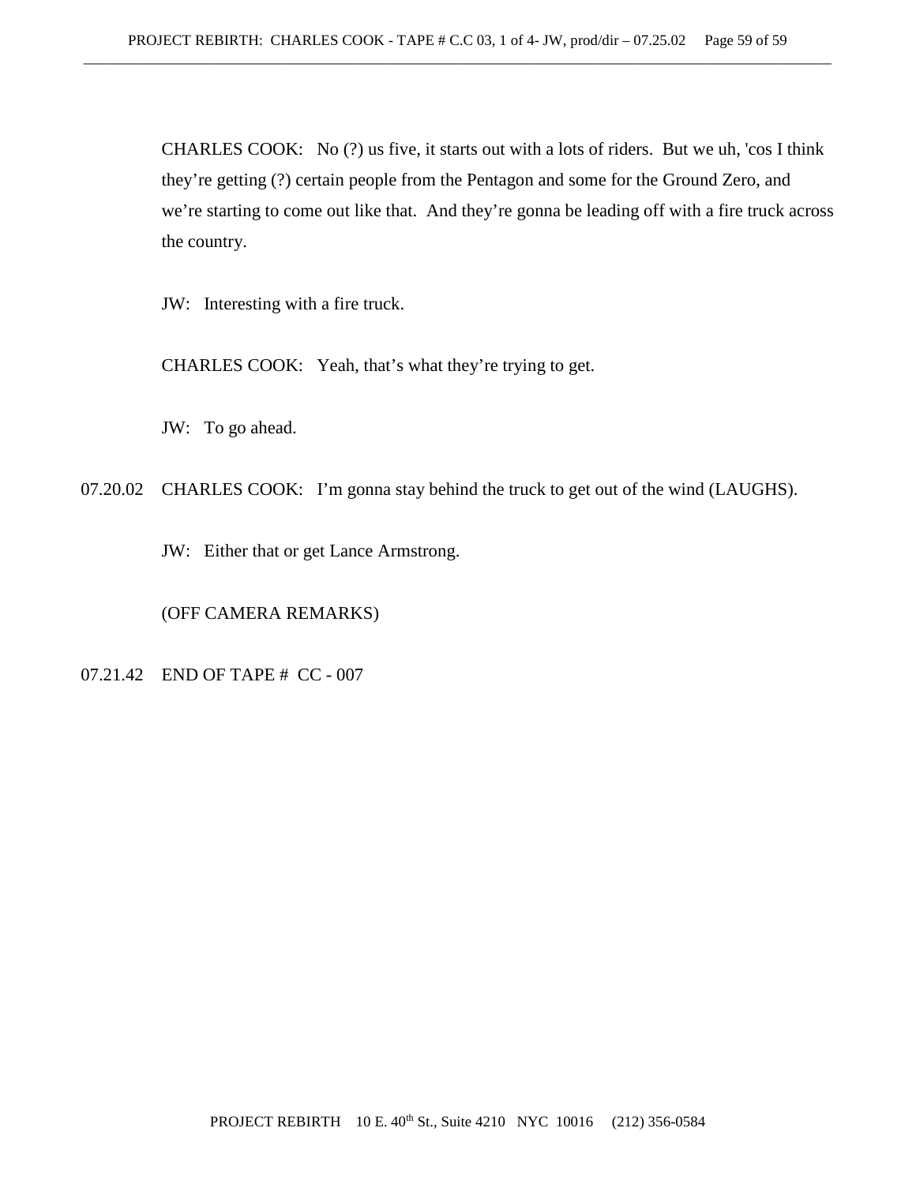CHARLES COOK: No (?) us five, it starts out with a lots of riders. But we uh, 'cos I think they're getting (?) certain people from the Pentagon and some for the Ground Zero, and we're starting to come out like that. And they're gonna be leading off with a fire truck across the country.

JW: Interesting with a fire truck.

CHARLES COOK: Yeah, that's what they're trying to get.

JW: To go ahead.

07.20.02 CHARLES COOK: I'm gonna stay behind the truck to get out of the wind (LAUGHS).

JW: Either that or get Lance Armstrong.

(OFF CAMERA REMARKS)

07.21.42 END OF TAPE # CC - 007